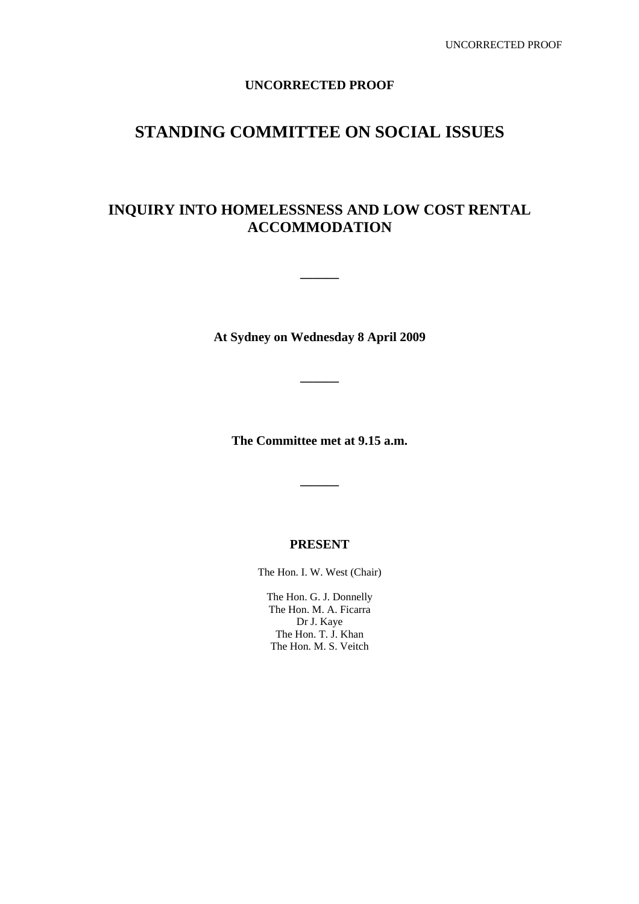**UNCORRECTED PROOF**

# STANDING COMMITTEE ON SOCIAL ISSUES

## INQUIRY INTO HOMELESSNESS AND LOW COST RENTAL ACCOMMODATION

———

**At Sydney on Wednesday 8 April 2009**

———

**The Committee met at 9.15 a.m.**

———

**PRESENT**

The Hon. I. W. West (Chair)

The Hon. G. J. Donnelly
The Hon. M. A. Ficarra
Dr J. Kaye
The Hon. T. J. Khan
The Hon. M. S. Veitch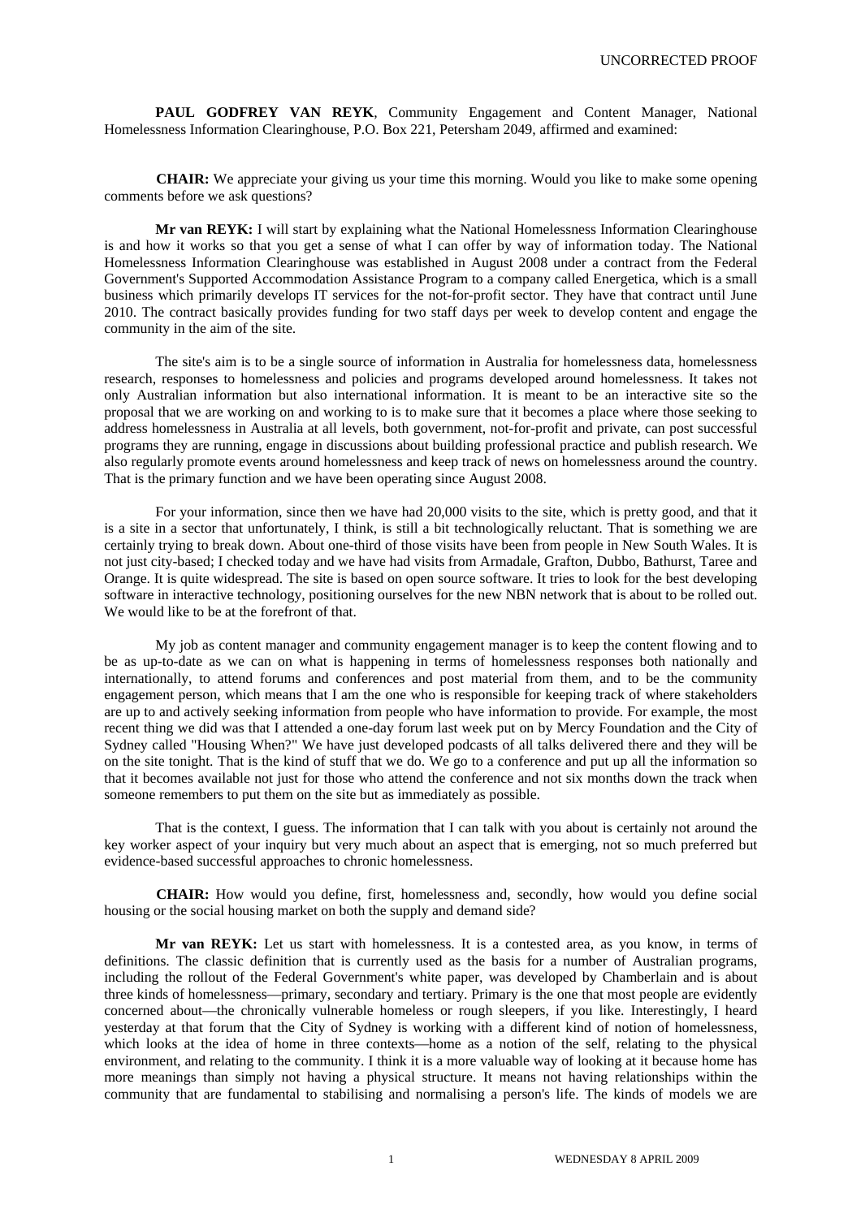**PAUL GODFREY VAN REYK**, Community Engagement and Content Manager, National Homelessness Information Clearinghouse, P.O. Box 221, Petersham 2049, affirmed and examined:

**CHAIR:** We appreciate your giving us your time this morning. Would you like to make some opening comments before we ask questions?

**Mr van REYK:** I will start by explaining what the National Homelessness Information Clearinghouse is and how it works so that you get a sense of what I can offer by way of information today. The National Homelessness Information Clearinghouse was established in August 2008 under a contract from the Federal Government's Supported Accommodation Assistance Program to a company called Energetica, which is a small business which primarily develops IT services for the not-for-profit sector. They have that contract until June 2010. The contract basically provides funding for two staff days per week to develop content and engage the community in the aim of the site.

The site's aim is to be a single source of information in Australia for homelessness data, homelessness research, responses to homelessness and policies and programs developed around homelessness. It takes not only Australian information but also international information. It is meant to be an interactive site so the proposal that we are working on and working to is to make sure that it becomes a place where those seeking to address homelessness in Australia at all levels, both government, not-for-profit and private, can post successful programs they are running, engage in discussions about building professional practice and publish research. We also regularly promote events around homelessness and keep track of news on homelessness around the country. That is the primary function and we have been operating since August 2008.

For your information, since then we have had 20,000 visits to the site, which is pretty good, and that it is a site in a sector that unfortunately, I think, is still a bit technologically reluctant. That is something we are certainly trying to break down. About one-third of those visits have been from people in New South Wales. It is not just city-based; I checked today and we have had visits from Armadale, Grafton, Dubbo, Bathurst, Taree and Orange. It is quite widespread. The site is based on open source software. It tries to look for the best developing software in interactive technology, positioning ourselves for the new NBN network that is about to be rolled out. We would like to be at the forefront of that.

My job as content manager and community engagement manager is to keep the content flowing and to be as up-to-date as we can on what is happening in terms of homelessness responses both nationally and internationally, to attend forums and conferences and post material from them, and to be the community engagement person, which means that I am the one who is responsible for keeping track of where stakeholders are up to and actively seeking information from people who have information to provide. For example, the most recent thing we did was that I attended a one-day forum last week put on by Mercy Foundation and the City of Sydney called "Housing When?" We have just developed podcasts of all talks delivered there and they will be on the site tonight. That is the kind of stuff that we do. We go to a conference and put up all the information so that it becomes available not just for those who attend the conference and not six months down the track when someone remembers to put them on the site but as immediately as possible.

That is the context, I guess. The information that I can talk with you about is certainly not around the key worker aspect of your inquiry but very much about an aspect that is emerging, not so much preferred but evidence-based successful approaches to chronic homelessness.

**CHAIR:** How would you define, first, homelessness and, secondly, how would you define social housing or the social housing market on both the supply and demand side?

**Mr van REYK:** Let us start with homelessness. It is a contested area, as you know, in terms of definitions. The classic definition that is currently used as the basis for a number of Australian programs, including the rollout of the Federal Government's white paper, was developed by Chamberlain and is about three kinds of homelessness—primary, secondary and tertiary. Primary is the one that most people are evidently concerned about—the chronically vulnerable homeless or rough sleepers, if you like. Interestingly, I heard yesterday at that forum that the City of Sydney is working with a different kind of notion of homelessness, which looks at the idea of home in three contexts—home as a notion of the self, relating to the physical environment, and relating to the community. I think it is a more valuable way of looking at it because home has more meanings than simply not having a physical structure. It means not having relationships within the community that are fundamental to stabilising and normalising a person's life. The kinds of models we are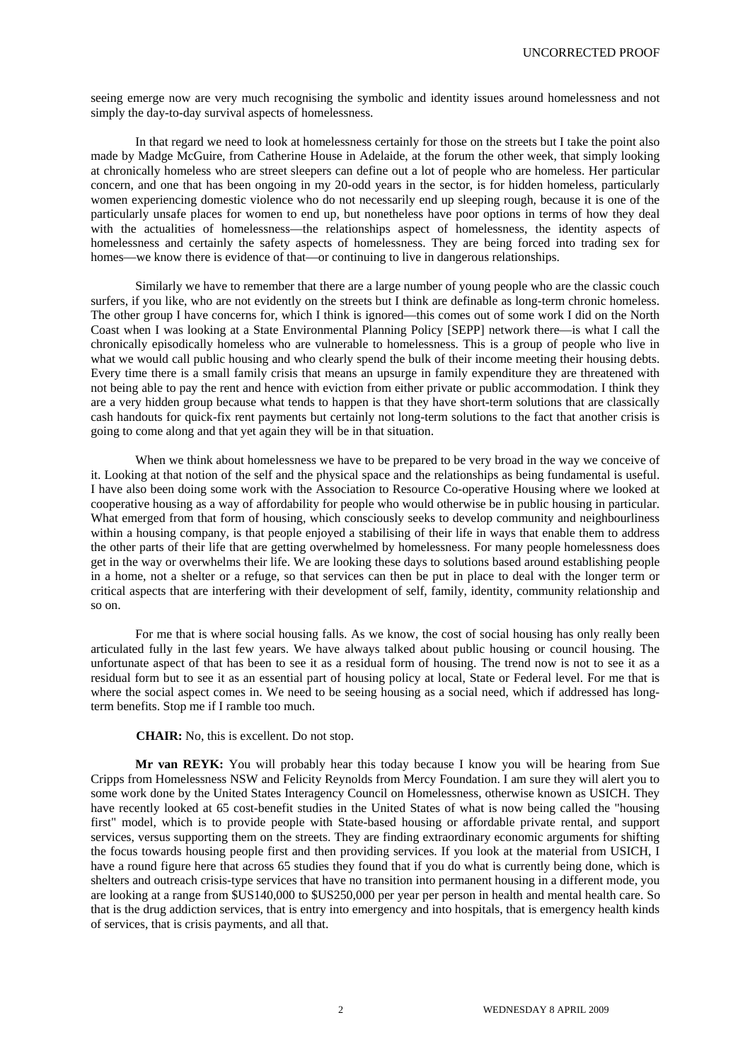seeing emerge now are very much recognising the symbolic and identity issues around homelessness and not simply the day-to-day survival aspects of homelessness.

In that regard we need to look at homelessness certainly for those on the streets but I take the point also made by Madge McGuire, from Catherine House in Adelaide, at the forum the other week, that simply looking at chronically homeless who are street sleepers can define out a lot of people who are homeless. Her particular concern, and one that has been ongoing in my 20-odd years in the sector, is for hidden homeless, particularly women experiencing domestic violence who do not necessarily end up sleeping rough, because it is one of the particularly unsafe places for women to end up, but nonetheless have poor options in terms of how they deal with the actualities of homelessness—the relationships aspect of homelessness, the identity aspects of homelessness and certainly the safety aspects of homelessness. They are being forced into trading sex for homes—we know there is evidence of that—or continuing to live in dangerous relationships.

Similarly we have to remember that there are a large number of young people who are the classic couch surfers, if you like, who are not evidently on the streets but I think are definable as long-term chronic homeless. The other group I have concerns for, which I think is ignored—this comes out of some work I did on the North Coast when I was looking at a State Environmental Planning Policy [SEPP] network there—is what I call the chronically episodically homeless who are vulnerable to homelessness. This is a group of people who live in what we would call public housing and who clearly spend the bulk of their income meeting their housing debts. Every time there is a small family crisis that means an upsurge in family expenditure they are threatened with not being able to pay the rent and hence with eviction from either private or public accommodation. I think they are a very hidden group because what tends to happen is that they have short-term solutions that are classically cash handouts for quick-fix rent payments but certainly not long-term solutions to the fact that another crisis is going to come along and that yet again they will be in that situation.

When we think about homelessness we have to be prepared to be very broad in the way we conceive of it. Looking at that notion of the self and the physical space and the relationships as being fundamental is useful. I have also been doing some work with the Association to Resource Co-operative Housing where we looked at cooperative housing as a way of affordability for people who would otherwise be in public housing in particular. What emerged from that form of housing, which consciously seeks to develop community and neighbourliness within a housing company, is that people enjoyed a stabilising of their life in ways that enable them to address the other parts of their life that are getting overwhelmed by homelessness. For many people homelessness does get in the way or overwhelms their life. We are looking these days to solutions based around establishing people in a home, not a shelter or a refuge, so that services can then be put in place to deal with the longer term or critical aspects that are interfering with their development of self, family, identity, community relationship and so on.

For me that is where social housing falls. As we know, the cost of social housing has only really been articulated fully in the last few years. We have always talked about public housing or council housing. The unfortunate aspect of that has been to see it as a residual form of housing. The trend now is not to see it as a residual form but to see it as an essential part of housing policy at local, State or Federal level. For me that is where the social aspect comes in. We need to be seeing housing as a social need, which if addressed has long-term benefits. Stop me if I ramble too much.

**CHAIR:** No, this is excellent. Do not stop.

**Mr van REYK:** You will probably hear this today because I know you will be hearing from Sue Cripps from Homelessness NSW and Felicity Reynolds from Mercy Foundation. I am sure they will alert you to some work done by the United States Interagency Council on Homelessness, otherwise known as USICH. They have recently looked at 65 cost-benefit studies in the United States of what is now being called the "housing first" model, which is to provide people with State-based housing or affordable private rental, and support services, versus supporting them on the streets. They are finding extraordinary economic arguments for shifting the focus towards housing people first and then providing services. If you look at the material from USICH, I have a round figure here that across 65 studies they found that if you do what is currently being done, which is shelters and outreach crisis-type services that have no transition into permanent housing in a different mode, you are looking at a range from $US140,000 to $US250,000 per year per person in health and mental health care. So that is the drug addiction services, that is entry into emergency and into hospitals, that is emergency health kinds of services, that is crisis payments, and all that.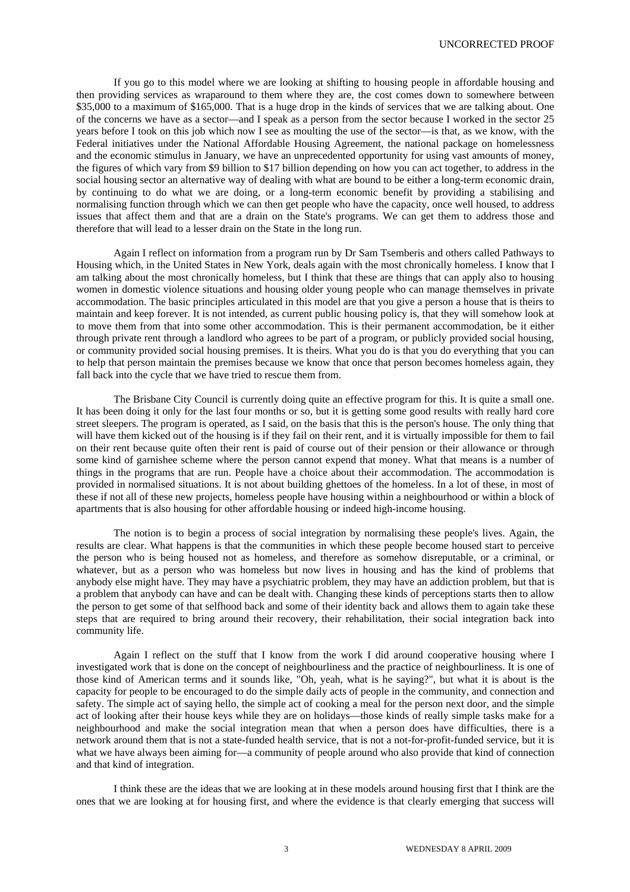If you go to this model where we are looking at shifting to housing people in affordable housing and then providing services as wraparound to them where they are, the cost comes down to somewhere between $35,000 to a maximum of $165,000. That is a huge drop in the kinds of services that we are talking about. One of the concerns we have as a sector—and I speak as a person from the sector because I worked in the sector 25 years before I took on this job which now I see as moulting the use of the sector—is that, as we know, with the Federal initiatives under the National Affordable Housing Agreement, the national package on homelessness and the economic stimulus in January, we have an unprecedented opportunity for using vast amounts of money, the figures of which vary from $9 billion to $17 billion depending on how you can act together, to address in the social housing sector an alternative way of dealing with what are bound to be either a long-term economic drain, by continuing to do what we are doing, or a long-term economic benefit by providing a stabilising and normalising function through which we can then get people who have the capacity, once well housed, to address issues that affect them and that are a drain on the State's programs. We can get them to address those and therefore that will lead to a lesser drain on the State in the long run.

Again I reflect on information from a program run by Dr Sam Tsemberis and others called Pathways to Housing which, in the United States in New York, deals again with the most chronically homeless. I know that I am talking about the most chronically homeless, but I think that these are things that can apply also to housing women in domestic violence situations and housing older young people who can manage themselves in private accommodation. The basic principles articulated in this model are that you give a person a house that is theirs to maintain and keep forever. It is not intended, as current public housing policy is, that they will somehow look at to move them from that into some other accommodation. This is their permanent accommodation, be it either through private rent through a landlord who agrees to be part of a program, or publicly provided social housing, or community provided social housing premises. It is theirs. What you do is that you do everything that you can to help that person maintain the premises because we know that once that person becomes homeless again, they fall back into the cycle that we have tried to rescue them from.

The Brisbane City Council is currently doing quite an effective program for this. It is quite a small one. It has been doing it only for the last four months or so, but it is getting some good results with really hard core street sleepers. The program is operated, as I said, on the basis that this is the person's house. The only thing that will have them kicked out of the housing is if they fail on their rent, and it is virtually impossible for them to fail on their rent because quite often their rent is paid of course out of their pension or their allowance or through some kind of garnishee scheme where the person cannot expend that money. What that means is a number of things in the programs that are run. People have a choice about their accommodation. The accommodation is provided in normalised situations. It is not about building ghettoes of the homeless. In a lot of these, in most of these if not all of these new projects, homeless people have housing within a neighbourhood or within a block of apartments that is also housing for other affordable housing or indeed high-income housing.

The notion is to begin a process of social integration by normalising these people's lives. Again, the results are clear. What happens is that the communities in which these people become housed start to perceive the person who is being housed not as homeless, and therefore as somehow disreputable, or a criminal, or whatever, but as a person who was homeless but now lives in housing and has the kind of problems that anybody else might have. They may have a psychiatric problem, they may have an addiction problem, but that is a problem that anybody can have and can be dealt with. Changing these kinds of perceptions starts then to allow the person to get some of that selfhood back and some of their identity back and allows them to again take these steps that are required to bring around their recovery, their rehabilitation, their social integration back into community life.

Again I reflect on the stuff that I know from the work I did around cooperative housing where I investigated work that is done on the concept of neighbourliness and the practice of neighbourliness. It is one of those kind of American terms and it sounds like, "Oh, yeah, what is he saying?", but what it is about is the capacity for people to be encouraged to do the simple daily acts of people in the community, and connection and safety. The simple act of saying hello, the simple act of cooking a meal for the person next door, and the simple act of looking after their house keys while they are on holidays—those kinds of really simple tasks make for a neighbourhood and make the social integration mean that when a person does have difficulties, there is a network around them that is not a state-funded health service, that is not a not-for-profit-funded service, but it is what we have always been aiming for—a community of people around who also provide that kind of connection and that kind of integration.

I think these are the ideas that we are looking at in these models around housing first that I think are the ones that we are looking at for housing first, and where the evidence is that clearly emerging that success will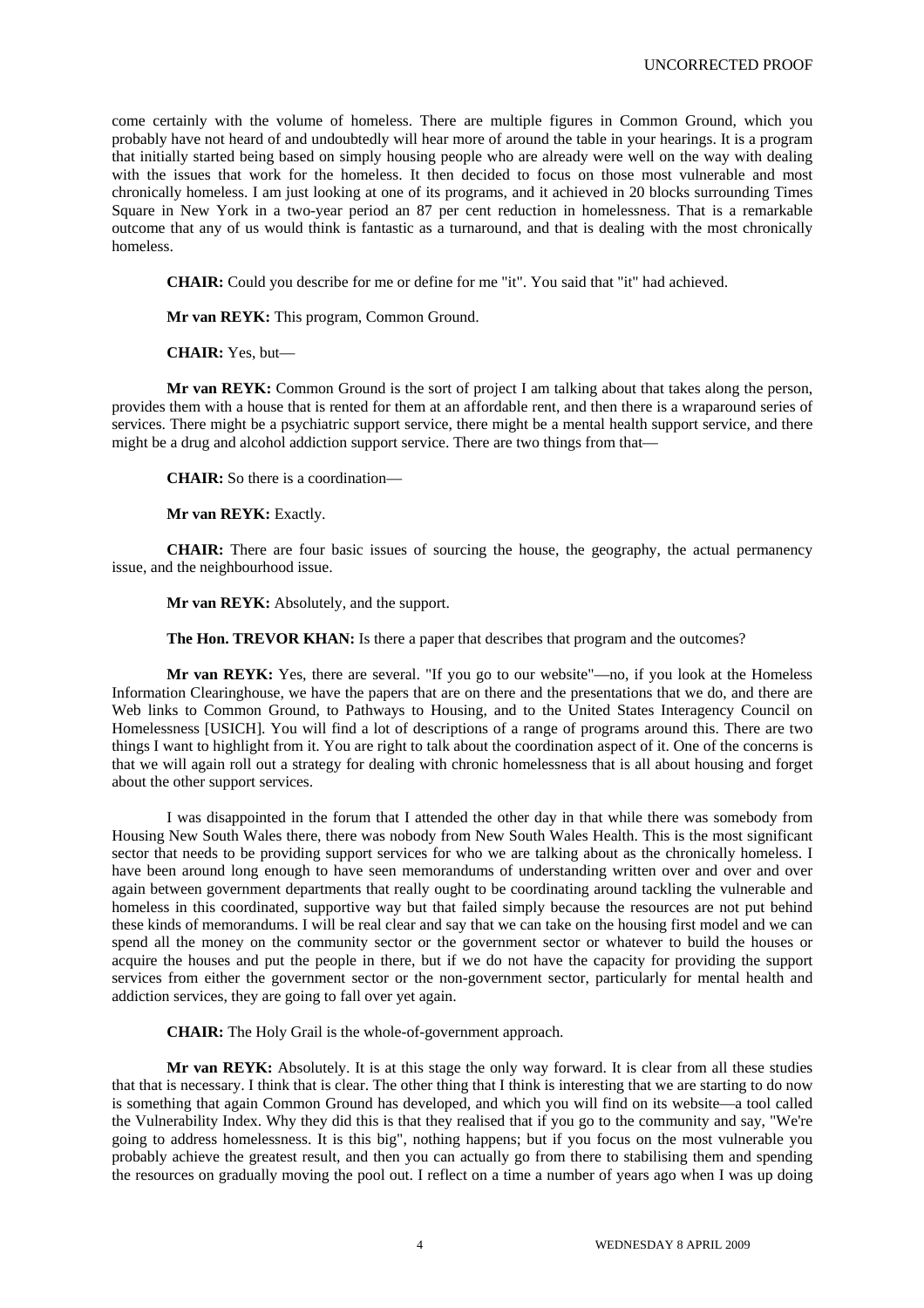come certainly with the volume of homeless. There are multiple figures in Common Ground, which you probably have not heard of and undoubtedly will hear more of around the table in your hearings. It is a program that initially started being based on simply housing people who are already were well on the way with dealing with the issues that work for the homeless. It then decided to focus on those most vulnerable and most chronically homeless. I am just looking at one of its programs, and it achieved in 20 blocks surrounding Times Square in New York in a two-year period an 87 per cent reduction in homelessness. That is a remarkable outcome that any of us would think is fantastic as a turnaround, and that is dealing with the most chronically homeless.

**CHAIR:** Could you describe for me or define for me "it". You said that "it" had achieved.

**Mr van REYK:** This program, Common Ground.

**CHAIR:** Yes, but—

**Mr van REYK:** Common Ground is the sort of project I am talking about that takes along the person, provides them with a house that is rented for them at an affordable rent, and then there is a wraparound series of services. There might be a psychiatric support service, there might be a mental health support service, and there might be a drug and alcohol addiction support service. There are two things from that—

**CHAIR:** So there is a coordination—

**Mr van REYK:** Exactly.

**CHAIR:** There are four basic issues of sourcing the house, the geography, the actual permanency issue, and the neighbourhood issue.

**Mr van REYK:** Absolutely, and the support.

**The Hon. TREVOR KHAN:** Is there a paper that describes that program and the outcomes?

**Mr van REYK:** Yes, there are several. "If you go to our website"—no, if you look at the Homeless Information Clearinghouse, we have the papers that are on there and the presentations that we do, and there are Web links to Common Ground, to Pathways to Housing, and to the United States Interagency Council on Homelessness [USICH]. You will find a lot of descriptions of a range of programs around this. There are two things I want to highlight from it. You are right to talk about the coordination aspect of it. One of the concerns is that we will again roll out a strategy for dealing with chronic homelessness that is all about housing and forget about the other support services.

I was disappointed in the forum that I attended the other day in that while there was somebody from Housing New South Wales there, there was nobody from New South Wales Health. This is the most significant sector that needs to be providing support services for who we are talking about as the chronically homeless. I have been around long enough to have seen memorandums of understanding written over and over and over again between government departments that really ought to be coordinating around tackling the vulnerable and homeless in this coordinated, supportive way but that failed simply because the resources are not put behind these kinds of memorandums. I will be real clear and say that we can take on the housing first model and we can spend all the money on the community sector or the government sector or whatever to build the houses or acquire the houses and put the people in there, but if we do not have the capacity for providing the support services from either the government sector or the non-government sector, particularly for mental health and addiction services, they are going to fall over yet again.

**CHAIR:** The Holy Grail is the whole-of-government approach.

**Mr van REYK:** Absolutely. It is at this stage the only way forward. It is clear from all these studies that that is necessary. I think that is clear. The other thing that I think is interesting that we are starting to do now is something that again Common Ground has developed, and which you will find on its website—a tool called the Vulnerability Index. Why they did this is that they realised that if you go to the community and say, "We're going to address homelessness. It is this big", nothing happens; but if you focus on the most vulnerable you probably achieve the greatest result, and then you can actually go from there to stabilising them and spending the resources on gradually moving the pool out. I reflect on a time a number of years ago when I was up doing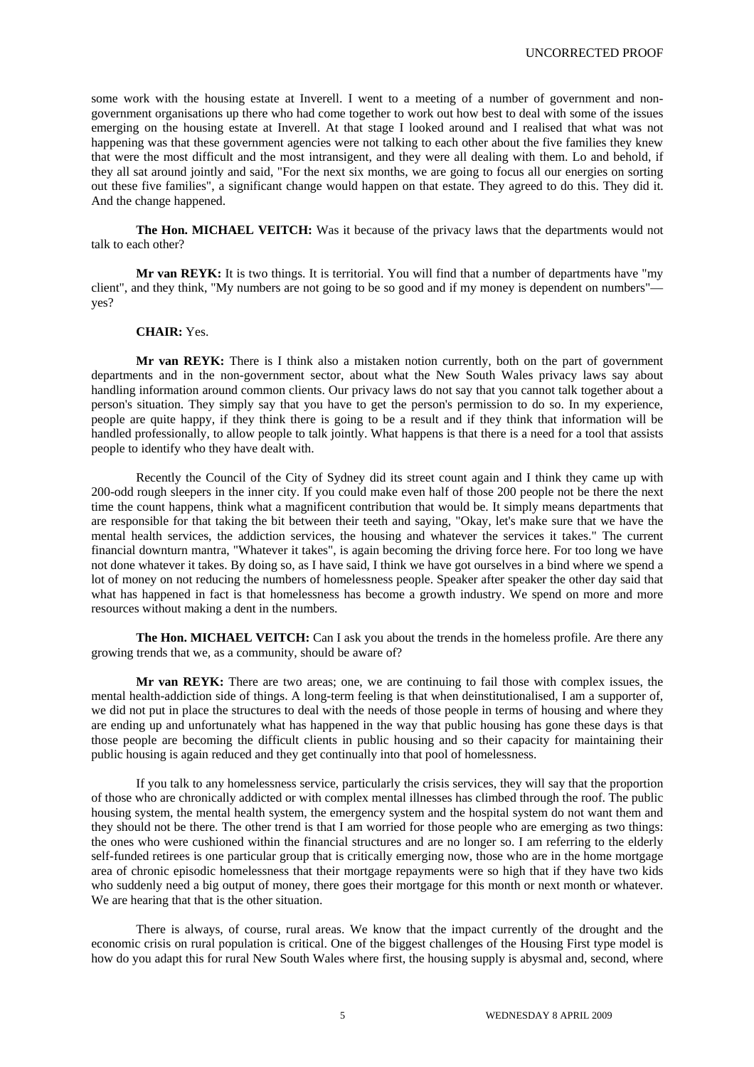some work with the housing estate at Inverell. I went to a meeting of a number of government and non-government organisations up there who had come together to work out how best to deal with some of the issues emerging on the housing estate at Inverell. At that stage I looked around and I realised that what was not happening was that these government agencies were not talking to each other about the five families they knew that were the most difficult and the most intransigent, and they were all dealing with them. Lo and behold, if they all sat around jointly and said, "For the next six months, we are going to focus all our energies on sorting out these five families", a significant change would happen on that estate. They agreed to do this. They did it. And the change happened.

**The Hon. MICHAEL VEITCH:** Was it because of the privacy laws that the departments would not talk to each other?

**Mr van REYK:** It is two things. It is territorial. You will find that a number of departments have "my client", and they think, "My numbers are not going to be so good and if my money is dependent on numbers"—yes?

**CHAIR:** Yes.

**Mr van REYK:** There is I think also a mistaken notion currently, both on the part of government departments and in the non-government sector, about what the New South Wales privacy laws say about handling information around common clients. Our privacy laws do not say that you cannot talk together about a person's situation. They simply say that you have to get the person's permission to do so. In my experience, people are quite happy, if they think there is going to be a result and if they think that information will be handled professionally, to allow people to talk jointly. What happens is that there is a need for a tool that assists people to identify who they have dealt with.

Recently the Council of the City of Sydney did its street count again and I think they came up with 200-odd rough sleepers in the inner city. If you could make even half of those 200 people not be there the next time the count happens, think what a magnificent contribution that would be. It simply means departments that are responsible for that taking the bit between their teeth and saying, "Okay, let's make sure that we have the mental health services, the addiction services, the housing and whatever the services it takes." The current financial downturn mantra, "Whatever it takes", is again becoming the driving force here. For too long we have not done whatever it takes. By doing so, as I have said, I think we have got ourselves in a bind where we spend a lot of money on not reducing the numbers of homelessness people. Speaker after speaker the other day said that what has happened in fact is that homelessness has become a growth industry. We spend on more and more resources without making a dent in the numbers.

**The Hon. MICHAEL VEITCH:** Can I ask you about the trends in the homeless profile. Are there any growing trends that we, as a community, should be aware of?

**Mr van REYK:** There are two areas; one, we are continuing to fail those with complex issues, the mental health-addiction side of things. A long-term feeling is that when deinstitutionalised, I am a supporter of, we did not put in place the structures to deal with the needs of those people in terms of housing and where they are ending up and unfortunately what has happened in the way that public housing has gone these days is that those people are becoming the difficult clients in public housing and so their capacity for maintaining their public housing is again reduced and they get continually into that pool of homelessness.

If you talk to any homelessness service, particularly the crisis services, they will say that the proportion of those who are chronically addicted or with complex mental illnesses has climbed through the roof. The public housing system, the mental health system, the emergency system and the hospital system do not want them and they should not be there. The other trend is that I am worried for those people who are emerging as two things: the ones who were cushioned within the financial structures and are no longer so. I am referring to the elderly self-funded retirees is one particular group that is critically emerging now, those who are in the home mortgage area of chronic episodic homelessness that their mortgage repayments were so high that if they have two kids who suddenly need a big output of money, there goes their mortgage for this month or next month or whatever. We are hearing that that is the other situation.

There is always, of course, rural areas. We know that the impact currently of the drought and the economic crisis on rural population is critical. One of the biggest challenges of the Housing First type model is how do you adapt this for rural New South Wales where first, the housing supply is abysmal and, second, where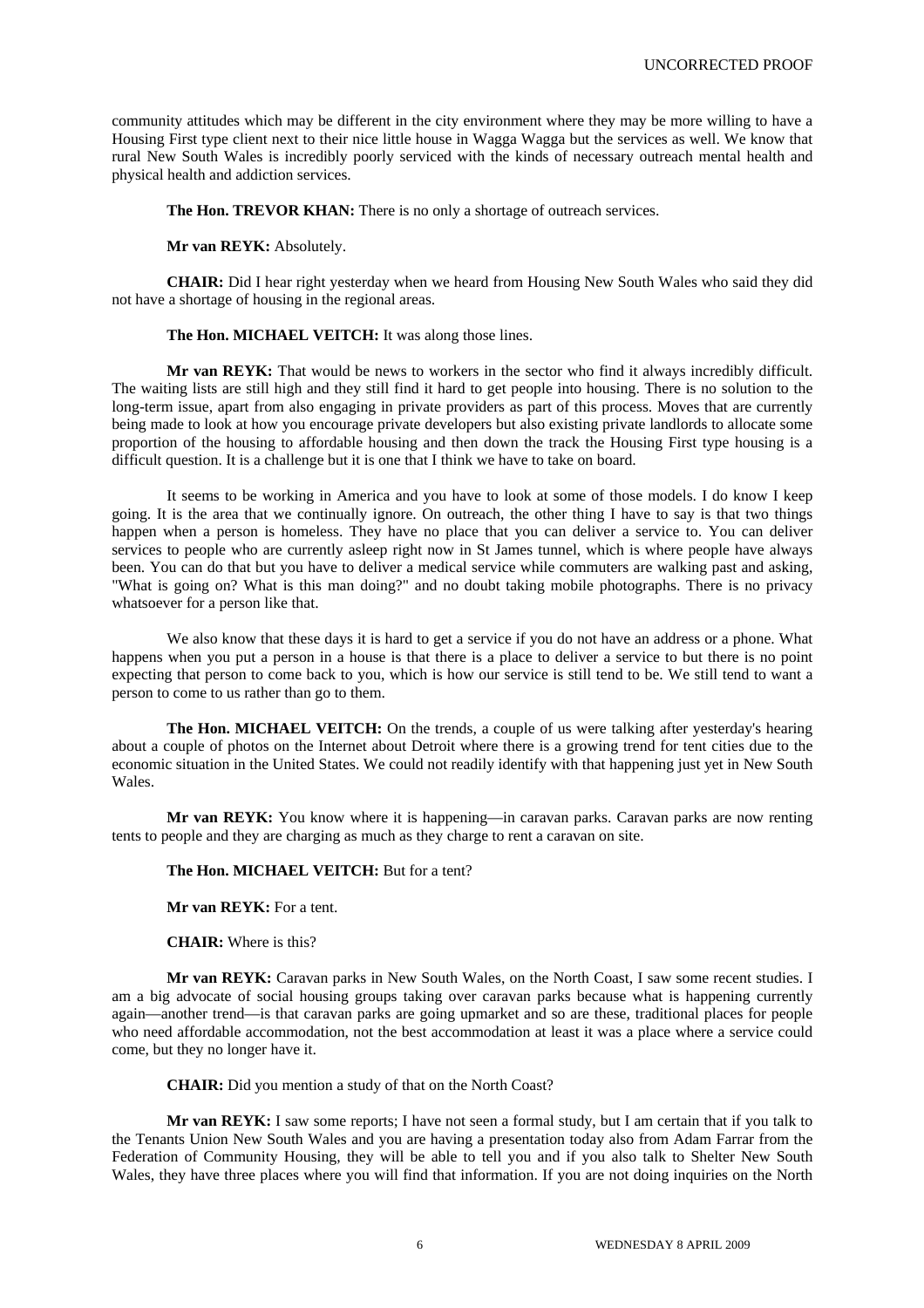community attitudes which may be different in the city environment where they may be more willing to have a Housing First type client next to their nice little house in Wagga Wagga but the services as well. We know that rural New South Wales is incredibly poorly serviced with the kinds of necessary outreach mental health and physical health and addiction services.

**The Hon. TREVOR KHAN:** There is no only a shortage of outreach services.

**Mr van REYK:** Absolutely.

**CHAIR:** Did I hear right yesterday when we heard from Housing New South Wales who said they did not have a shortage of housing in the regional areas.

**The Hon. MICHAEL VEITCH:** It was along those lines.

**Mr van REYK:** That would be news to workers in the sector who find it always incredibly difficult. The waiting lists are still high and they still find it hard to get people into housing. There is no solution to the long-term issue, apart from also engaging in private providers as part of this process. Moves that are currently being made to look at how you encourage private developers but also existing private landlords to allocate some proportion of the housing to affordable housing and then down the track the Housing First type housing is a difficult question. It is a challenge but it is one that I think we have to take on board.

It seems to be working in America and you have to look at some of those models. I do know I keep going. It is the area that we continually ignore. On outreach, the other thing I have to say is that two things happen when a person is homeless. They have no place that you can deliver a service to. You can deliver services to people who are currently asleep right now in St James tunnel, which is where people have always been. You can do that but you have to deliver a medical service while commuters are walking past and asking, "What is going on? What is this man doing?" and no doubt taking mobile photographs. There is no privacy whatsoever for a person like that.

We also know that these days it is hard to get a service if you do not have an address or a phone. What happens when you put a person in a house is that there is a place to deliver a service to but there is no point expecting that person to come back to you, which is how our service is still tend to be. We still tend to want a person to come to us rather than go to them.

**The Hon. MICHAEL VEITCH:** On the trends, a couple of us were talking after yesterday's hearing about a couple of photos on the Internet about Detroit where there is a growing trend for tent cities due to the economic situation in the United States. We could not readily identify with that happening just yet in New South Wales.

**Mr van REYK:** You know where it is happening—in caravan parks. Caravan parks are now renting tents to people and they are charging as much as they charge to rent a caravan on site.

**The Hon. MICHAEL VEITCH:** But for a tent?

**Mr van REYK:** For a tent.

**CHAIR:** Where is this?

**Mr van REYK:** Caravan parks in New South Wales, on the North Coast, I saw some recent studies. I am a big advocate of social housing groups taking over caravan parks because what is happening currently again—another trend—is that caravan parks are going upmarket and so are these, traditional places for people who need affordable accommodation, not the best accommodation at least it was a place where a service could come, but they no longer have it.

**CHAIR:** Did you mention a study of that on the North Coast?

**Mr van REYK:** I saw some reports; I have not seen a formal study, but I am certain that if you talk to the Tenants Union New South Wales and you are having a presentation today also from Adam Farrar from the Federation of Community Housing, they will be able to tell you and if you also talk to Shelter New South Wales, they have three places where you will find that information. If you are not doing inquiries on the North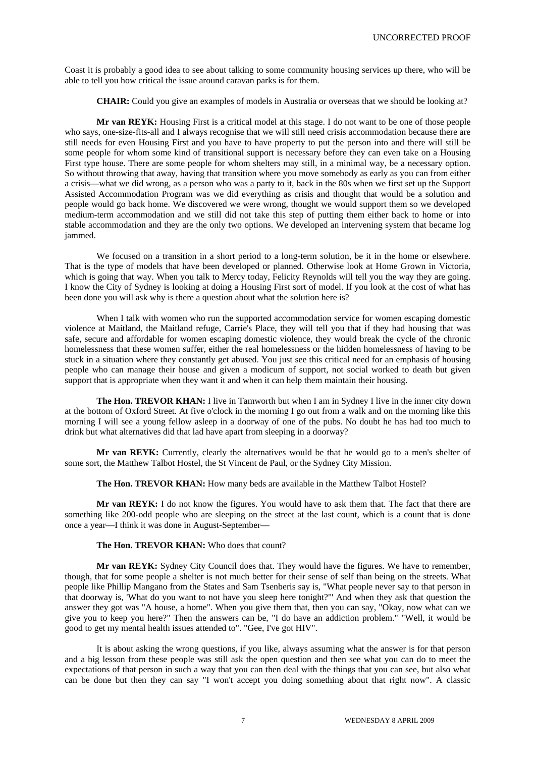Coast it is probably a good idea to see about talking to some community housing services up there, who will be able to tell you how critical the issue around caravan parks is for them.

**CHAIR:** Could you give an examples of models in Australia or overseas that we should be looking at?

**Mr van REYK:** Housing First is a critical model at this stage. I do not want to be one of those people who says, one-size-fits-all and I always recognise that we will still need crisis accommodation because there are still needs for even Housing First and you have to have property to put the person into and there will still be some people for whom some kind of transitional support is necessary before they can even take on a Housing First type house. There are some people for whom shelters may still, in a minimal way, be a necessary option. So without throwing that away, having that transition where you move somebody as early as you can from either a crisis—what we did wrong, as a person who was a party to it, back in the 80s when we first set up the Support Assisted Accommodation Program was we did everything as crisis and thought that would be a solution and people would go back home. We discovered we were wrong, thought we would support them so we developed medium-term accommodation and we still did not take this step of putting them either back to home or into stable accommodation and they are the only two options. We developed an intervening system that became log jammed.

We focused on a transition in a short period to a long-term solution, be it in the home or elsewhere. That is the type of models that have been developed or planned. Otherwise look at Home Grown in Victoria, which is going that way. When you talk to Mercy today, Felicity Reynolds will tell you the way they are going. I know the City of Sydney is looking at doing a Housing First sort of model. If you look at the cost of what has been done you will ask why is there a question about what the solution here is?

When I talk with women who run the supported accommodation service for women escaping domestic violence at Maitland, the Maitland refuge, Carrie's Place, they will tell you that if they had housing that was safe, secure and affordable for women escaping domestic violence, they would break the cycle of the chronic homelessness that these women suffer, either the real homelessness or the hidden homelessness of having to be stuck in a situation where they constantly get abused. You just see this critical need for an emphasis of housing people who can manage their house and given a modicum of support, not social worked to death but given support that is appropriate when they want it and when it can help them maintain their housing.

**The Hon. TREVOR KHAN:** I live in Tamworth but when I am in Sydney I live in the inner city down at the bottom of Oxford Street. At five o'clock in the morning I go out from a walk and on the morning like this morning I will see a young fellow asleep in a doorway of one of the pubs. No doubt he has had too much to drink but what alternatives did that lad have apart from sleeping in a doorway?

**Mr van REYK:** Currently, clearly the alternatives would be that he would go to a men's shelter of some sort, the Matthew Talbot Hostel, the St Vincent de Paul, or the Sydney City Mission.

**The Hon. TREVOR KHAN:** How many beds are available in the Matthew Talbot Hostel?

**Mr van REYK:** I do not know the figures. You would have to ask them that. The fact that there are something like 200-odd people who are sleeping on the street at the last count, which is a count that is done once a year—I think it was done in August-September—

**The Hon. TREVOR KHAN:** Who does that count?

**Mr van REYK:** Sydney City Council does that. They would have the figures. We have to remember, though, that for some people a shelter is not much better for their sense of self than being on the streets. What people like Phillip Mangano from the States and Sam Tsenberis say is, "What people never say to that person in that doorway is, 'What do you want to not have you sleep here tonight?'" And when they ask that question the answer they got was "A house, a home". When you give them that, then you can say, "Okay, now what can we give you to keep you here?" Then the answers can be, "I do have an addiction problem." "Well, it would be good to get my mental health issues attended to". "Gee, I've got HIV".

It is about asking the wrong questions, if you like, always assuming what the answer is for that person and a big lesson from these people was still ask the open question and then see what you can do to meet the expectations of that person in such a way that you can then deal with the things that you can see, but also what can be done but then they can say "I won't accept you doing something about that right now". A classic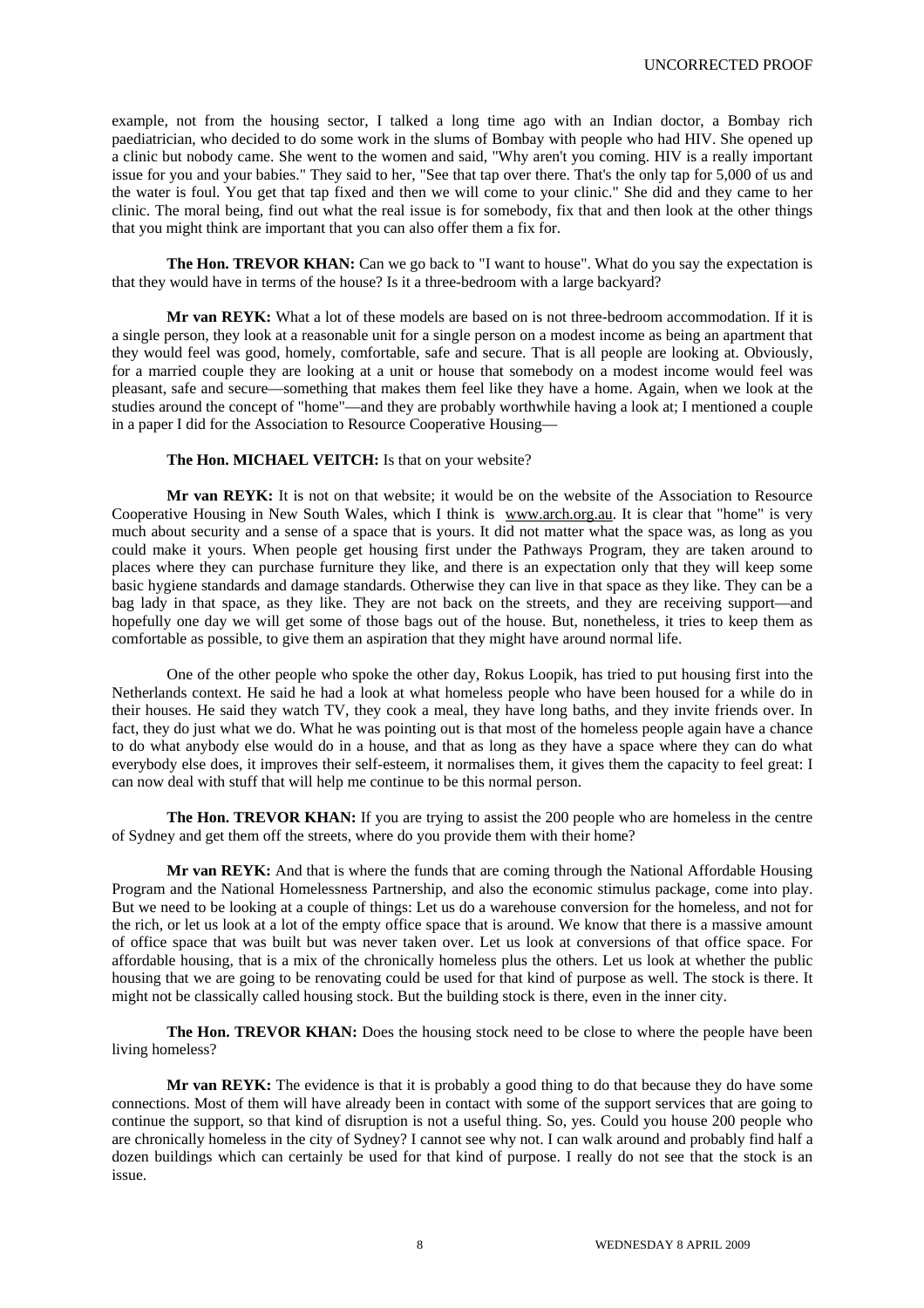example, not from the housing sector, I talked a long time ago with an Indian doctor, a Bombay rich paediatrician, who decided to do some work in the slums of Bombay with people who had HIV. She opened up a clinic but nobody came. She went to the women and said, "Why aren't you coming. HIV is a really important issue for you and your babies." They said to her, "See that tap over there. That's the only tap for 5,000 of us and the water is foul. You get that tap fixed and then we will come to your clinic." She did and they came to her clinic. The moral being, find out what the real issue is for somebody, fix that and then look at the other things that you might think are important that you can also offer them a fix for.

**The Hon. TREVOR KHAN:** Can we go back to "I want to house". What do you say the expectation is that they would have in terms of the house? Is it a three-bedroom with a large backyard?

**Mr van REYK:** What a lot of these models are based on is not three-bedroom accommodation. If it is a single person, they look at a reasonable unit for a single person on a modest income as being an apartment that they would feel was good, homely, comfortable, safe and secure. That is all people are looking at. Obviously, for a married couple they are looking at a unit or house that somebody on a modest income would feel was pleasant, safe and secure—something that makes them feel like they have a home. Again, when we look at the studies around the concept of "home"—and they are probably worthwhile having a look at; I mentioned a couple in a paper I did for the Association to Resource Cooperative Housing—

**The Hon. MICHAEL VEITCH:** Is that on your website?

**Mr van REYK:** It is not on that website; it would be on the website of the Association to Resource Cooperative Housing in New South Wales, which I think is www.arch.org.au. It is clear that "home" is very much about security and a sense of a space that is yours. It did not matter what the space was, as long as you could make it yours. When people get housing first under the Pathways Program, they are taken around to places where they can purchase furniture they like, and there is an expectation only that they will keep some basic hygiene standards and damage standards. Otherwise they can live in that space as they like. They can be a bag lady in that space, as they like. They are not back on the streets, and they are receiving support—and hopefully one day we will get some of those bags out of the house. But, nonetheless, it tries to keep them as comfortable as possible, to give them an aspiration that they might have around normal life.

One of the other people who spoke the other day, Rokus Loopik, has tried to put housing first into the Netherlands context. He said he had a look at what homeless people who have been housed for a while do in their houses. He said they watch TV, they cook a meal, they have long baths, and they invite friends over. In fact, they do just what we do. What he was pointing out is that most of the homeless people again have a chance to do what anybody else would do in a house, and that as long as they have a space where they can do what everybody else does, it improves their self-esteem, it normalises them, it gives them the capacity to feel great: I can now deal with stuff that will help me continue to be this normal person.

**The Hon. TREVOR KHAN:** If you are trying to assist the 200 people who are homeless in the centre of Sydney and get them off the streets, where do you provide them with their home?

**Mr van REYK:** And that is where the funds that are coming through the National Affordable Housing Program and the National Homelessness Partnership, and also the economic stimulus package, come into play. But we need to be looking at a couple of things: Let us do a warehouse conversion for the homeless, and not for the rich, or let us look at a lot of the empty office space that is around. We know that there is a massive amount of office space that was built but was never taken over. Let us look at conversions of that office space. For affordable housing, that is a mix of the chronically homeless plus the others. Let us look at whether the public housing that we are going to be renovating could be used for that kind of purpose as well. The stock is there. It might not be classically called housing stock. But the building stock is there, even in the inner city.

**The Hon. TREVOR KHAN:** Does the housing stock need to be close to where the people have been living homeless?

**Mr van REYK:** The evidence is that it is probably a good thing to do that because they do have some connections. Most of them will have already been in contact with some of the support services that are going to continue the support, so that kind of disruption is not a useful thing. So, yes. Could you house 200 people who are chronically homeless in the city of Sydney? I cannot see why not. I can walk around and probably find half a dozen buildings which can certainly be used for that kind of purpose. I really do not see that the stock is an issue.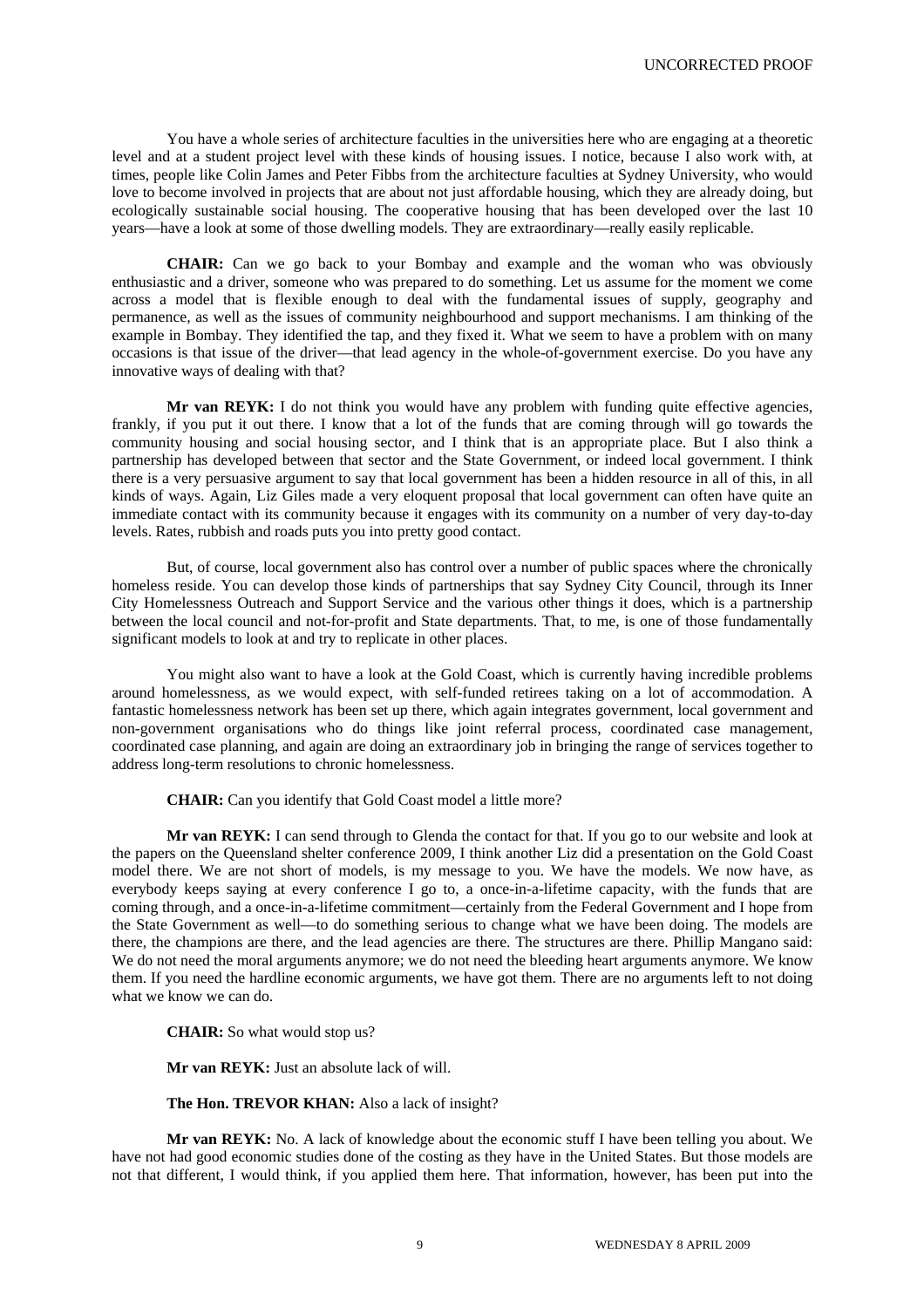You have a whole series of architecture faculties in the universities here who are engaging at a theoretic level and at a student project level with these kinds of housing issues. I notice, because I also work with, at times, people like Colin James and Peter Fibbs from the architecture faculties at Sydney University, who would love to become involved in projects that are about not just affordable housing, which they are already doing, but ecologically sustainable social housing. The cooperative housing that has been developed over the last 10 years—have a look at some of those dwelling models. They are extraordinary—really easily replicable.

**CHAIR:** Can we go back to your Bombay and example and the woman who was obviously enthusiastic and a driver, someone who was prepared to do something. Let us assume for the moment we come across a model that is flexible enough to deal with the fundamental issues of supply, geography and permanence, as well as the issues of community neighbourhood and support mechanisms. I am thinking of the example in Bombay. They identified the tap, and they fixed it. What we seem to have a problem with on many occasions is that issue of the driver—that lead agency in the whole-of-government exercise. Do you have any innovative ways of dealing with that?

**Mr van REYK:** I do not think you would have any problem with funding quite effective agencies, frankly, if you put it out there. I know that a lot of the funds that are coming through will go towards the community housing and social housing sector, and I think that is an appropriate place. But I also think a partnership has developed between that sector and the State Government, or indeed local government. I think there is a very persuasive argument to say that local government has been a hidden resource in all of this, in all kinds of ways. Again, Liz Giles made a very eloquent proposal that local government can often have quite an immediate contact with its community because it engages with its community on a number of very day-to-day levels. Rates, rubbish and roads puts you into pretty good contact.

But, of course, local government also has control over a number of public spaces where the chronically homeless reside. You can develop those kinds of partnerships that say Sydney City Council, through its Inner City Homelessness Outreach and Support Service and the various other things it does, which is a partnership between the local council and not-for-profit and State departments. That, to me, is one of those fundamentally significant models to look at and try to replicate in other places.

You might also want to have a look at the Gold Coast, which is currently having incredible problems around homelessness, as we would expect, with self-funded retirees taking on a lot of accommodation. A fantastic homelessness network has been set up there, which again integrates government, local government and non-government organisations who do things like joint referral process, coordinated case management, coordinated case planning, and again are doing an extraordinary job in bringing the range of services together to address long-term resolutions to chronic homelessness.

**CHAIR:** Can you identify that Gold Coast model a little more?

**Mr van REYK:** I can send through to Glenda the contact for that. If you go to our website and look at the papers on the Queensland shelter conference 2009, I think another Liz did a presentation on the Gold Coast model there. We are not short of models, is my message to you. We have the models. We now have, as everybody keeps saying at every conference I go to, a once-in-a-lifetime capacity, with the funds that are coming through, and a once-in-a-lifetime commitment—certainly from the Federal Government and I hope from the State Government as well—to do something serious to change what we have been doing. The models are there, the champions are there, and the lead agencies are there. The structures are there. Phillip Mangano said: We do not need the moral arguments anymore; we do not need the bleeding heart arguments anymore. We know them. If you need the hardline economic arguments, we have got them. There are no arguments left to not doing what we know we can do.

**CHAIR:** So what would stop us?

**Mr van REYK:** Just an absolute lack of will.

**The Hon. TREVOR KHAN:** Also a lack of insight?

**Mr van REYK:** No. A lack of knowledge about the economic stuff I have been telling you about. We have not had good economic studies done of the costing as they have in the United States. But those models are not that different, I would think, if you applied them here. That information, however, has been put into the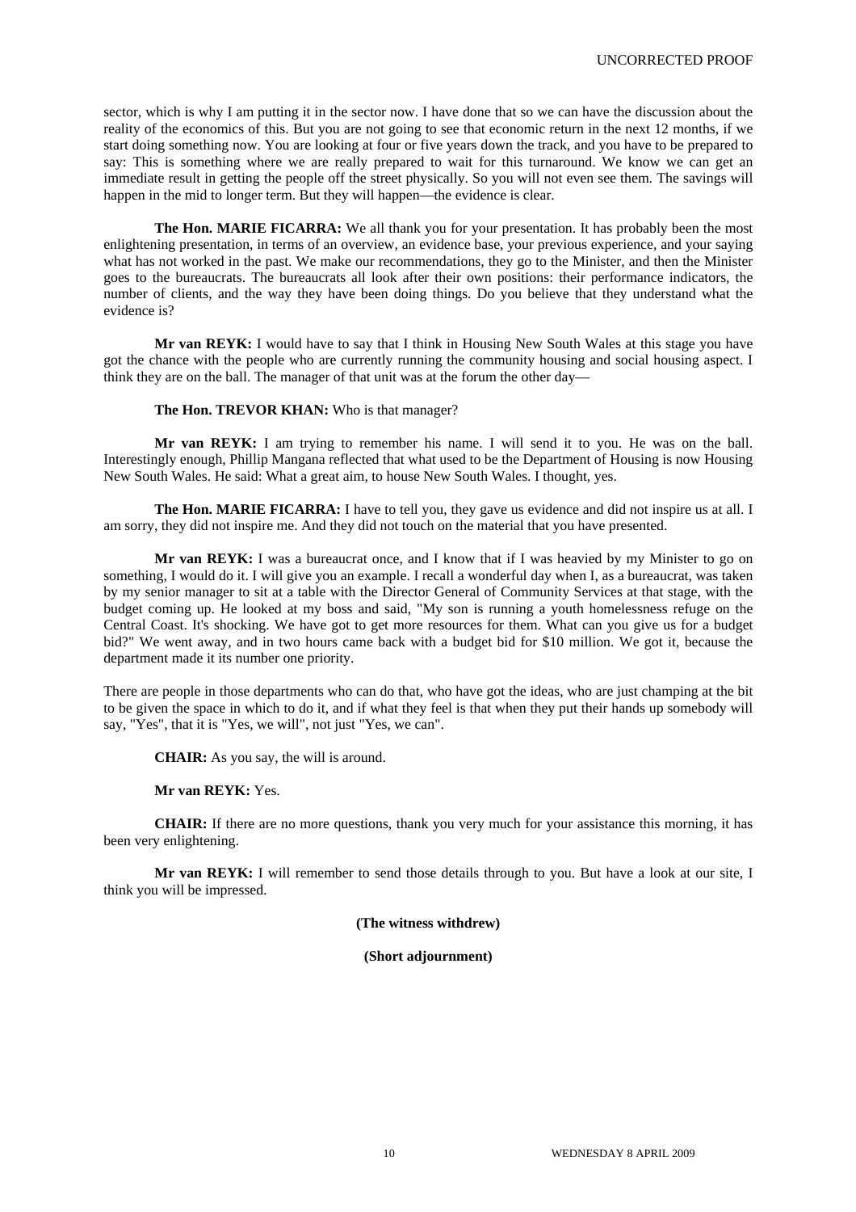sector, which is why I am putting it in the sector now. I have done that so we can have the discussion about the reality of the economics of this. But you are not going to see that economic return in the next 12 months, if we start doing something now. You are looking at four or five years down the track, and you have to be prepared to say: This is something where we are really prepared to wait for this turnaround. We know we can get an immediate result in getting the people off the street physically. So you will not even see them. The savings will happen in the mid to longer term. But they will happen—the evidence is clear.

**The Hon. MARIE FICARRA:** We all thank you for your presentation. It has probably been the most enlightening presentation, in terms of an overview, an evidence base, your previous experience, and your saying what has not worked in the past. We make our recommendations, they go to the Minister, and then the Minister goes to the bureaucrats. The bureaucrats all look after their own positions: their performance indicators, the number of clients, and the way they have been doing things. Do you believe that they understand what the evidence is?

**Mr van REYK:** I would have to say that I think in Housing New South Wales at this stage you have got the chance with the people who are currently running the community housing and social housing aspect. I think they are on the ball. The manager of that unit was at the forum the other day—

**The Hon. TREVOR KHAN:** Who is that manager?

**Mr van REYK:** I am trying to remember his name. I will send it to you. He was on the ball. Interestingly enough, Phillip Mangana reflected that what used to be the Department of Housing is now Housing New South Wales. He said: What a great aim, to house New South Wales. I thought, yes.

**The Hon. MARIE FICARRA:** I have to tell you, they gave us evidence and did not inspire us at all. I am sorry, they did not inspire me. And they did not touch on the material that you have presented.

**Mr van REYK:** I was a bureaucrat once, and I know that if I was heavied by my Minister to go on something, I would do it. I will give you an example. I recall a wonderful day when I, as a bureaucrat, was taken by my senior manager to sit at a table with the Director General of Community Services at that stage, with the budget coming up. He looked at my boss and said, "My son is running a youth homelessness refuge on the Central Coast. It's shocking. We have got to get more resources for them. What can you give us for a budget bid?" We went away, and in two hours came back with a budget bid for $10 million. We got it, because the department made it its number one priority.

There are people in those departments who can do that, who have got the ideas, who are just champing at the bit to be given the space in which to do it, and if what they feel is that when they put their hands up somebody will say, "Yes", that it is "Yes, we will", not just "Yes, we can".

**CHAIR:** As you say, the will is around.

**Mr van REYK:** Yes.

**CHAIR:** If there are no more questions, thank you very much for your assistance this morning, it has been very enlightening.

**Mr van REYK:** I will remember to send those details through to you. But have a look at our site, I think you will be impressed.

**(The witness withdrew)**

**(Short adjournment)**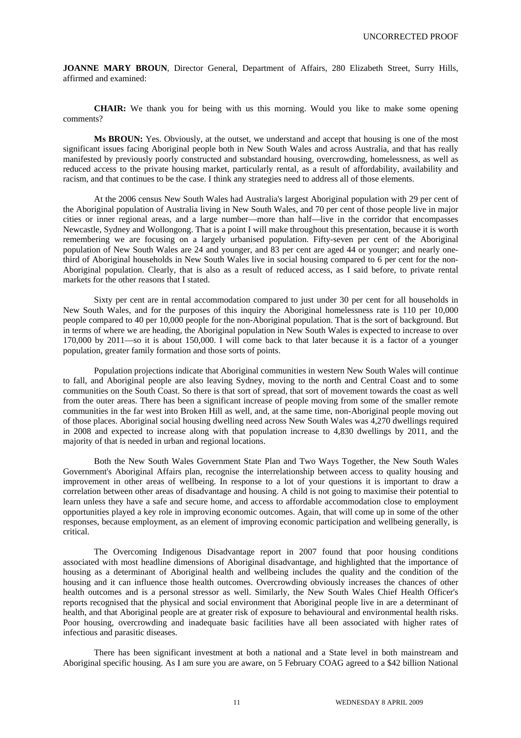**JOANNE MARY BROUN**, Director General, Department of Affairs, 280 Elizabeth Street, Surry Hills, affirmed and examined:

**CHAIR:** We thank you for being with us this morning. Would you like to make some opening comments?

**Ms BROUN:** Yes. Obviously, at the outset, we understand and accept that housing is one of the most significant issues facing Aboriginal people both in New South Wales and across Australia, and that has really manifested by previously poorly constructed and substandard housing, overcrowding, homelessness, as well as reduced access to the private housing market, particularly rental, as a result of affordability, availability and racism, and that continues to be the case. I think any strategies need to address all of those elements.

At the 2006 census New South Wales had Australia's largest Aboriginal population with 29 per cent of the Aboriginal population of Australia living in New South Wales, and 70 per cent of those people live in major cities or inner regional areas, and a large number—more than half—live in the corridor that encompasses Newcastle, Sydney and Wollongong. That is a point I will make throughout this presentation, because it is worth remembering we are focusing on a largely urbanised population. Fifty-seven per cent of the Aboriginal population of New South Wales are 24 and younger, and 83 per cent are aged 44 or younger; and nearly one-third of Aboriginal households in New South Wales live in social housing compared to 6 per cent for the non-Aboriginal population. Clearly, that is also as a result of reduced access, as I said before, to private rental markets for the other reasons that I stated.

Sixty per cent are in rental accommodation compared to just under 30 per cent for all households in New South Wales, and for the purposes of this inquiry the Aboriginal homelessness rate is 110 per 10,000 people compared to 40 per 10,000 people for the non-Aboriginal population. That is the sort of background. But in terms of where we are heading, the Aboriginal population in New South Wales is expected to increase to over 170,000 by 2011—so it is about 150,000. I will come back to that later because it is a factor of a younger population, greater family formation and those sorts of points.

Population projections indicate that Aboriginal communities in western New South Wales will continue to fall, and Aboriginal people are also leaving Sydney, moving to the north and Central Coast and to some communities on the South Coast. So there is that sort of spread, that sort of movement towards the coast as well from the outer areas. There has been a significant increase of people moving from some of the smaller remote communities in the far west into Broken Hill as well, and, at the same time, non-Aboriginal people moving out of those places. Aboriginal social housing dwelling need across New South Wales was 4,270 dwellings required in 2008 and expected to increase along with that population increase to 4,830 dwellings by 2011, and the majority of that is needed in urban and regional locations.

Both the New South Wales Government State Plan and Two Ways Together, the New South Wales Government's Aboriginal Affairs plan, recognise the interrelationship between access to quality housing and improvement in other areas of wellbeing. In response to a lot of your questions it is important to draw a correlation between other areas of disadvantage and housing. A child is not going to maximise their potential to learn unless they have a safe and secure home, and access to affordable accommodation close to employment opportunities played a key role in improving economic outcomes. Again, that will come up in some of the other responses, because employment, as an element of improving economic participation and wellbeing generally, is critical.

The Overcoming Indigenous Disadvantage report in 2007 found that poor housing conditions associated with most headline dimensions of Aboriginal disadvantage, and highlighted that the importance of housing as a determinant of Aboriginal health and wellbeing includes the quality and the condition of the housing and it can influence those health outcomes. Overcrowding obviously increases the chances of other health outcomes and is a personal stressor as well. Similarly, the New South Wales Chief Health Officer's reports recognised that the physical and social environment that Aboriginal people live in are a determinant of health, and that Aboriginal people are at greater risk of exposure to behavioural and environmental health risks. Poor housing, overcrowding and inadequate basic facilities have all been associated with higher rates of infectious and parasitic diseases.

There has been significant investment at both a national and a State level in both mainstream and Aboriginal specific housing. As I am sure you are aware, on 5 February COAG agreed to a $42 billion National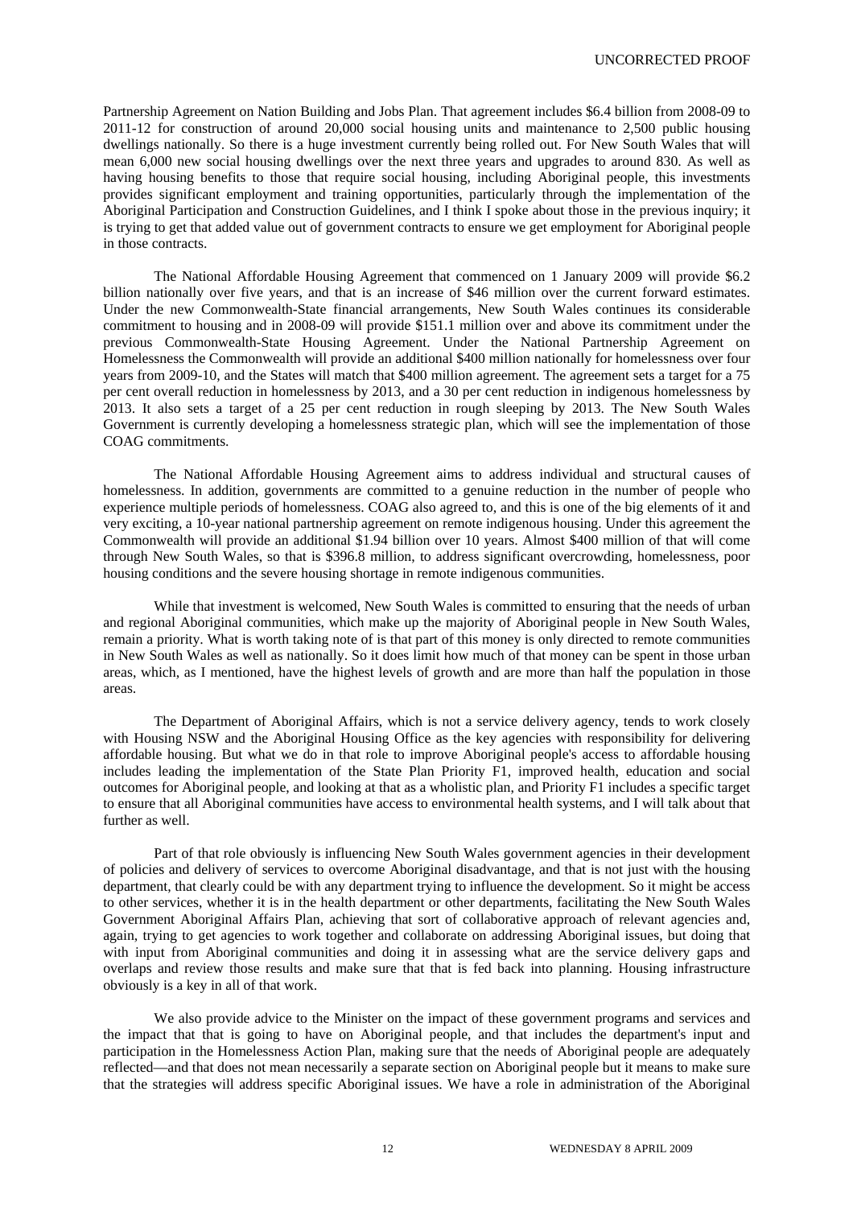Partnership Agreement on Nation Building and Jobs Plan. That agreement includes $6.4 billion from 2008-09 to 2011-12 for construction of around 20,000 social housing units and maintenance to 2,500 public housing dwellings nationally. So there is a huge investment currently being rolled out. For New South Wales that will mean 6,000 new social housing dwellings over the next three years and upgrades to around 830. As well as having housing benefits to those that require social housing, including Aboriginal people, this investments provides significant employment and training opportunities, particularly through the implementation of the Aboriginal Participation and Construction Guidelines, and I think I spoke about those in the previous inquiry; it is trying to get that added value out of government contracts to ensure we get employment for Aboriginal people in those contracts.

The National Affordable Housing Agreement that commenced on 1 January 2009 will provide $6.2 billion nationally over five years, and that is an increase of $46 million over the current forward estimates. Under the new Commonwealth-State financial arrangements, New South Wales continues its considerable commitment to housing and in 2008-09 will provide $151.1 million over and above its commitment under the previous Commonwealth-State Housing Agreement. Under the National Partnership Agreement on Homelessness the Commonwealth will provide an additional $400 million nationally for homelessness over four years from 2009-10, and the States will match that $400 million agreement. The agreement sets a target for a 75 per cent overall reduction in homelessness by 2013, and a 30 per cent reduction in indigenous homelessness by 2013. It also sets a target of a 25 per cent reduction in rough sleeping by 2013. The New South Wales Government is currently developing a homelessness strategic plan, which will see the implementation of those COAG commitments.

The National Affordable Housing Agreement aims to address individual and structural causes of homelessness. In addition, governments are committed to a genuine reduction in the number of people who experience multiple periods of homelessness. COAG also agreed to, and this is one of the big elements of it and very exciting, a 10-year national partnership agreement on remote indigenous housing. Under this agreement the Commonwealth will provide an additional $1.94 billion over 10 years. Almost $400 million of that will come through New South Wales, so that is $396.8 million, to address significant overcrowding, homelessness, poor housing conditions and the severe housing shortage in remote indigenous communities.

While that investment is welcomed, New South Wales is committed to ensuring that the needs of urban and regional Aboriginal communities, which make up the majority of Aboriginal people in New South Wales, remain a priority. What is worth taking note of is that part of this money is only directed to remote communities in New South Wales as well as nationally. So it does limit how much of that money can be spent in those urban areas, which, as I mentioned, have the highest levels of growth and are more than half the population in those areas.

The Department of Aboriginal Affairs, which is not a service delivery agency, tends to work closely with Housing NSW and the Aboriginal Housing Office as the key agencies with responsibility for delivering affordable housing. But what we do in that role to improve Aboriginal people's access to affordable housing includes leading the implementation of the State Plan Priority F1, improved health, education and social outcomes for Aboriginal people, and looking at that as a wholistic plan, and Priority F1 includes a specific target to ensure that all Aboriginal communities have access to environmental health systems, and I will talk about that further as well.

Part of that role obviously is influencing New South Wales government agencies in their development of policies and delivery of services to overcome Aboriginal disadvantage, and that is not just with the housing department, that clearly could be with any department trying to influence the development. So it might be access to other services, whether it is in the health department or other departments, facilitating the New South Wales Government Aboriginal Affairs Plan, achieving that sort of collaborative approach of relevant agencies and, again, trying to get agencies to work together and collaborate on addressing Aboriginal issues, but doing that with input from Aboriginal communities and doing it in assessing what are the service delivery gaps and overlaps and review those results and make sure that that is fed back into planning. Housing infrastructure obviously is a key in all of that work.

We also provide advice to the Minister on the impact of these government programs and services and the impact that that is going to have on Aboriginal people, and that includes the department's input and participation in the Homelessness Action Plan, making sure that the needs of Aboriginal people are adequately reflected—and that does not mean necessarily a separate section on Aboriginal people but it means to make sure that the strategies will address specific Aboriginal issues. We have a role in administration of the Aboriginal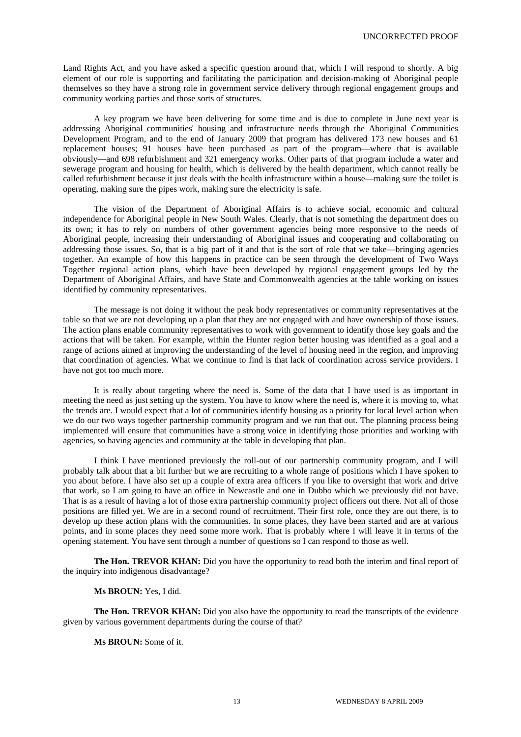Land Rights Act, and you have asked a specific question around that, which I will respond to shortly. A big element of our role is supporting and facilitating the participation and decision-making of Aboriginal people themselves so they have a strong role in government service delivery through regional engagement groups and community working parties and those sorts of structures.

A key program we have been delivering for some time and is due to complete in June next year is addressing Aboriginal communities' housing and infrastructure needs through the Aboriginal Communities Development Program, and to the end of January 2009 that program has delivered 173 new houses and 61 replacement houses; 91 houses have been purchased as part of the program—where that is available obviously—and 698 refurbishment and 321 emergency works. Other parts of that program include a water and sewerage program and housing for health, which is delivered by the health department, which cannot really be called refurbishment because it just deals with the health infrastructure within a house—making sure the toilet is operating, making sure the pipes work, making sure the electricity is safe.

The vision of the Department of Aboriginal Affairs is to achieve social, economic and cultural independence for Aboriginal people in New South Wales. Clearly, that is not something the department does on its own; it has to rely on numbers of other government agencies being more responsive to the needs of Aboriginal people, increasing their understanding of Aboriginal issues and cooperating and collaborating on addressing those issues. So, that is a big part of it and that is the sort of role that we take—bringing agencies together. An example of how this happens in practice can be seen through the development of Two Ways Together regional action plans, which have been developed by regional engagement groups led by the Department of Aboriginal Affairs, and have State and Commonwealth agencies at the table working on issues identified by community representatives.

The message is not doing it without the peak body representatives or community representatives at the table so that we are not developing up a plan that they are not engaged with and have ownership of those issues. The action plans enable community representatives to work with government to identify those key goals and the actions that will be taken. For example, within the Hunter region better housing was identified as a goal and a range of actions aimed at improving the understanding of the level of housing need in the region, and improving that coordination of agencies. What we continue to find is that lack of coordination across service providers. I have not got too much more.

It is really about targeting where the need is. Some of the data that I have used is as important in meeting the need as just setting up the system. You have to know where the need is, where it is moving to, what the trends are. I would expect that a lot of communities identify housing as a priority for local level action when we do our two ways together partnership community program and we run that out. The planning process being implemented will ensure that communities have a strong voice in identifying those priorities and working with agencies, so having agencies and community at the table in developing that plan.

I think I have mentioned previously the roll-out of our partnership community program, and I will probably talk about that a bit further but we are recruiting to a whole range of positions which I have spoken to you about before. I have also set up a couple of extra area officers if you like to oversight that work and drive that work, so I am going to have an office in Newcastle and one in Dubbo which we previously did not have. That is as a result of having a lot of those extra partnership community project officers out there. Not all of those positions are filled yet. We are in a second round of recruitment. Their first role, once they are out there, is to develop up these action plans with the communities. In some places, they have been started and are at various points, and in some places they need some more work. That is probably where I will leave it in terms of the opening statement. You have sent through a number of questions so I can respond to those as well.

**The Hon. TREVOR KHAN:** Did you have the opportunity to read both the interim and final report of the inquiry into indigenous disadvantage?

**Ms BROUN:** Yes, I did.

**The Hon. TREVOR KHAN:** Did you also have the opportunity to read the transcripts of the evidence given by various government departments during the course of that?

**Ms BROUN:** Some of it.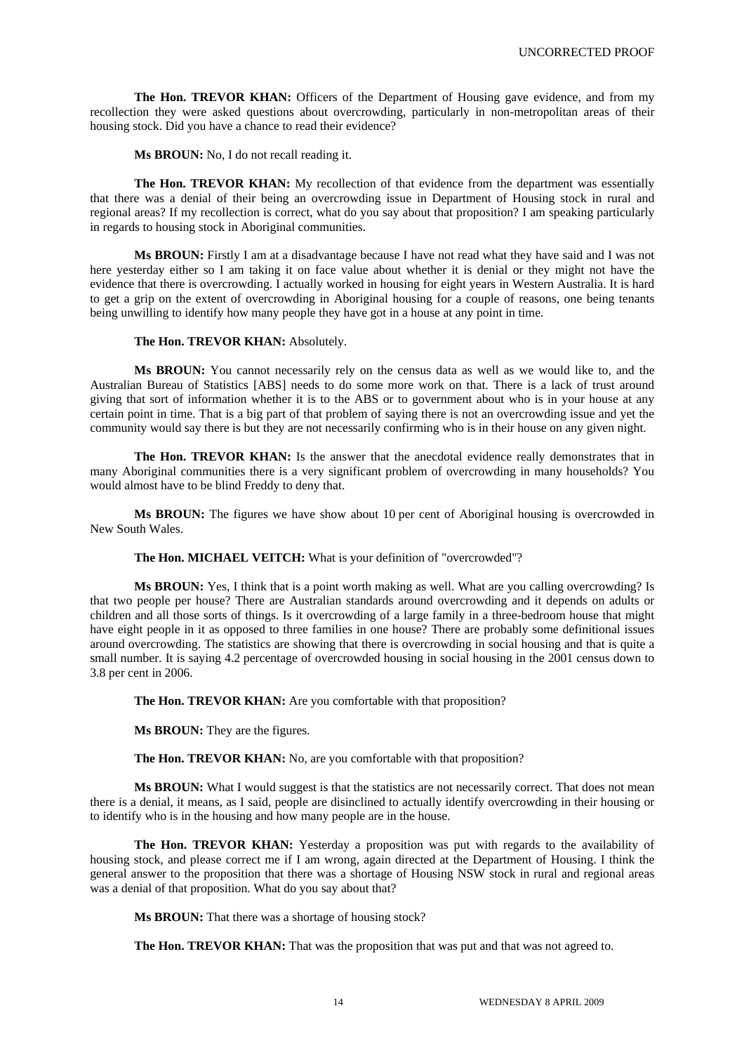**The Hon. TREVOR KHAN:** Officers of the Department of Housing gave evidence, and from my recollection they were asked questions about overcrowding, particularly in non-metropolitan areas of their housing stock. Did you have a chance to read their evidence?

**Ms BROUN:** No, I do not recall reading it.

**The Hon. TREVOR KHAN:** My recollection of that evidence from the department was essentially that there was a denial of their being an overcrowding issue in Department of Housing stock in rural and regional areas? If my recollection is correct, what do you say about that proposition? I am speaking particularly in regards to housing stock in Aboriginal communities.

**Ms BROUN:** Firstly I am at a disadvantage because I have not read what they have said and I was not here yesterday either so I am taking it on face value about whether it is denial or they might not have the evidence that there is overcrowding. I actually worked in housing for eight years in Western Australia. It is hard to get a grip on the extent of overcrowding in Aboriginal housing for a couple of reasons, one being tenants being unwilling to identify how many people they have got in a house at any point in time.

**The Hon. TREVOR KHAN:** Absolutely.

**Ms BROUN:** You cannot necessarily rely on the census data as well as we would like to, and the Australian Bureau of Statistics [ABS] needs to do some more work on that. There is a lack of trust around giving that sort of information whether it is to the ABS or to government about who is in your house at any certain point in time. That is a big part of that problem of saying there is not an overcrowding issue and yet the community would say there is but they are not necessarily confirming who is in their house on any given night.

**The Hon. TREVOR KHAN:** Is the answer that the anecdotal evidence really demonstrates that in many Aboriginal communities there is a very significant problem of overcrowding in many households? You would almost have to be blind Freddy to deny that.

**Ms BROUN:** The figures we have show about 10 per cent of Aboriginal housing is overcrowded in New South Wales.

**The Hon. MICHAEL VEITCH:** What is your definition of "overcrowded"?

**Ms BROUN:** Yes, I think that is a point worth making as well. What are you calling overcrowding? Is that two people per house? There are Australian standards around overcrowding and it depends on adults or children and all those sorts of things. Is it overcrowding of a large family in a three-bedroom house that might have eight people in it as opposed to three families in one house? There are probably some definitional issues around overcrowding. The statistics are showing that there is overcrowding in social housing and that is quite a small number. It is saying 4.2 percentage of overcrowded housing in social housing in the 2001 census down to 3.8 per cent in 2006.

**The Hon. TREVOR KHAN:** Are you comfortable with that proposition?

**Ms BROUN:** They are the figures.

**The Hon. TREVOR KHAN:** No, are you comfortable with that proposition?

**Ms BROUN:** What I would suggest is that the statistics are not necessarily correct. That does not mean there is a denial, it means, as I said, people are disinclined to actually identify overcrowding in their housing or to identify who is in the housing and how many people are in the house.

**The Hon. TREVOR KHAN:** Yesterday a proposition was put with regards to the availability of housing stock, and please correct me if I am wrong, again directed at the Department of Housing. I think the general answer to the proposition that there was a shortage of Housing NSW stock in rural and regional areas was a denial of that proposition. What do you say about that?

**Ms BROUN:** That there was a shortage of housing stock?

**The Hon. TREVOR KHAN:** That was the proposition that was put and that was not agreed to.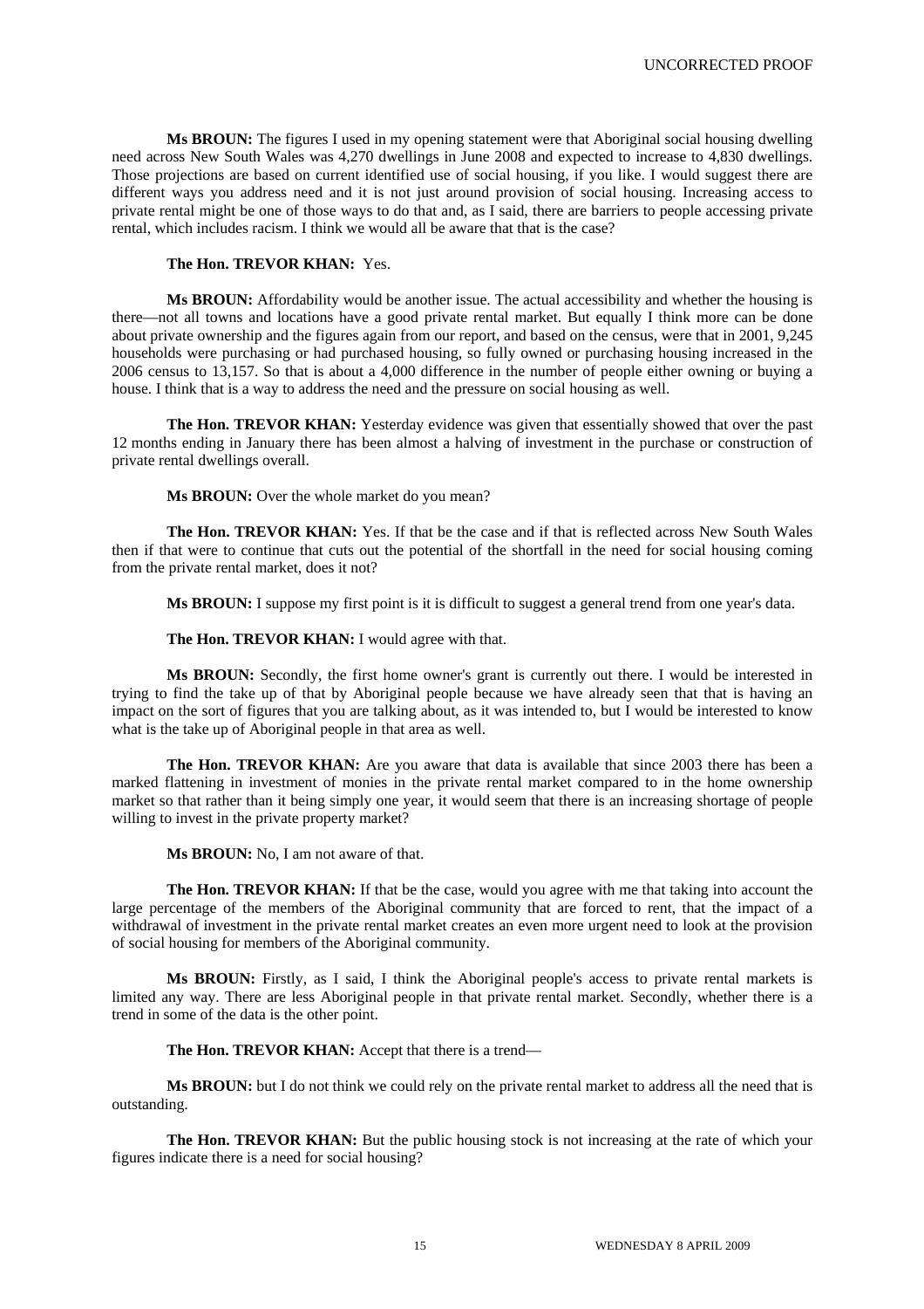**Ms BROUN:** The figures I used in my opening statement were that Aboriginal social housing dwelling need across New South Wales was 4,270 dwellings in June 2008 and expected to increase to 4,830 dwellings. Those projections are based on current identified use of social housing, if you like. I would suggest there are different ways you address need and it is not just around provision of social housing. Increasing access to private rental might be one of those ways to do that and, as I said, there are barriers to people accessing private rental, which includes racism. I think we would all be aware that that is the case?

**The Hon. TREVOR KHAN:** Yes.

**Ms BROUN:** Affordability would be another issue. The actual accessibility and whether the housing is there—not all towns and locations have a good private rental market. But equally I think more can be done about private ownership and the figures again from our report, and based on the census, were that in 2001, 9,245 households were purchasing or had purchased housing, so fully owned or purchasing housing increased in the 2006 census to 13,157. So that is about a 4,000 difference in the number of people either owning or buying a house. I think that is a way to address the need and the pressure on social housing as well.

**The Hon. TREVOR KHAN:** Yesterday evidence was given that essentially showed that over the past 12 months ending in January there has been almost a halving of investment in the purchase or construction of private rental dwellings overall.

**Ms BROUN:** Over the whole market do you mean?

**The Hon. TREVOR KHAN:** Yes. If that be the case and if that is reflected across New South Wales then if that were to continue that cuts out the potential of the shortfall in the need for social housing coming from the private rental market, does it not?

**Ms BROUN:** I suppose my first point is it is difficult to suggest a general trend from one year's data.

**The Hon. TREVOR KHAN:** I would agree with that.

**Ms BROUN:** Secondly, the first home owner's grant is currently out there. I would be interested in trying to find the take up of that by Aboriginal people because we have already seen that that is having an impact on the sort of figures that you are talking about, as it was intended to, but I would be interested to know what is the take up of Aboriginal people in that area as well.

**The Hon. TREVOR KHAN:** Are you aware that data is available that since 2003 there has been a marked flattening in investment of monies in the private rental market compared to in the home ownership market so that rather than it being simply one year, it would seem that there is an increasing shortage of people willing to invest in the private property market?

**Ms BROUN:** No, I am not aware of that.

**The Hon. TREVOR KHAN:** If that be the case, would you agree with me that taking into account the large percentage of the members of the Aboriginal community that are forced to rent, that the impact of a withdrawal of investment in the private rental market creates an even more urgent need to look at the provision of social housing for members of the Aboriginal community.

**Ms BROUN:** Firstly, as I said, I think the Aboriginal people's access to private rental markets is limited any way. There are less Aboriginal people in that private rental market. Secondly, whether there is a trend in some of the data is the other point.

**The Hon. TREVOR KHAN:** Accept that there is a trend—

**Ms BROUN:** but I do not think we could rely on the private rental market to address all the need that is outstanding.

**The Hon. TREVOR KHAN:** But the public housing stock is not increasing at the rate of which your figures indicate there is a need for social housing?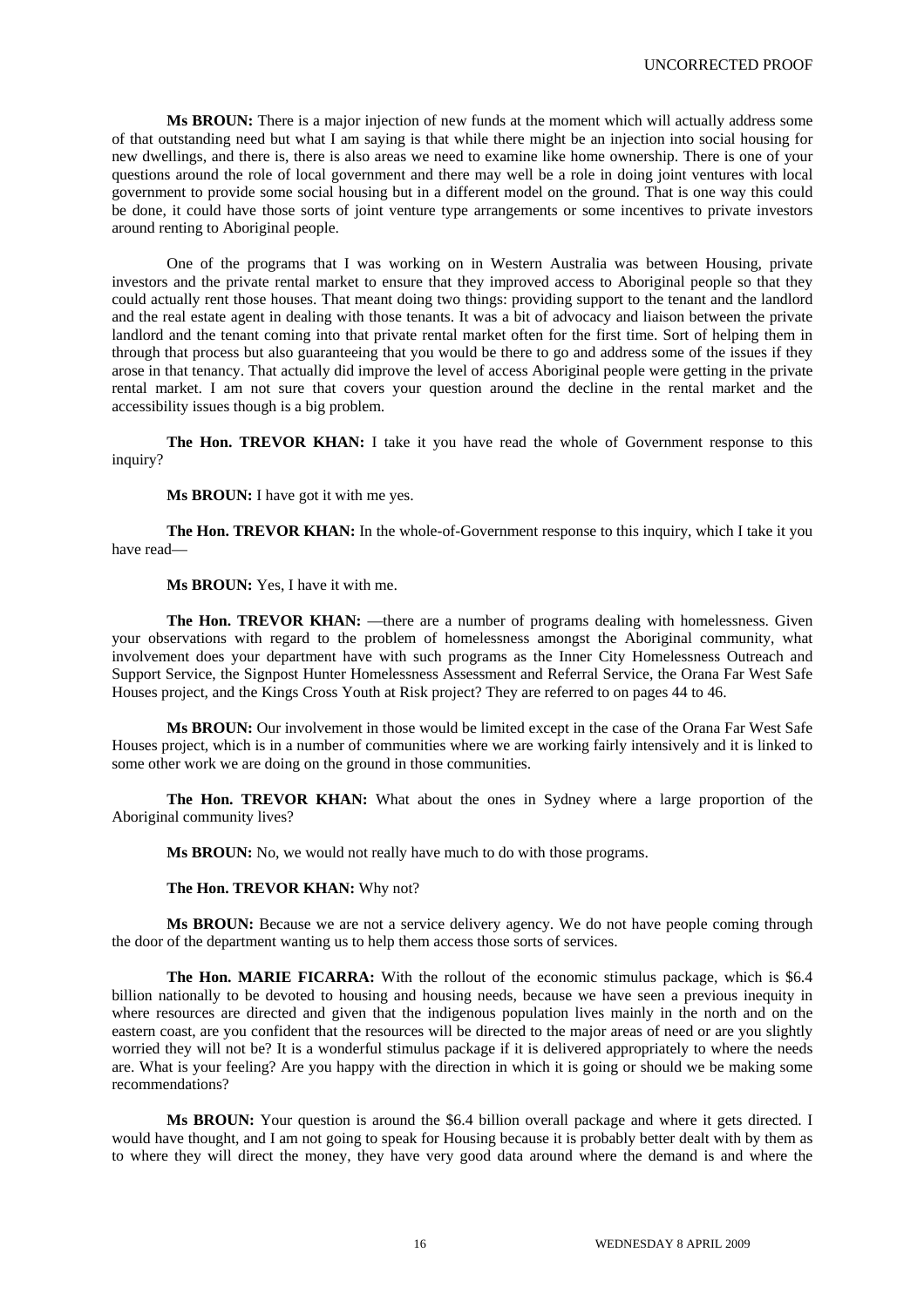**Ms BROUN:** There is a major injection of new funds at the moment which will actually address some of that outstanding need but what I am saying is that while there might be an injection into social housing for new dwellings, and there is, there is also areas we need to examine like home ownership. There is one of your questions around the role of local government and there may well be a role in doing joint ventures with local government to provide some social housing but in a different model on the ground. That is one way this could be done, it could have those sorts of joint venture type arrangements or some incentives to private investors around renting to Aboriginal people.

One of the programs that I was working on in Western Australia was between Housing, private investors and the private rental market to ensure that they improved access to Aboriginal people so that they could actually rent those houses. That meant doing two things: providing support to the tenant and the landlord and the real estate agent in dealing with those tenants. It was a bit of advocacy and liaison between the private landlord and the tenant coming into that private rental market often for the first time. Sort of helping them in through that process but also guaranteeing that you would be there to go and address some of the issues if they arose in that tenancy. That actually did improve the level of access Aboriginal people were getting in the private rental market. I am not sure that covers your question around the decline in the rental market and the accessibility issues though is a big problem.

**The Hon. TREVOR KHAN:** I take it you have read the whole of Government response to this inquiry?

**Ms BROUN:** I have got it with me yes.

**The Hon. TREVOR KHAN:** In the whole-of-Government response to this inquiry, which I take it you have read—

**Ms BROUN:** Yes, I have it with me.

**The Hon. TREVOR KHAN:** —there are a number of programs dealing with homelessness. Given your observations with regard to the problem of homelessness amongst the Aboriginal community, what involvement does your department have with such programs as the Inner City Homelessness Outreach and Support Service, the Signpost Hunter Homelessness Assessment and Referral Service, the Orana Far West Safe Houses project, and the Kings Cross Youth at Risk project? They are referred to on pages 44 to 46.

**Ms BROUN:** Our involvement in those would be limited except in the case of the Orana Far West Safe Houses project, which is in a number of communities where we are working fairly intensively and it is linked to some other work we are doing on the ground in those communities.

**The Hon. TREVOR KHAN:** What about the ones in Sydney where a large proportion of the Aboriginal community lives?

**Ms BROUN:** No, we would not really have much to do with those programs.

**The Hon. TREVOR KHAN:** Why not?

**Ms BROUN:** Because we are not a service delivery agency. We do not have people coming through the door of the department wanting us to help them access those sorts of services.

**The Hon. MARIE FICARRA:** With the rollout of the economic stimulus package, which is $6.4 billion nationally to be devoted to housing and housing needs, because we have seen a previous inequity in where resources are directed and given that the indigenous population lives mainly in the north and on the eastern coast, are you confident that the resources will be directed to the major areas of need or are you slightly worried they will not be? It is a wonderful stimulus package if it is delivered appropriately to where the needs are. What is your feeling? Are you happy with the direction in which it is going or should we be making some recommendations?

**Ms BROUN:** Your question is around the $6.4 billion overall package and where it gets directed. I would have thought, and I am not going to speak for Housing because it is probably better dealt with by them as to where they will direct the money, they have very good data around where the demand is and where the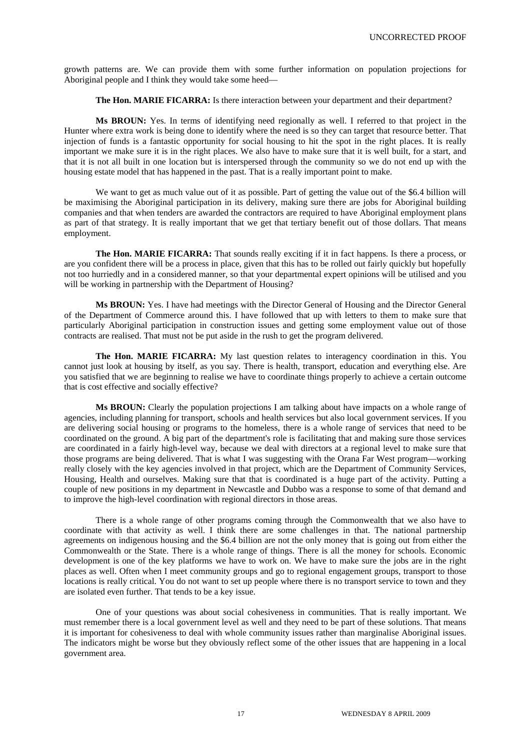growth patterns are. We can provide them with some further information on population projections for Aboriginal people and I think they would take some heed—

**The Hon. MARIE FICARRA:** Is there interaction between your department and their department?

**Ms BROUN:** Yes. In terms of identifying need regionally as well. I referred to that project in the Hunter where extra work is being done to identify where the need is so they can target that resource better. That injection of funds is a fantastic opportunity for social housing to hit the spot in the right places. It is really important we make sure it is in the right places. We also have to make sure that it is well built, for a start, and that it is not all built in one location but is interspersed through the community so we do not end up with the housing estate model that has happened in the past. That is a really important point to make.

We want to get as much value out of it as possible. Part of getting the value out of the $6.4 billion will be maximising the Aboriginal participation in its delivery, making sure there are jobs for Aboriginal building companies and that when tenders are awarded the contractors are required to have Aboriginal employment plans as part of that strategy. It is really important that we get that tertiary benefit out of those dollars. That means employment.

**The Hon. MARIE FICARRA:** That sounds really exciting if it in fact happens. Is there a process, or are you confident there will be a process in place, given that this has to be rolled out fairly quickly but hopefully not too hurriedly and in a considered manner, so that your departmental expert opinions will be utilised and you will be working in partnership with the Department of Housing?

**Ms BROUN:** Yes. I have had meetings with the Director General of Housing and the Director General of the Department of Commerce around this. I have followed that up with letters to them to make sure that particularly Aboriginal participation in construction issues and getting some employment value out of those contracts are realised. That must not be put aside in the rush to get the program delivered.

**The Hon. MARIE FICARRA:** My last question relates to interagency coordination in this. You cannot just look at housing by itself, as you say. There is health, transport, education and everything else. Are you satisfied that we are beginning to realise we have to coordinate things properly to achieve a certain outcome that is cost effective and socially effective?

**Ms BROUN:** Clearly the population projections I am talking about have impacts on a whole range of agencies, including planning for transport, schools and health services but also local government services. If you are delivering social housing or programs to the homeless, there is a whole range of services that need to be coordinated on the ground. A big part of the department's role is facilitating that and making sure those services are coordinated in a fairly high-level way, because we deal with directors at a regional level to make sure that those programs are being delivered. That is what I was suggesting with the Orana Far West program—working really closely with the key agencies involved in that project, which are the Department of Community Services, Housing, Health and ourselves. Making sure that that is coordinated is a huge part of the activity. Putting a couple of new positions in my department in Newcastle and Dubbo was a response to some of that demand and to improve the high-level coordination with regional directors in those areas.

There is a whole range of other programs coming through the Commonwealth that we also have to coordinate with that activity as well. I think there are some challenges in that. The national partnership agreements on indigenous housing and the $6.4 billion are not the only money that is going out from either the Commonwealth or the State. There is a whole range of things. There is all the money for schools. Economic development is one of the key platforms we have to work on. We have to make sure the jobs are in the right places as well. Often when I meet community groups and go to regional engagement groups, transport to those locations is really critical. You do not want to set up people where there is no transport service to town and they are isolated even further. That tends to be a key issue.

One of your questions was about social cohesiveness in communities. That is really important. We must remember there is a local government level as well and they need to be part of these solutions. That means it is important for cohesiveness to deal with whole community issues rather than marginalise Aboriginal issues. The indicators might be worse but they obviously reflect some of the other issues that are happening in a local government area.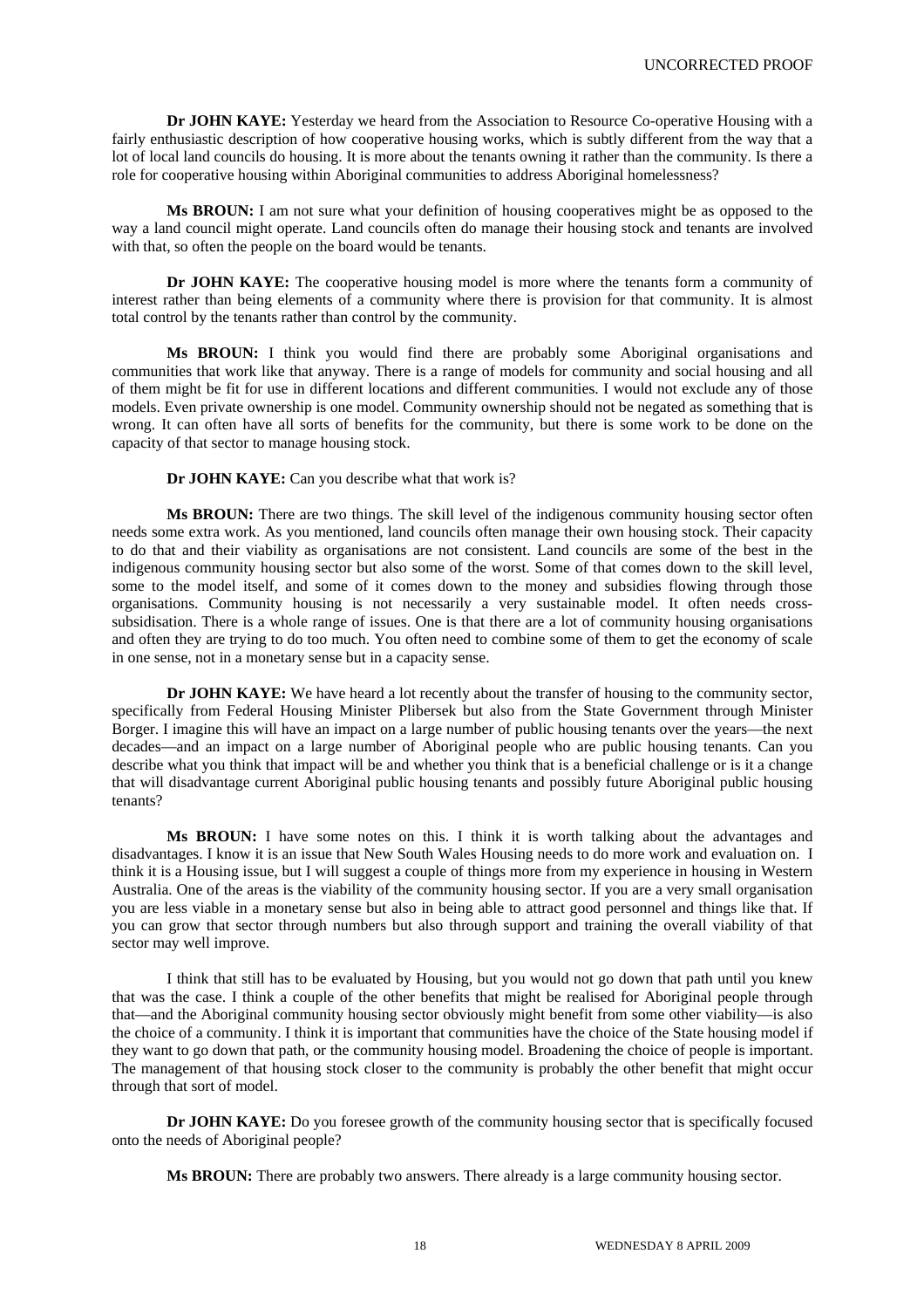**Dr JOHN KAYE:** Yesterday we heard from the Association to Resource Co-operative Housing with a fairly enthusiastic description of how cooperative housing works, which is subtly different from the way that a lot of local land councils do housing. It is more about the tenants owning it rather than the community. Is there a role for cooperative housing within Aboriginal communities to address Aboriginal homelessness?

**Ms BROUN:** I am not sure what your definition of housing cooperatives might be as opposed to the way a land council might operate. Land councils often do manage their housing stock and tenants are involved with that, so often the people on the board would be tenants.

**Dr JOHN KAYE:** The cooperative housing model is more where the tenants form a community of interest rather than being elements of a community where there is provision for that community. It is almost total control by the tenants rather than control by the community.

**Ms BROUN:** I think you would find there are probably some Aboriginal organisations and communities that work like that anyway. There is a range of models for community and social housing and all of them might be fit for use in different locations and different communities. I would not exclude any of those models. Even private ownership is one model. Community ownership should not be negated as something that is wrong. It can often have all sorts of benefits for the community, but there is some work to be done on the capacity of that sector to manage housing stock.

**Dr JOHN KAYE:** Can you describe what that work is?

**Ms BROUN:** There are two things. The skill level of the indigenous community housing sector often needs some extra work. As you mentioned, land councils often manage their own housing stock. Their capacity to do that and their viability as organisations are not consistent. Land councils are some of the best in the indigenous community housing sector but also some of the worst. Some of that comes down to the skill level, some to the model itself, and some of it comes down to the money and subsidies flowing through those organisations. Community housing is not necessarily a very sustainable model. It often needs cross-subsidisation. There is a whole range of issues. One is that there are a lot of community housing organisations and often they are trying to do too much. You often need to combine some of them to get the economy of scale in one sense, not in a monetary sense but in a capacity sense.

**Dr JOHN KAYE:** We have heard a lot recently about the transfer of housing to the community sector, specifically from Federal Housing Minister Plibersek but also from the State Government through Minister Borger. I imagine this will have an impact on a large number of public housing tenants over the years—the next decades—and an impact on a large number of Aboriginal people who are public housing tenants. Can you describe what you think that impact will be and whether you think that is a beneficial challenge or is it a change that will disadvantage current Aboriginal public housing tenants and possibly future Aboriginal public housing tenants?

**Ms BROUN:** I have some notes on this. I think it is worth talking about the advantages and disadvantages. I know it is an issue that New South Wales Housing needs to do more work and evaluation on. I think it is a Housing issue, but I will suggest a couple of things more from my experience in housing in Western Australia. One of the areas is the viability of the community housing sector. If you are a very small organisation you are less viable in a monetary sense but also in being able to attract good personnel and things like that. If you can grow that sector through numbers but also through support and training the overall viability of that sector may well improve.

I think that still has to be evaluated by Housing, but you would not go down that path until you knew that was the case. I think a couple of the other benefits that might be realised for Aboriginal people through that—and the Aboriginal community housing sector obviously might benefit from some other viability—is also the choice of a community. I think it is important that communities have the choice of the State housing model if they want to go down that path, or the community housing model. Broadening the choice of people is important. The management of that housing stock closer to the community is probably the other benefit that might occur through that sort of model.

**Dr JOHN KAYE:** Do you foresee growth of the community housing sector that is specifically focused onto the needs of Aboriginal people?

**Ms BROUN:** There are probably two answers. There already is a large community housing sector.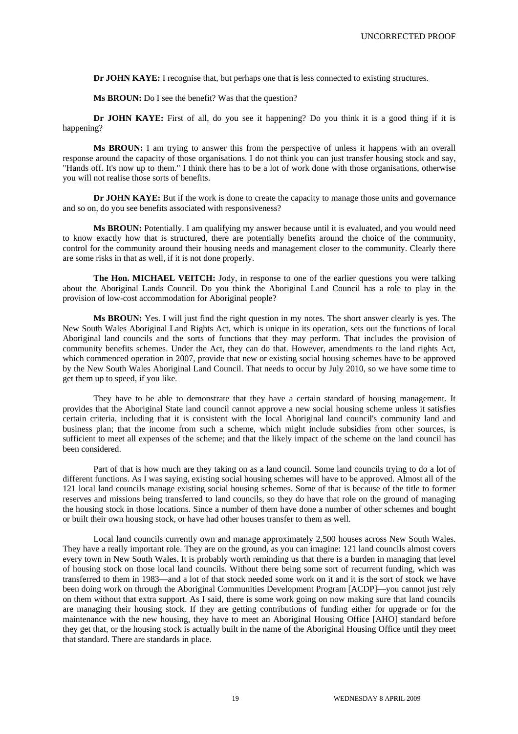**Dr JOHN KAYE:** I recognise that, but perhaps one that is less connected to existing structures.

**Ms BROUN:** Do I see the benefit? Was that the question?

**Dr JOHN KAYE:** First of all, do you see it happening? Do you think it is a good thing if it is happening?

**Ms BROUN:** I am trying to answer this from the perspective of unless it happens with an overall response around the capacity of those organisations. I do not think you can just transfer housing stock and say, "Hands off. It's now up to them." I think there has to be a lot of work done with those organisations, otherwise you will not realise those sorts of benefits.

**Dr JOHN KAYE:** But if the work is done to create the capacity to manage those units and governance and so on, do you see benefits associated with responsiveness?

**Ms BROUN:** Potentially. I am qualifying my answer because until it is evaluated, and you would need to know exactly how that is structured, there are potentially benefits around the choice of the community, control for the community around their housing needs and management closer to the community. Clearly there are some risks in that as well, if it is not done properly.

**The Hon. MICHAEL VEITCH:** Jody, in response to one of the earlier questions you were talking about the Aboriginal Lands Council. Do you think the Aboriginal Land Council has a role to play in the provision of low-cost accommodation for Aboriginal people?

**Ms BROUN:** Yes. I will just find the right question in my notes. The short answer clearly is yes. The New South Wales Aboriginal Land Rights Act, which is unique in its operation, sets out the functions of local Aboriginal land councils and the sorts of functions that they may perform. That includes the provision of community benefits schemes. Under the Act, they can do that. However, amendments to the land rights Act, which commenced operation in 2007, provide that new or existing social housing schemes have to be approved by the New South Wales Aboriginal Land Council. That needs to occur by July 2010, so we have some time to get them up to speed, if you like.

They have to be able to demonstrate that they have a certain standard of housing management. It provides that the Aboriginal State land council cannot approve a new social housing scheme unless it satisfies certain criteria, including that it is consistent with the local Aboriginal land council's community land and business plan; that the income from such a scheme, which might include subsidies from other sources, is sufficient to meet all expenses of the scheme; and that the likely impact of the scheme on the land council has been considered.

Part of that is how much are they taking on as a land council. Some land councils trying to do a lot of different functions. As I was saying, existing social housing schemes will have to be approved. Almost all of the 121 local land councils manage existing social housing schemes. Some of that is because of the title to former reserves and missions being transferred to land councils, so they do have that role on the ground of managing the housing stock in those locations. Since a number of them have done a number of other schemes and bought or built their own housing stock, or have had other houses transfer to them as well.

Local land councils currently own and manage approximately 2,500 houses across New South Wales. They have a really important role. They are on the ground, as you can imagine: 121 land councils almost covers every town in New South Wales. It is probably worth reminding us that there is a burden in managing that level of housing stock on those local land councils. Without there being some sort of recurrent funding, which was transferred to them in 1983—and a lot of that stock needed some work on it and it is the sort of stock we have been doing work on through the Aboriginal Communities Development Program [ACDP]—you cannot just rely on them without that extra support. As I said, there is some work going on now making sure that land councils are managing their housing stock. If they are getting contributions of funding either for upgrade or for the maintenance with the new housing, they have to meet an Aboriginal Housing Office [AHO] standard before they get that, or the housing stock is actually built in the name of the Aboriginal Housing Office until they meet that standard. There are standards in place.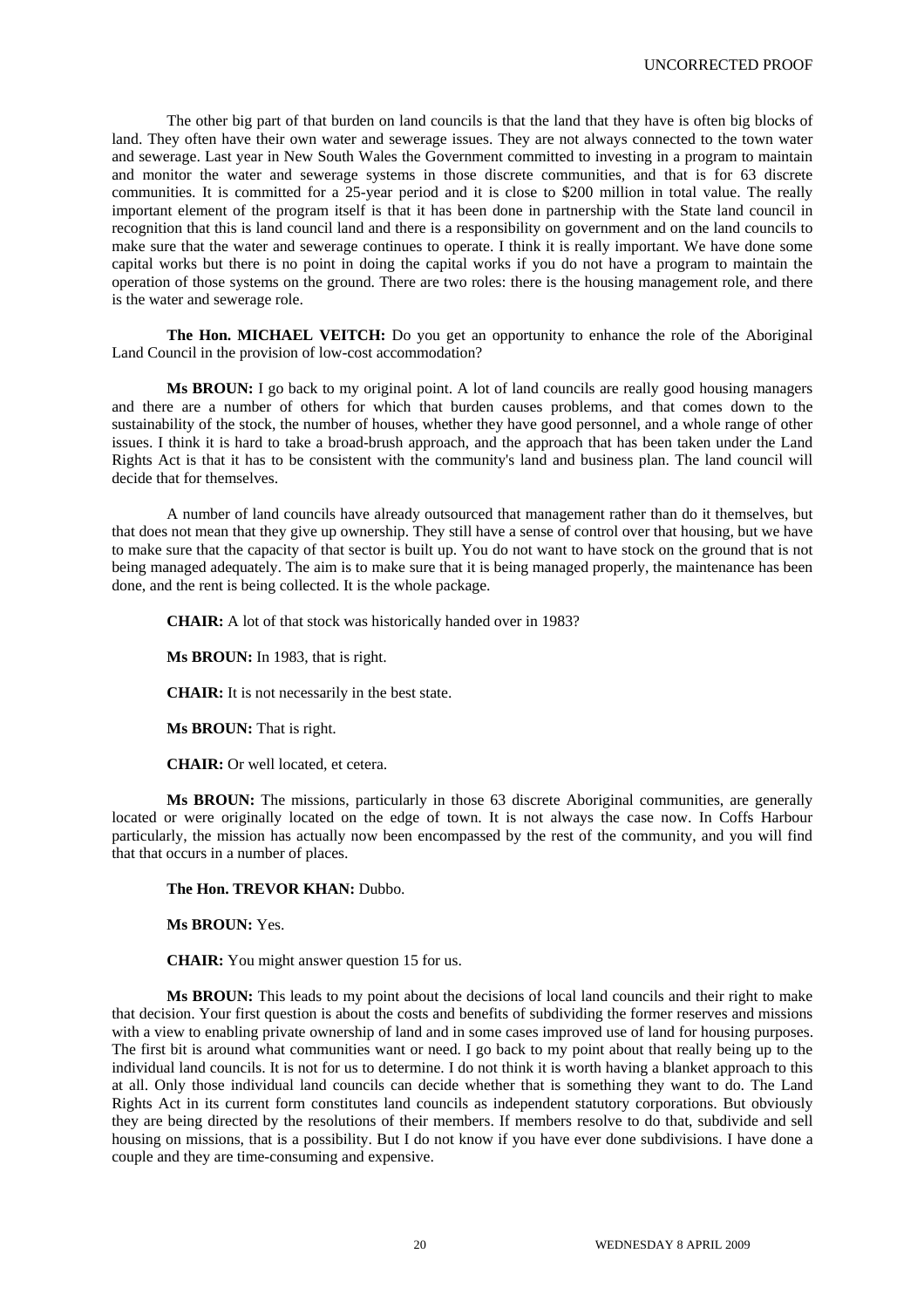The other big part of that burden on land councils is that the land that they have is often big blocks of land. They often have their own water and sewerage issues. They are not always connected to the town water and sewerage. Last year in New South Wales the Government committed to investing in a program to maintain and monitor the water and sewerage systems in those discrete communities, and that is for 63 discrete communities. It is committed for a 25-year period and it is close to $200 million in total value. The really important element of the program itself is that it has been done in partnership with the State land council in recognition that this is land council land and there is a responsibility on government and on the land councils to make sure that the water and sewerage continues to operate. I think it is really important. We have done some capital works but there is no point in doing the capital works if you do not have a program to maintain the operation of those systems on the ground. There are two roles: there is the housing management role, and there is the water and sewerage role.

**The Hon. MICHAEL VEITCH:** Do you get an opportunity to enhance the role of the Aboriginal Land Council in the provision of low-cost accommodation?

**Ms BROUN:** I go back to my original point. A lot of land councils are really good housing managers and there are a number of others for which that burden causes problems, and that comes down to the sustainability of the stock, the number of houses, whether they have good personnel, and a whole range of other issues. I think it is hard to take a broad-brush approach, and the approach that has been taken under the Land Rights Act is that it has to be consistent with the community's land and business plan. The land council will decide that for themselves.

A number of land councils have already outsourced that management rather than do it themselves, but that does not mean that they give up ownership. They still have a sense of control over that housing, but we have to make sure that the capacity of that sector is built up. You do not want to have stock on the ground that is not being managed adequately. The aim is to make sure that it is being managed properly, the maintenance has been done, and the rent is being collected. It is the whole package.

**CHAIR:** A lot of that stock was historically handed over in 1983?

**Ms BROUN:** In 1983, that is right.

**CHAIR:** It is not necessarily in the best state.

**Ms BROUN:** That is right.

**CHAIR:** Or well located, et cetera.

**Ms BROUN:** The missions, particularly in those 63 discrete Aboriginal communities, are generally located or were originally located on the edge of town. It is not always the case now. In Coffs Harbour particularly, the mission has actually now been encompassed by the rest of the community, and you will find that that occurs in a number of places.

**The Hon. TREVOR KHAN:** Dubbo.

**Ms BROUN:** Yes.

**CHAIR:** You might answer question 15 for us.

**Ms BROUN:** This leads to my point about the decisions of local land councils and their right to make that decision. Your first question is about the costs and benefits of subdividing the former reserves and missions with a view to enabling private ownership of land and in some cases improved use of land for housing purposes. The first bit is around what communities want or need. I go back to my point about that really being up to the individual land councils. It is not for us to determine. I do not think it is worth having a blanket approach to this at all. Only those individual land councils can decide whether that is something they want to do. The Land Rights Act in its current form constitutes land councils as independent statutory corporations. But obviously they are being directed by the resolutions of their members. If members resolve to do that, subdivide and sell housing on missions, that is a possibility. But I do not know if you have ever done subdivisions. I have done a couple and they are time-consuming and expensive.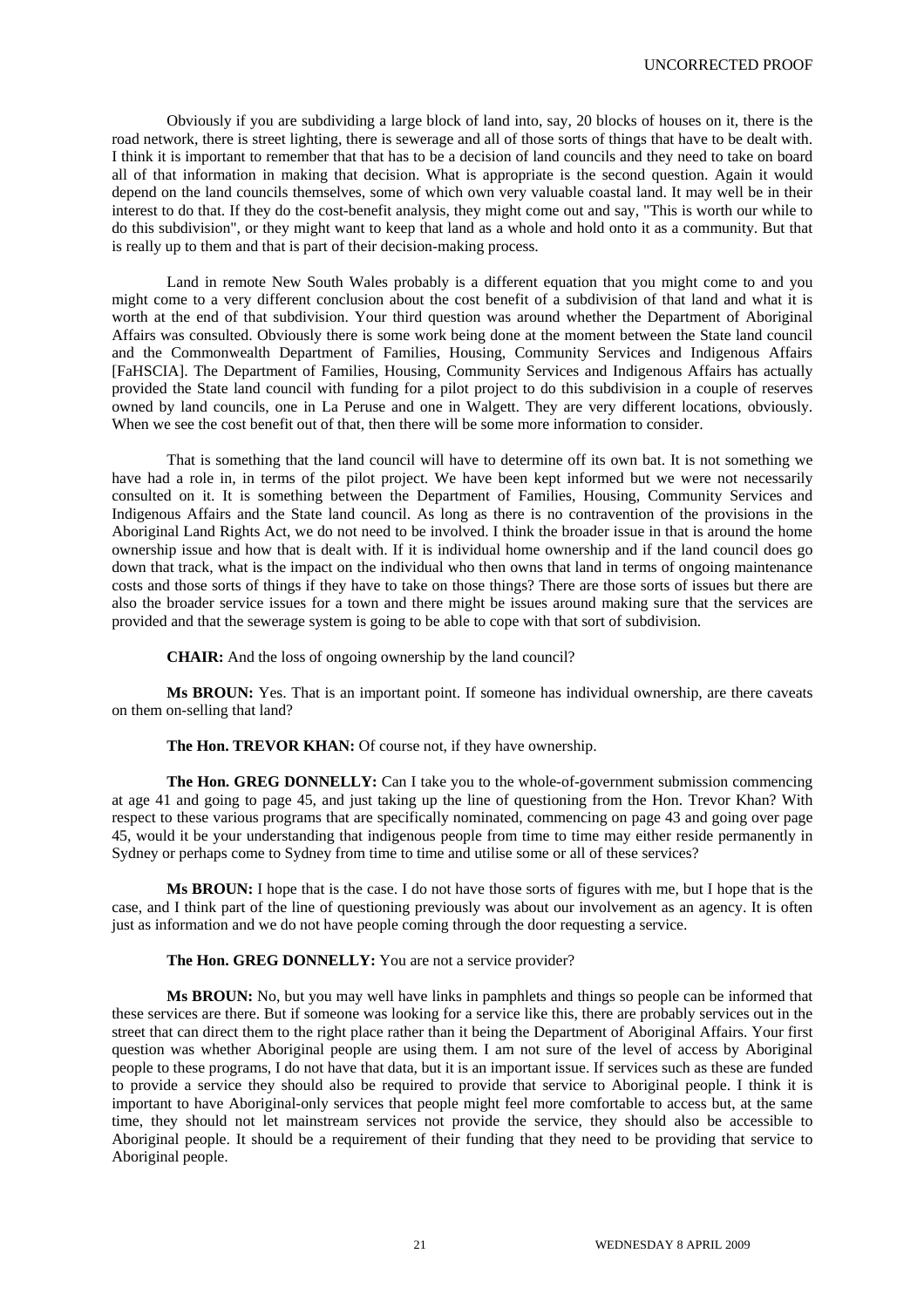Obviously if you are subdividing a large block of land into, say, 20 blocks of houses on it, there is the road network, there is street lighting, there is sewerage and all of those sorts of things that have to be dealt with. I think it is important to remember that that has to be a decision of land councils and they need to take on board all of that information in making that decision. What is appropriate is the second question. Again it would depend on the land councils themselves, some of which own very valuable coastal land. It may well be in their interest to do that. If they do the cost-benefit analysis, they might come out and say, "This is worth our while to do this subdivision", or they might want to keep that land as a whole and hold onto it as a community. But that is really up to them and that is part of their decision-making process.

Land in remote New South Wales probably is a different equation that you might come to and you might come to a very different conclusion about the cost benefit of a subdivision of that land and what it is worth at the end of that subdivision. Your third question was around whether the Department of Aboriginal Affairs was consulted. Obviously there is some work being done at the moment between the State land council and the Commonwealth Department of Families, Housing, Community Services and Indigenous Affairs [FaHSCIA]. The Department of Families, Housing, Community Services and Indigenous Affairs has actually provided the State land council with funding for a pilot project to do this subdivision in a couple of reserves owned by land councils, one in La Peruse and one in Walgett. They are very different locations, obviously. When we see the cost benefit out of that, then there will be some more information to consider.

That is something that the land council will have to determine off its own bat. It is not something we have had a role in, in terms of the pilot project. We have been kept informed but we were not necessarily consulted on it. It is something between the Department of Families, Housing, Community Services and Indigenous Affairs and the State land council. As long as there is no contravention of the provisions in the Aboriginal Land Rights Act, we do not need to be involved. I think the broader issue in that is around the home ownership issue and how that is dealt with. If it is individual home ownership and if the land council does go down that track, what is the impact on the individual who then owns that land in terms of ongoing maintenance costs and those sorts of things if they have to take on those things? There are those sorts of issues but there are also the broader service issues for a town and there might be issues around making sure that the services are provided and that the sewerage system is going to be able to cope with that sort of subdivision.

**CHAIR:** And the loss of ongoing ownership by the land council?

**Ms BROUN:** Yes. That is an important point. If someone has individual ownership, are there caveats on them on-selling that land?

**The Hon. TREVOR KHAN:** Of course not, if they have ownership.

**The Hon. GREG DONNELLY:** Can I take you to the whole-of-government submission commencing at age 41 and going to page 45, and just taking up the line of questioning from the Hon. Trevor Khan? With respect to these various programs that are specifically nominated, commencing on page 43 and going over page 45, would it be your understanding that indigenous people from time to time may either reside permanently in Sydney or perhaps come to Sydney from time to time and utilise some or all of these services?

**Ms BROUN:** I hope that is the case. I do not have those sorts of figures with me, but I hope that is the case, and I think part of the line of questioning previously was about our involvement as an agency. It is often just as information and we do not have people coming through the door requesting a service.

**The Hon. GREG DONNELLY:** You are not a service provider?

**Ms BROUN:** No, but you may well have links in pamphlets and things so people can be informed that these services are there. But if someone was looking for a service like this, there are probably services out in the street that can direct them to the right place rather than it being the Department of Aboriginal Affairs. Your first question was whether Aboriginal people are using them. I am not sure of the level of access by Aboriginal people to these programs, I do not have that data, but it is an important issue. If services such as these are funded to provide a service they should also be required to provide that service to Aboriginal people. I think it is important to have Aboriginal-only services that people might feel more comfortable to access but, at the same time, they should not let mainstream services not provide the service, they should also be accessible to Aboriginal people. It should be a requirement of their funding that they need to be providing that service to Aboriginal people.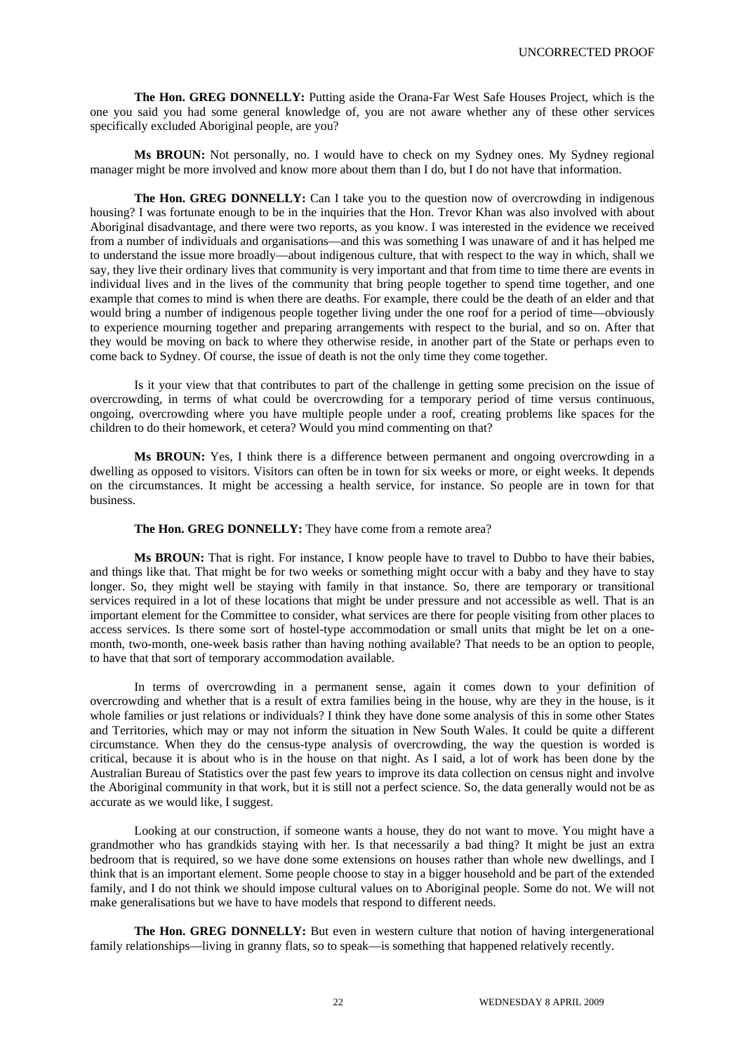**The Hon. GREG DONNELLY:** Putting aside the Orana-Far West Safe Houses Project, which is the one you said you had some general knowledge of, you are not aware whether any of these other services specifically excluded Aboriginal people, are you?

**Ms BROUN:** Not personally, no. I would have to check on my Sydney ones. My Sydney regional manager might be more involved and know more about them than I do, but I do not have that information.

**The Hon. GREG DONNELLY:** Can I take you to the question now of overcrowding in indigenous housing? I was fortunate enough to be in the inquiries that the Hon. Trevor Khan was also involved with about Aboriginal disadvantage, and there were two reports, as you know. I was interested in the evidence we received from a number of individuals and organisations—and this was something I was unaware of and it has helped me to understand the issue more broadly—about indigenous culture, that with respect to the way in which, shall we say, they live their ordinary lives that community is very important and that from time to time there are events in individual lives and in the lives of the community that bring people together to spend time together, and one example that comes to mind is when there are deaths. For example, there could be the death of an elder and that would bring a number of indigenous people together living under the one roof for a period of time—obviously to experience mourning together and preparing arrangements with respect to the burial, and so on. After that they would be moving on back to where they otherwise reside, in another part of the State or perhaps even to come back to Sydney. Of course, the issue of death is not the only time they come together.

Is it your view that that contributes to part of the challenge in getting some precision on the issue of overcrowding, in terms of what could be overcrowding for a temporary period of time versus continuous, ongoing, overcrowding where you have multiple people under a roof, creating problems like spaces for the children to do their homework, et cetera? Would you mind commenting on that?

**Ms BROUN:** Yes, I think there is a difference between permanent and ongoing overcrowding in a dwelling as opposed to visitors. Visitors can often be in town for six weeks or more, or eight weeks. It depends on the circumstances. It might be accessing a health service, for instance. So people are in town for that business.

**The Hon. GREG DONNELLY:** They have come from a remote area?

**Ms BROUN:** That is right. For instance, I know people have to travel to Dubbo to have their babies, and things like that. That might be for two weeks or something might occur with a baby and they have to stay longer. So, they might well be staying with family in that instance. So, there are temporary or transitional services required in a lot of these locations that might be under pressure and not accessible as well. That is an important element for the Committee to consider, what services are there for people visiting from other places to access services. Is there some sort of hostel-type accommodation or small units that might be let on a one-month, two-month, one-week basis rather than having nothing available? That needs to be an option to people, to have that that sort of temporary accommodation available.

In terms of overcrowding in a permanent sense, again it comes down to your definition of overcrowding and whether that is a result of extra families being in the house, why are they in the house, is it whole families or just relations or individuals? I think they have done some analysis of this in some other States and Territories, which may or may not inform the situation in New South Wales. It could be quite a different circumstance. When they do the census-type analysis of overcrowding, the way the question is worded is critical, because it is about who is in the house on that night. As I said, a lot of work has been done by the Australian Bureau of Statistics over the past few years to improve its data collection on census night and involve the Aboriginal community in that work, but it is still not a perfect science. So, the data generally would not be as accurate as we would like, I suggest.

Looking at our construction, if someone wants a house, they do not want to move. You might have a grandmother who has grandkids staying with her. Is that necessarily a bad thing? It might be just an extra bedroom that is required, so we have done some extensions on houses rather than whole new dwellings, and I think that is an important element. Some people choose to stay in a bigger household and be part of the extended family, and I do not think we should impose cultural values on to Aboriginal people. Some do not. We will not make generalisations but we have to have models that respond to different needs.

**The Hon. GREG DONNELLY:** But even in western culture that notion of having intergenerational family relationships—living in granny flats, so to speak—is something that happened relatively recently.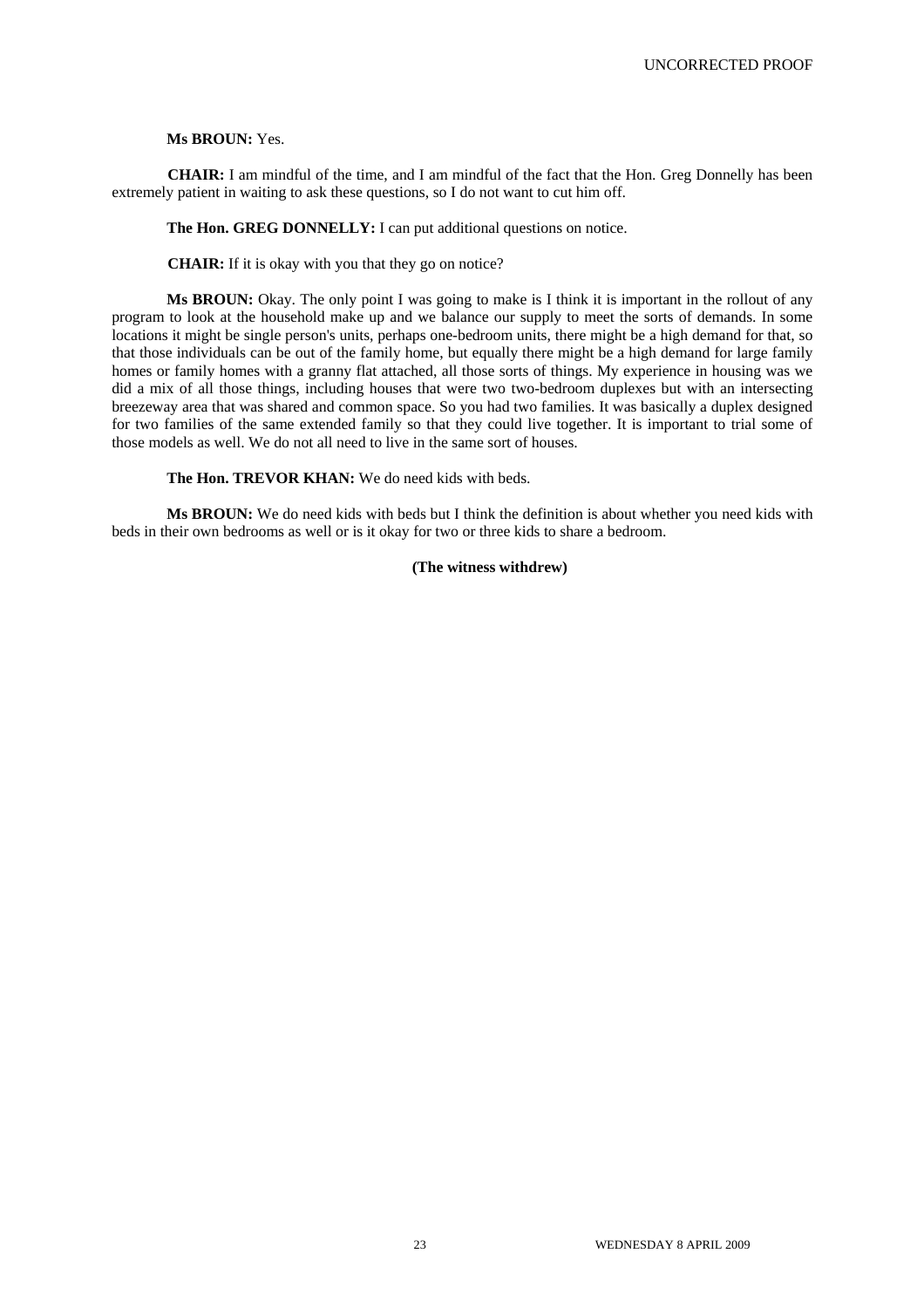**Ms BROUN:** Yes.

**CHAIR:** I am mindful of the time, and I am mindful of the fact that the Hon. Greg Donnelly has been extremely patient in waiting to ask these questions, so I do not want to cut him off.

**The Hon. GREG DONNELLY:** I can put additional questions on notice.

**CHAIR:** If it is okay with you that they go on notice?

**Ms BROUN:** Okay. The only point I was going to make is I think it is important in the rollout of any program to look at the household make up and we balance our supply to meet the sorts of demands. In some locations it might be single person's units, perhaps one-bedroom units, there might be a high demand for that, so that those individuals can be out of the family home, but equally there might be a high demand for large family homes or family homes with a granny flat attached, all those sorts of things. My experience in housing was we did a mix of all those things, including houses that were two two-bedroom duplexes but with an intersecting breezeway area that was shared and common space. So you had two families. It was basically a duplex designed for two families of the same extended family so that they could live together. It is important to trial some of those models as well. We do not all need to live in the same sort of houses.

**The Hon. TREVOR KHAN:** We do need kids with beds.

**Ms BROUN:** We do need kids with beds but I think the definition is about whether you need kids with beds in their own bedrooms as well or is it okay for two or three kids to share a bedroom.

**(The witness withdrew)**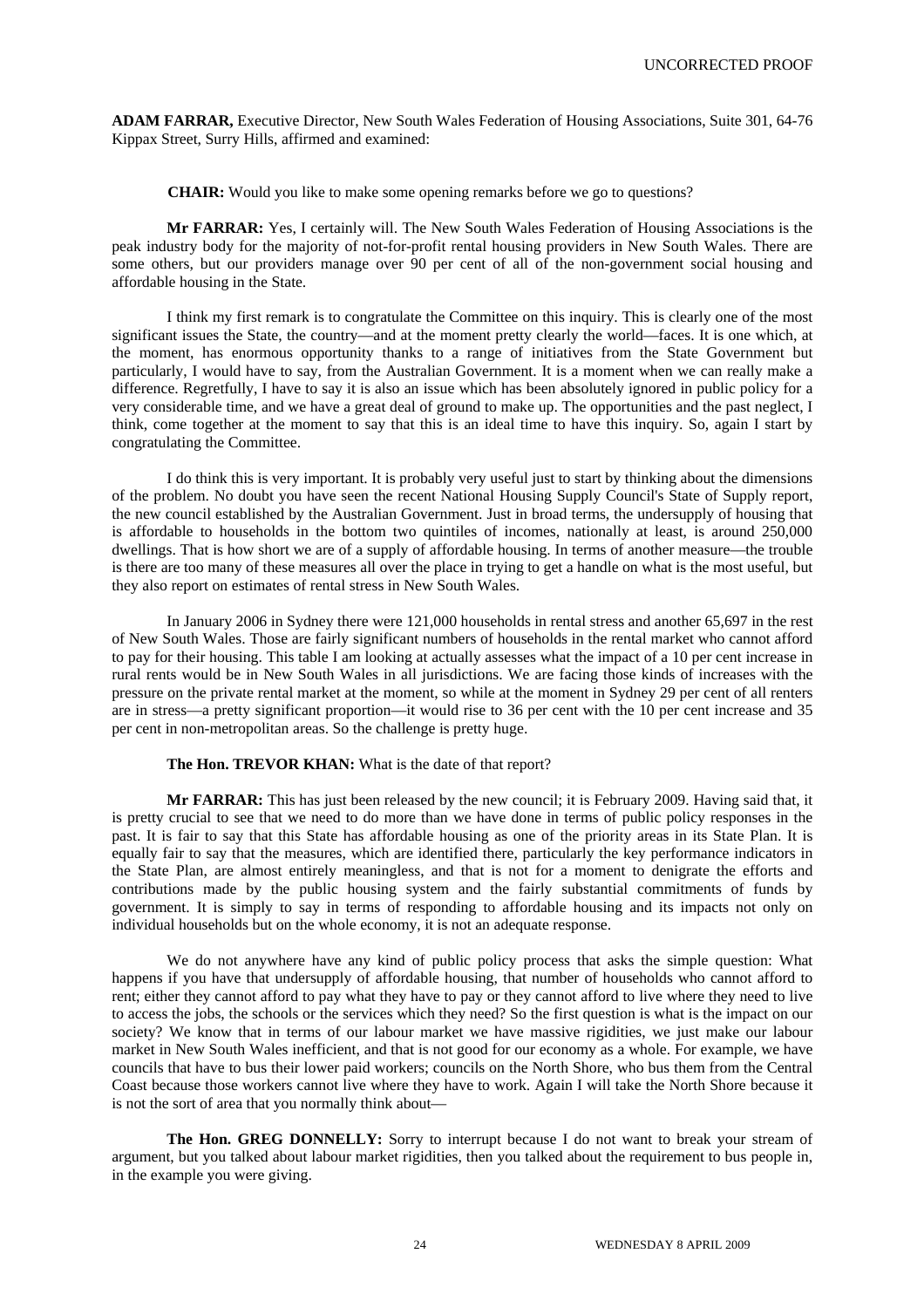**ADAM FARRAR,** Executive Director, New South Wales Federation of Housing Associations, Suite 301, 64-76 Kippax Street, Surry Hills, affirmed and examined:

**CHAIR:** Would you like to make some opening remarks before we go to questions?

**Mr FARRAR:** Yes, I certainly will. The New South Wales Federation of Housing Associations is the peak industry body for the majority of not-for-profit rental housing providers in New South Wales. There are some others, but our providers manage over 90 per cent of all of the non-government social housing and affordable housing in the State.

I think my first remark is to congratulate the Committee on this inquiry. This is clearly one of the most significant issues the State, the country—and at the moment pretty clearly the world—faces. It is one which, at the moment, has enormous opportunity thanks to a range of initiatives from the State Government but particularly, I would have to say, from the Australian Government. It is a moment when we can really make a difference. Regretfully, I have to say it is also an issue which has been absolutely ignored in public policy for a very considerable time, and we have a great deal of ground to make up. The opportunities and the past neglect, I think, come together at the moment to say that this is an ideal time to have this inquiry. So, again I start by congratulating the Committee.

I do think this is very important. It is probably very useful just to start by thinking about the dimensions of the problem. No doubt you have seen the recent National Housing Supply Council's State of Supply report, the new council established by the Australian Government. Just in broad terms, the undersupply of housing that is affordable to households in the bottom two quintiles of incomes, nationally at least, is around 250,000 dwellings. That is how short we are of a supply of affordable housing. In terms of another measure—the trouble is there are too many of these measures all over the place in trying to get a handle on what is the most useful, but they also report on estimates of rental stress in New South Wales.

In January 2006 in Sydney there were 121,000 households in rental stress and another 65,697 in the rest of New South Wales. Those are fairly significant numbers of households in the rental market who cannot afford to pay for their housing. This table I am looking at actually assesses what the impact of a 10 per cent increase in rural rents would be in New South Wales in all jurisdictions. We are facing those kinds of increases with the pressure on the private rental market at the moment, so while at the moment in Sydney 29 per cent of all renters are in stress—a pretty significant proportion—it would rise to 36 per cent with the 10 per cent increase and 35 per cent in non-metropolitan areas. So the challenge is pretty huge.

**The Hon. TREVOR KHAN:** What is the date of that report?

**Mr FARRAR:** This has just been released by the new council; it is February 2009. Having said that, it is pretty crucial to see that we need to do more than we have done in terms of public policy responses in the past. It is fair to say that this State has affordable housing as one of the priority areas in its State Plan. It is equally fair to say that the measures, which are identified there, particularly the key performance indicators in the State Plan, are almost entirely meaningless, and that is not for a moment to denigrate the efforts and contributions made by the public housing system and the fairly substantial commitments of funds by government. It is simply to say in terms of responding to affordable housing and its impacts not only on individual households but on the whole economy, it is not an adequate response.

We do not anywhere have any kind of public policy process that asks the simple question: What happens if you have that undersupply of affordable housing, that number of households who cannot afford to rent; either they cannot afford to pay what they have to pay or they cannot afford to live where they need to live to access the jobs, the schools or the services which they need? So the first question is what is the impact on our society? We know that in terms of our labour market we have massive rigidities, we just make our labour market in New South Wales inefficient, and that is not good for our economy as a whole. For example, we have councils that have to bus their lower paid workers; councils on the North Shore, who bus them from the Central Coast because those workers cannot live where they have to work. Again I will take the North Shore because it is not the sort of area that you normally think about—

**The Hon. GREG DONNELLY:** Sorry to interrupt because I do not want to break your stream of argument, but you talked about labour market rigidities, then you talked about the requirement to bus people in, in the example you were giving.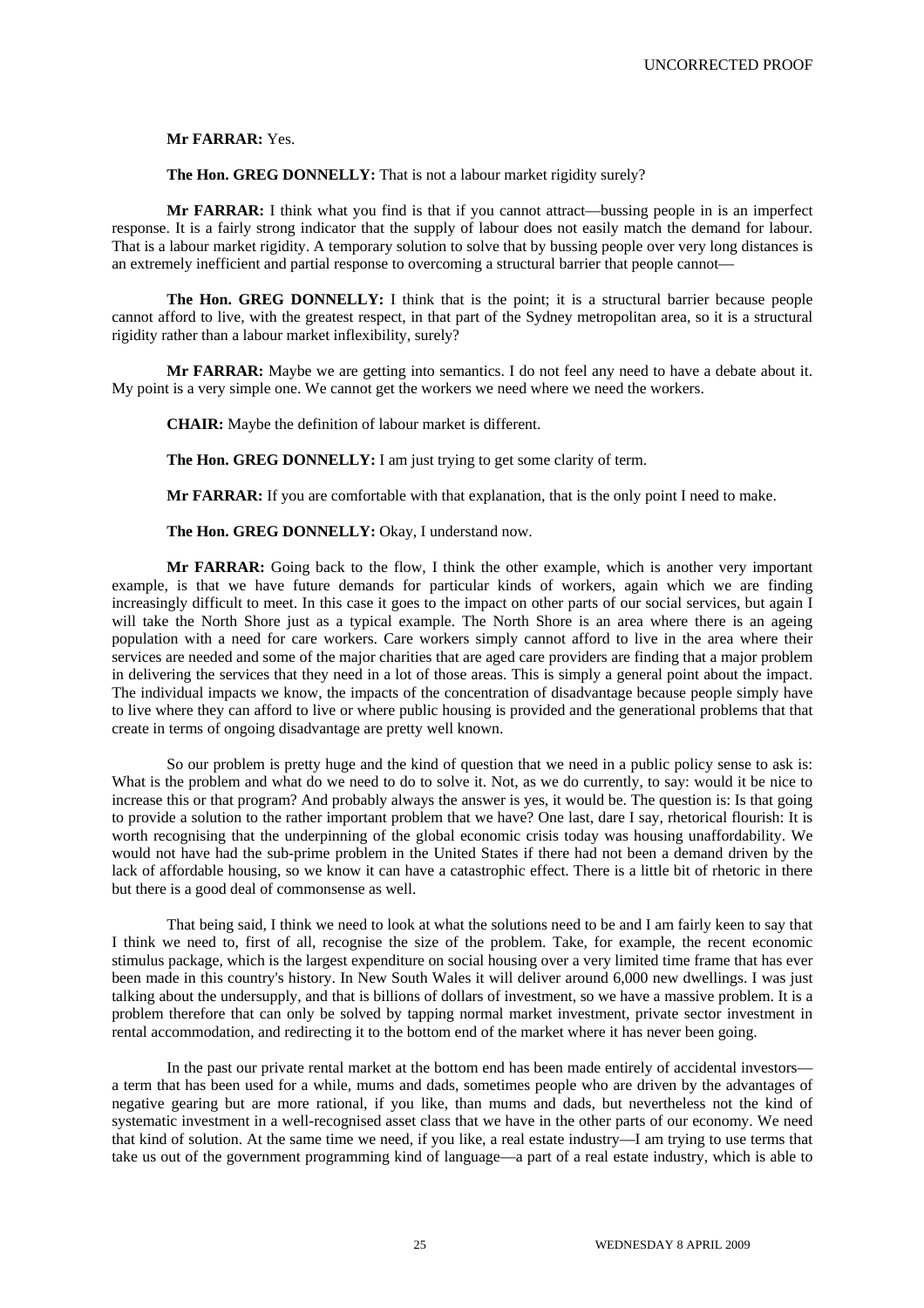**Mr FARRAR:** Yes.

**The Hon. GREG DONNELLY:** That is not a labour market rigidity surely?

**Mr FARRAR:** I think what you find is that if you cannot attract—bussing people in is an imperfect response. It is a fairly strong indicator that the supply of labour does not easily match the demand for labour. That is a labour market rigidity. A temporary solution to solve that by bussing people over very long distances is an extremely inefficient and partial response to overcoming a structural barrier that people cannot—

**The Hon. GREG DONNELLY:** I think that is the point; it is a structural barrier because people cannot afford to live, with the greatest respect, in that part of the Sydney metropolitan area, so it is a structural rigidity rather than a labour market inflexibility, surely?

**Mr FARRAR:** Maybe we are getting into semantics. I do not feel any need to have a debate about it. My point is a very simple one. We cannot get the workers we need where we need the workers.

**CHAIR:** Maybe the definition of labour market is different.

**The Hon. GREG DONNELLY:** I am just trying to get some clarity of term.

**Mr FARRAR:** If you are comfortable with that explanation, that is the only point I need to make.

**The Hon. GREG DONNELLY:** Okay, I understand now.

**Mr FARRAR:** Going back to the flow, I think the other example, which is another very important example, is that we have future demands for particular kinds of workers, again which we are finding increasingly difficult to meet. In this case it goes to the impact on other parts of our social services, but again I will take the North Shore just as a typical example. The North Shore is an area where there is an ageing population with a need for care workers. Care workers simply cannot afford to live in the area where their services are needed and some of the major charities that are aged care providers are finding that a major problem in delivering the services that they need in a lot of those areas. This is simply a general point about the impact. The individual impacts we know, the impacts of the concentration of disadvantage because people simply have to live where they can afford to live or where public housing is provided and the generational problems that that create in terms of ongoing disadvantage are pretty well known.

So our problem is pretty huge and the kind of question that we need in a public policy sense to ask is: What is the problem and what do we need to do to solve it. Not, as we do currently, to say: would it be nice to increase this or that program? And probably always the answer is yes, it would be. The question is: Is that going to provide a solution to the rather important problem that we have? One last, dare I say, rhetorical flourish: It is worth recognising that the underpinning of the global economic crisis today was housing unaffordability. We would not have had the sub-prime problem in the United States if there had not been a demand driven by the lack of affordable housing, so we know it can have a catastrophic effect. There is a little bit of rhetoric in there but there is a good deal of commonsense as well.

That being said, I think we need to look at what the solutions need to be and I am fairly keen to say that I think we need to, first of all, recognise the size of the problem. Take, for example, the recent economic stimulus package, which is the largest expenditure on social housing over a very limited time frame that has ever been made in this country's history. In New South Wales it will deliver around 6,000 new dwellings. I was just talking about the undersupply, and that is billions of dollars of investment, so we have a massive problem. It is a problem therefore that can only be solved by tapping normal market investment, private sector investment in rental accommodation, and redirecting it to the bottom end of the market where it has never been going.

In the past our private rental market at the bottom end has been made entirely of accidental investors—a term that has been used for a while, mums and dads, sometimes people who are driven by the advantages of negative gearing but are more rational, if you like, than mums and dads, but nevertheless not the kind of systematic investment in a well-recognised asset class that we have in the other parts of our economy. We need that kind of solution. At the same time we need, if you like, a real estate industry—I am trying to use terms that take us out of the government programming kind of language—a part of a real estate industry, which is able to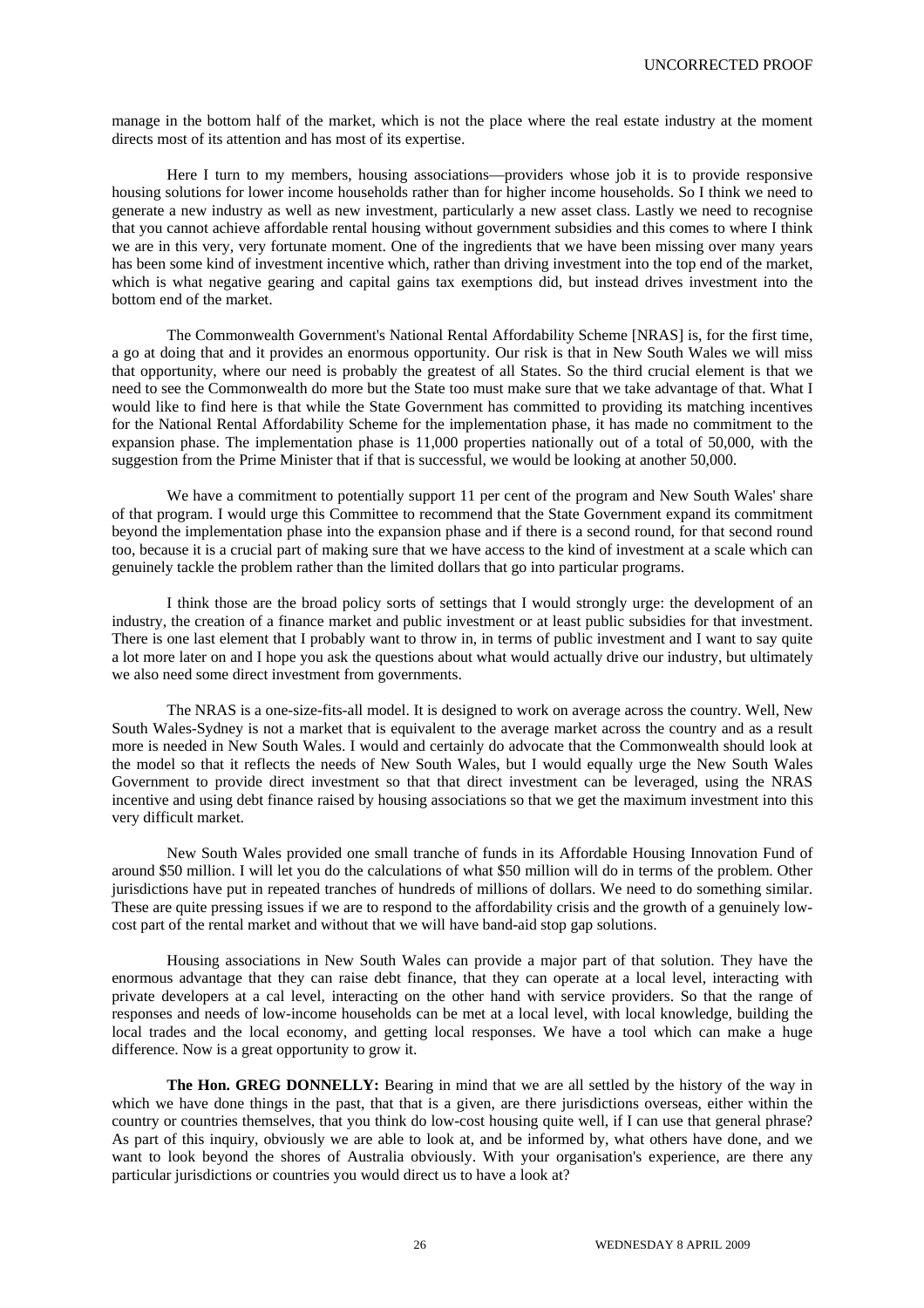manage in the bottom half of the market, which is not the place where the real estate industry at the moment directs most of its attention and has most of its expertise.

Here I turn to my members, housing associations—providers whose job it is to provide responsive housing solutions for lower income households rather than for higher income households. So I think we need to generate a new industry as well as new investment, particularly a new asset class. Lastly we need to recognise that you cannot achieve affordable rental housing without government subsidies and this comes to where I think we are in this very, very fortunate moment. One of the ingredients that we have been missing over many years has been some kind of investment incentive which, rather than driving investment into the top end of the market, which is what negative gearing and capital gains tax exemptions did, but instead drives investment into the bottom end of the market.

The Commonwealth Government's National Rental Affordability Scheme [NRAS] is, for the first time, a go at doing that and it provides an enormous opportunity. Our risk is that in New South Wales we will miss that opportunity, where our need is probably the greatest of all States. So the third crucial element is that we need to see the Commonwealth do more but the State too must make sure that we take advantage of that. What I would like to find here is that while the State Government has committed to providing its matching incentives for the National Rental Affordability Scheme for the implementation phase, it has made no commitment to the expansion phase. The implementation phase is 11,000 properties nationally out of a total of 50,000, with the suggestion from the Prime Minister that if that is successful, we would be looking at another 50,000.

We have a commitment to potentially support 11 per cent of the program and New South Wales' share of that program. I would urge this Committee to recommend that the State Government expand its commitment beyond the implementation phase into the expansion phase and if there is a second round, for that second round too, because it is a crucial part of making sure that we have access to the kind of investment at a scale which can genuinely tackle the problem rather than the limited dollars that go into particular programs.

I think those are the broad policy sorts of settings that I would strongly urge: the development of an industry, the creation of a finance market and public investment or at least public subsidies for that investment. There is one last element that I probably want to throw in, in terms of public investment and I want to say quite a lot more later on and I hope you ask the questions about what would actually drive our industry, but ultimately we also need some direct investment from governments.

The NRAS is a one-size-fits-all model. It is designed to work on average across the country. Well, New South Wales-Sydney is not a market that is equivalent to the average market across the country and as a result more is needed in New South Wales. I would and certainly do advocate that the Commonwealth should look at the model so that it reflects the needs of New South Wales, but I would equally urge the New South Wales Government to provide direct investment so that that direct investment can be leveraged, using the NRAS incentive and using debt finance raised by housing associations so that we get the maximum investment into this very difficult market.

New South Wales provided one small tranche of funds in its Affordable Housing Innovation Fund of around $50 million. I will let you do the calculations of what $50 million will do in terms of the problem. Other jurisdictions have put in repeated tranches of hundreds of millions of dollars. We need to do something similar. These are quite pressing issues if we are to respond to the affordability crisis and the growth of a genuinely low-cost part of the rental market and without that we will have band-aid stop gap solutions.

Housing associations in New South Wales can provide a major part of that solution. They have the enormous advantage that they can raise debt finance, that they can operate at a local level, interacting with private developers at a cal level, interacting on the other hand with service providers. So that the range of responses and needs of low-income households can be met at a local level, with local knowledge, building the local trades and the local economy, and getting local responses. We have a tool which can make a huge difference. Now is a great opportunity to grow it.

**The Hon. GREG DONNELLY:** Bearing in mind that we are all settled by the history of the way in which we have done things in the past, that that is a given, are there jurisdictions overseas, either within the country or countries themselves, that you think do low-cost housing quite well, if I can use that general phrase? As part of this inquiry, obviously we are able to look at, and be informed by, what others have done, and we want to look beyond the shores of Australia obviously. With your organisation's experience, are there any particular jurisdictions or countries you would direct us to have a look at?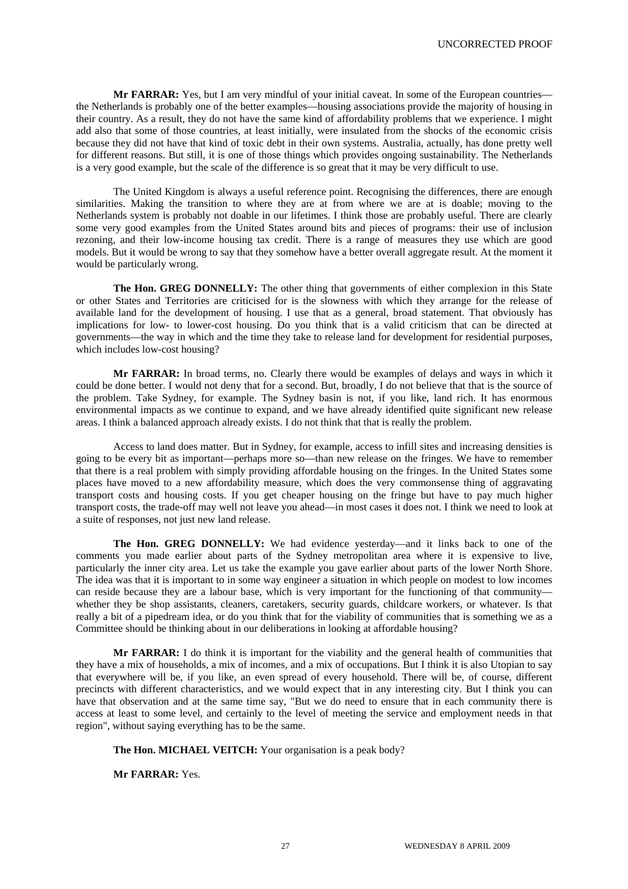**Mr FARRAR:** Yes, but I am very mindful of your initial caveat. In some of the European countries—the Netherlands is probably one of the better examples—housing associations provide the majority of housing in their country. As a result, they do not have the same kind of affordability problems that we experience. I might add also that some of those countries, at least initially, were insulated from the shocks of the economic crisis because they did not have that kind of toxic debt in their own systems. Australia, actually, has done pretty well for different reasons. But still, it is one of those things which provides ongoing sustainability. The Netherlands is a very good example, but the scale of the difference is so great that it may be very difficult to use.

The United Kingdom is always a useful reference point. Recognising the differences, there are enough similarities. Making the transition to where they are at from where we are at is doable; moving to the Netherlands system is probably not doable in our lifetimes. I think those are probably useful. There are clearly some very good examples from the United States around bits and pieces of programs: their use of inclusion rezoning, and their low-income housing tax credit. There is a range of measures they use which are good models. But it would be wrong to say that they somehow have a better overall aggregate result. At the moment it would be particularly wrong.

**The Hon. GREG DONNELLY:** The other thing that governments of either complexion in this State or other States and Territories are criticised for is the slowness with which they arrange for the release of available land for the development of housing. I use that as a general, broad statement. That obviously has implications for low- to lower-cost housing. Do you think that is a valid criticism that can be directed at governments—the way in which and the time they take to release land for development for residential purposes, which includes low-cost housing?

**Mr FARRAR:** In broad terms, no. Clearly there would be examples of delays and ways in which it could be done better. I would not deny that for a second. But, broadly, I do not believe that that is the source of the problem. Take Sydney, for example. The Sydney basin is not, if you like, land rich. It has enormous environmental impacts as we continue to expand, and we have already identified quite significant new release areas. I think a balanced approach already exists. I do not think that that is really the problem.

Access to land does matter. But in Sydney, for example, access to infill sites and increasing densities is going to be every bit as important—perhaps more so—than new release on the fringes. We have to remember that there is a real problem with simply providing affordable housing on the fringes. In the United States some places have moved to a new affordability measure, which does the very commonsense thing of aggravating transport costs and housing costs. If you get cheaper housing on the fringe but have to pay much higher transport costs, the trade-off may well not leave you ahead—in most cases it does not. I think we need to look at a suite of responses, not just new land release.

**The Hon. GREG DONNELLY:** We had evidence yesterday—and it links back to one of the comments you made earlier about parts of the Sydney metropolitan area where it is expensive to live, particularly the inner city area. Let us take the example you gave earlier about parts of the lower North Shore. The idea was that it is important to in some way engineer a situation in which people on modest to low incomes can reside because they are a labour base, which is very important for the functioning of that community—whether they be shop assistants, cleaners, caretakers, security guards, childcare workers, or whatever. Is that really a bit of a pipedream idea, or do you think that for the viability of communities that is something we as a Committee should be thinking about in our deliberations in looking at affordable housing?

**Mr FARRAR:** I do think it is important for the viability and the general health of communities that they have a mix of households, a mix of incomes, and a mix of occupations. But I think it is also Utopian to say that everywhere will be, if you like, an even spread of every household. There will be, of course, different precincts with different characteristics, and we would expect that in any interesting city. But I think you can have that observation and at the same time say, "But we do need to ensure that in each community there is access at least to some level, and certainly to the level of meeting the service and employment needs in that region", without saying everything has to be the same.

**The Hon. MICHAEL VEITCH:** Your organisation is a peak body?

**Mr FARRAR:** Yes.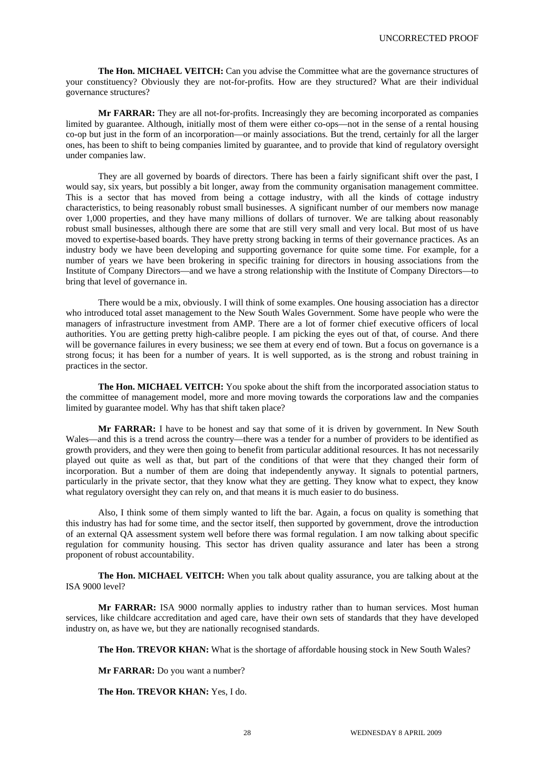**The Hon. MICHAEL VEITCH:** Can you advise the Committee what are the governance structures of your constituency? Obviously they are not-for-profits. How are they structured? What are their individual governance structures?

**Mr FARRAR:** They are all not-for-profits. Increasingly they are becoming incorporated as companies limited by guarantee. Although, initially most of them were either co-ops—not in the sense of a rental housing co-op but just in the form of an incorporation—or mainly associations. But the trend, certainly for all the larger ones, has been to shift to being companies limited by guarantee, and to provide that kind of regulatory oversight under companies law.

They are all governed by boards of directors. There has been a fairly significant shift over the past, I would say, six years, but possibly a bit longer, away from the community organisation management committee. This is a sector that has moved from being a cottage industry, with all the kinds of cottage industry characteristics, to being reasonably robust small businesses. A significant number of our members now manage over 1,000 properties, and they have many millions of dollars of turnover. We are talking about reasonably robust small businesses, although there are some that are still very small and very local. But most of us have moved to expertise-based boards. They have pretty strong backing in terms of their governance practices. As an industry body we have been developing and supporting governance for quite some time. For example, for a number of years we have been brokering in specific training for directors in housing associations from the Institute of Company Directors—and we have a strong relationship with the Institute of Company Directors—to bring that level of governance in.

There would be a mix, obviously. I will think of some examples. One housing association has a director who introduced total asset management to the New South Wales Government. Some have people who were the managers of infrastructure investment from AMP. There are a lot of former chief executive officers of local authorities. You are getting pretty high-calibre people. I am picking the eyes out of that, of course. And there will be governance failures in every business; we see them at every end of town. But a focus on governance is a strong focus; it has been for a number of years. It is well supported, as is the strong and robust training in practices in the sector.

**The Hon. MICHAEL VEITCH:** You spoke about the shift from the incorporated association status to the committee of management model, more and more moving towards the corporations law and the companies limited by guarantee model. Why has that shift taken place?

**Mr FARRAR:** I have to be honest and say that some of it is driven by government. In New South Wales—and this is a trend across the country—there was a tender for a number of providers to be identified as growth providers, and they were then going to benefit from particular additional resources. It has not necessarily played out quite as well as that, but part of the conditions of that were that they changed their form of incorporation. But a number of them are doing that independently anyway. It signals to potential partners, particularly in the private sector, that they know what they are getting. They know what to expect, they know what regulatory oversight they can rely on, and that means it is much easier to do business.

Also, I think some of them simply wanted to lift the bar. Again, a focus on quality is something that this industry has had for some time, and the sector itself, then supported by government, drove the introduction of an external QA assessment system well before there was formal regulation. I am now talking about specific regulation for community housing. This sector has driven quality assurance and later has been a strong proponent of robust accountability.

**The Hon. MICHAEL VEITCH:** When you talk about quality assurance, you are talking about at the ISA 9000 level?

**Mr FARRAR:** ISA 9000 normally applies to industry rather than to human services. Most human services, like childcare accreditation and aged care, have their own sets of standards that they have developed industry on, as have we, but they are nationally recognised standards.

**The Hon. TREVOR KHAN:** What is the shortage of affordable housing stock in New South Wales?

**Mr FARRAR:** Do you want a number?

**The Hon. TREVOR KHAN:** Yes, I do.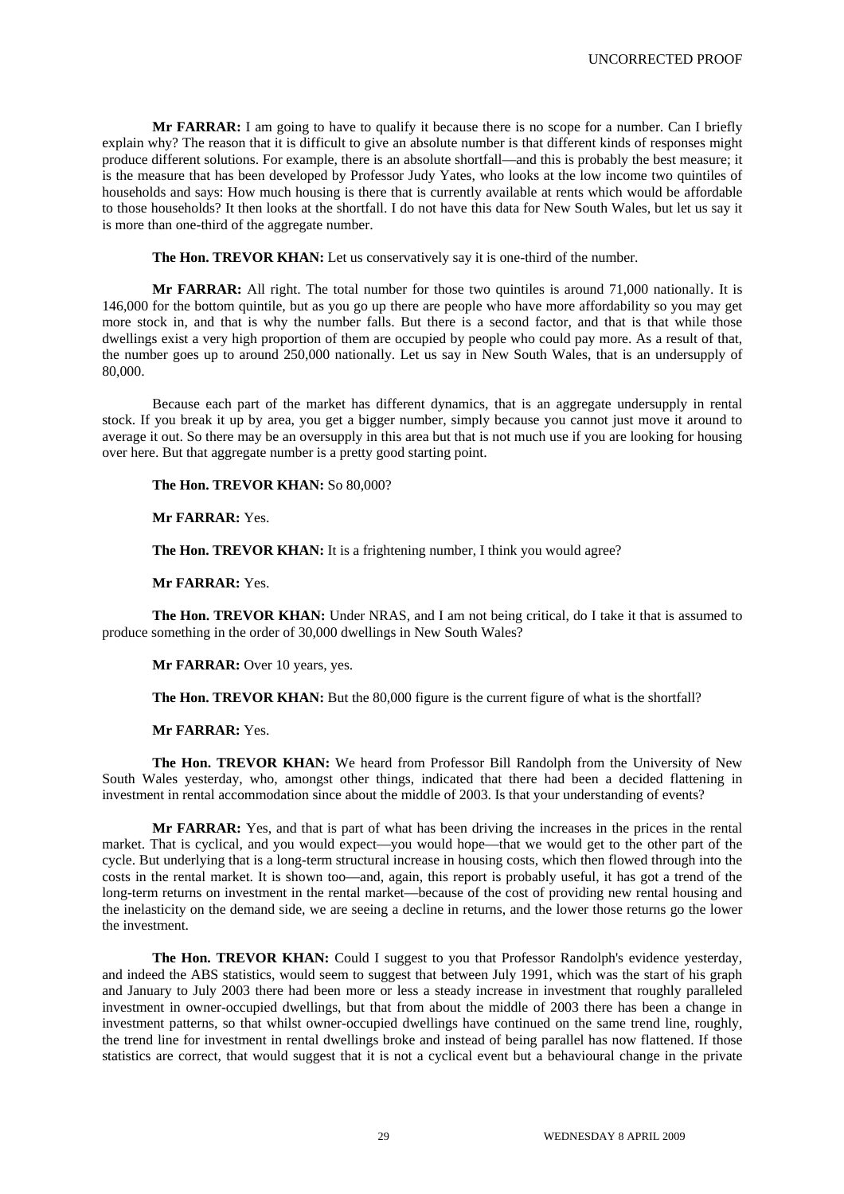**Mr FARRAR:** I am going to have to qualify it because there is no scope for a number. Can I briefly explain why? The reason that it is difficult to give an absolute number is that different kinds of responses might produce different solutions. For example, there is an absolute shortfall—and this is probably the best measure; it is the measure that has been developed by Professor Judy Yates, who looks at the low income two quintiles of households and says: How much housing is there that is currently available at rents which would be affordable to those households? It then looks at the shortfall. I do not have this data for New South Wales, but let us say it is more than one-third of the aggregate number.

**The Hon. TREVOR KHAN:** Let us conservatively say it is one-third of the number.

**Mr FARRAR:** All right. The total number for those two quintiles is around 71,000 nationally. It is 146,000 for the bottom quintile, but as you go up there are people who have more affordability so you may get more stock in, and that is why the number falls. But there is a second factor, and that is that while those dwellings exist a very high proportion of them are occupied by people who could pay more. As a result of that, the number goes up to around 250,000 nationally. Let us say in New South Wales, that is an undersupply of 80,000.

Because each part of the market has different dynamics, that is an aggregate undersupply in rental stock. If you break it up by area, you get a bigger number, simply because you cannot just move it around to average it out. So there may be an oversupply in this area but that is not much use if you are looking for housing over here. But that aggregate number is a pretty good starting point.

**The Hon. TREVOR KHAN:** So 80,000?

**Mr FARRAR:** Yes.

**The Hon. TREVOR KHAN:** It is a frightening number, I think you would agree?

**Mr FARRAR:** Yes.

**The Hon. TREVOR KHAN:** Under NRAS, and I am not being critical, do I take it that is assumed to produce something in the order of 30,000 dwellings in New South Wales?

**Mr FARRAR:** Over 10 years, yes.

**The Hon. TREVOR KHAN:** But the 80,000 figure is the current figure of what is the shortfall?

**Mr FARRAR:** Yes.

**The Hon. TREVOR KHAN:** We heard from Professor Bill Randolph from the University of New South Wales yesterday, who, amongst other things, indicated that there had been a decided flattening in investment in rental accommodation since about the middle of 2003. Is that your understanding of events?

**Mr FARRAR:** Yes, and that is part of what has been driving the increases in the prices in the rental market. That is cyclical, and you would expect—you would hope—that we would get to the other part of the cycle. But underlying that is a long-term structural increase in housing costs, which then flowed through into the costs in the rental market. It is shown too—and, again, this report is probably useful, it has got a trend of the long-term returns on investment in the rental market—because of the cost of providing new rental housing and the inelasticity on the demand side, we are seeing a decline in returns, and the lower those returns go the lower the investment.

**The Hon. TREVOR KHAN:** Could I suggest to you that Professor Randolph's evidence yesterday, and indeed the ABS statistics, would seem to suggest that between July 1991, which was the start of his graph and January to July 2003 there had been more or less a steady increase in investment that roughly paralleled investment in owner-occupied dwellings, but that from about the middle of 2003 there has been a change in investment patterns, so that whilst owner-occupied dwellings have continued on the same trend line, roughly, the trend line for investment in rental dwellings broke and instead of being parallel has now flattened. If those statistics are correct, that would suggest that it is not a cyclical event but a behavioural change in the private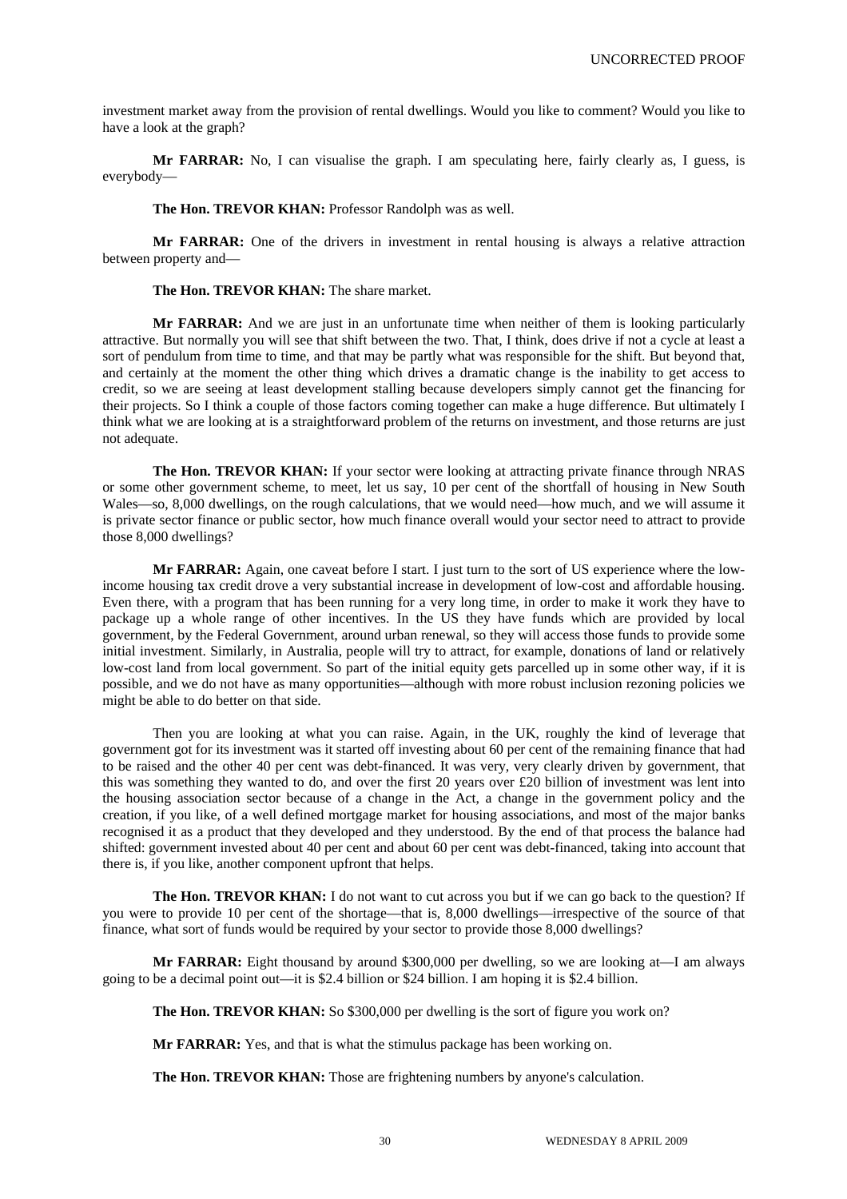investment market away from the provision of rental dwellings. Would you like to comment? Would you like to have a look at the graph?

**Mr FARRAR:** No, I can visualise the graph. I am speculating here, fairly clearly as, I guess, is everybody—

**The Hon. TREVOR KHAN:** Professor Randolph was as well.

**Mr FARRAR:** One of the drivers in investment in rental housing is always a relative attraction between property and—

**The Hon. TREVOR KHAN:** The share market.

**Mr FARRAR:** And we are just in an unfortunate time when neither of them is looking particularly attractive. But normally you will see that shift between the two. That, I think, does drive if not a cycle at least a sort of pendulum from time to time, and that may be partly what was responsible for the shift. But beyond that, and certainly at the moment the other thing which drives a dramatic change is the inability to get access to credit, so we are seeing at least development stalling because developers simply cannot get the financing for their projects. So I think a couple of those factors coming together can make a huge difference. But ultimately I think what we are looking at is a straightforward problem of the returns on investment, and those returns are just not adequate.

**The Hon. TREVOR KHAN:** If your sector were looking at attracting private finance through NRAS or some other government scheme, to meet, let us say, 10 per cent of the shortfall of housing in New South Wales—so, 8,000 dwellings, on the rough calculations, that we would need—how much, and we will assume it is private sector finance or public sector, how much finance overall would your sector need to attract to provide those 8,000 dwellings?

**Mr FARRAR:** Again, one caveat before I start. I just turn to the sort of US experience where the low-income housing tax credit drove a very substantial increase in development of low-cost and affordable housing. Even there, with a program that has been running for a very long time, in order to make it work they have to package up a whole range of other incentives. In the US they have funds which are provided by local government, by the Federal Government, around urban renewal, so they will access those funds to provide some initial investment. Similarly, in Australia, people will try to attract, for example, donations of land or relatively low-cost land from local government. So part of the initial equity gets parcelled up in some other way, if it is possible, and we do not have as many opportunities—although with more robust inclusion rezoning policies we might be able to do better on that side.

Then you are looking at what you can raise. Again, in the UK, roughly the kind of leverage that government got for its investment was it started off investing about 60 per cent of the remaining finance that had to be raised and the other 40 per cent was debt-financed. It was very, very clearly driven by government, that this was something they wanted to do, and over the first 20 years over £20 billion of investment was lent into the housing association sector because of a change in the Act, a change in the government policy and the creation, if you like, of a well defined mortgage market for housing associations, and most of the major banks recognised it as a product that they developed and they understood. By the end of that process the balance had shifted: government invested about 40 per cent and about 60 per cent was debt-financed, taking into account that there is, if you like, another component upfront that helps.

**The Hon. TREVOR KHAN:** I do not want to cut across you but if we can go back to the question? If you were to provide 10 per cent of the shortage—that is, 8,000 dwellings—irrespective of the source of that finance, what sort of funds would be required by your sector to provide those 8,000 dwellings?

**Mr FARRAR:** Eight thousand by around \$300,000 per dwelling, so we are looking at—I am always going to be a decimal point out—it is \$2.4 billion or \$24 billion. I am hoping it is \$2.4 billion.

**The Hon. TREVOR KHAN:** So \$300,000 per dwelling is the sort of figure you work on?

**Mr FARRAR:** Yes, and that is what the stimulus package has been working on.

**The Hon. TREVOR KHAN:** Those are frightening numbers by anyone's calculation.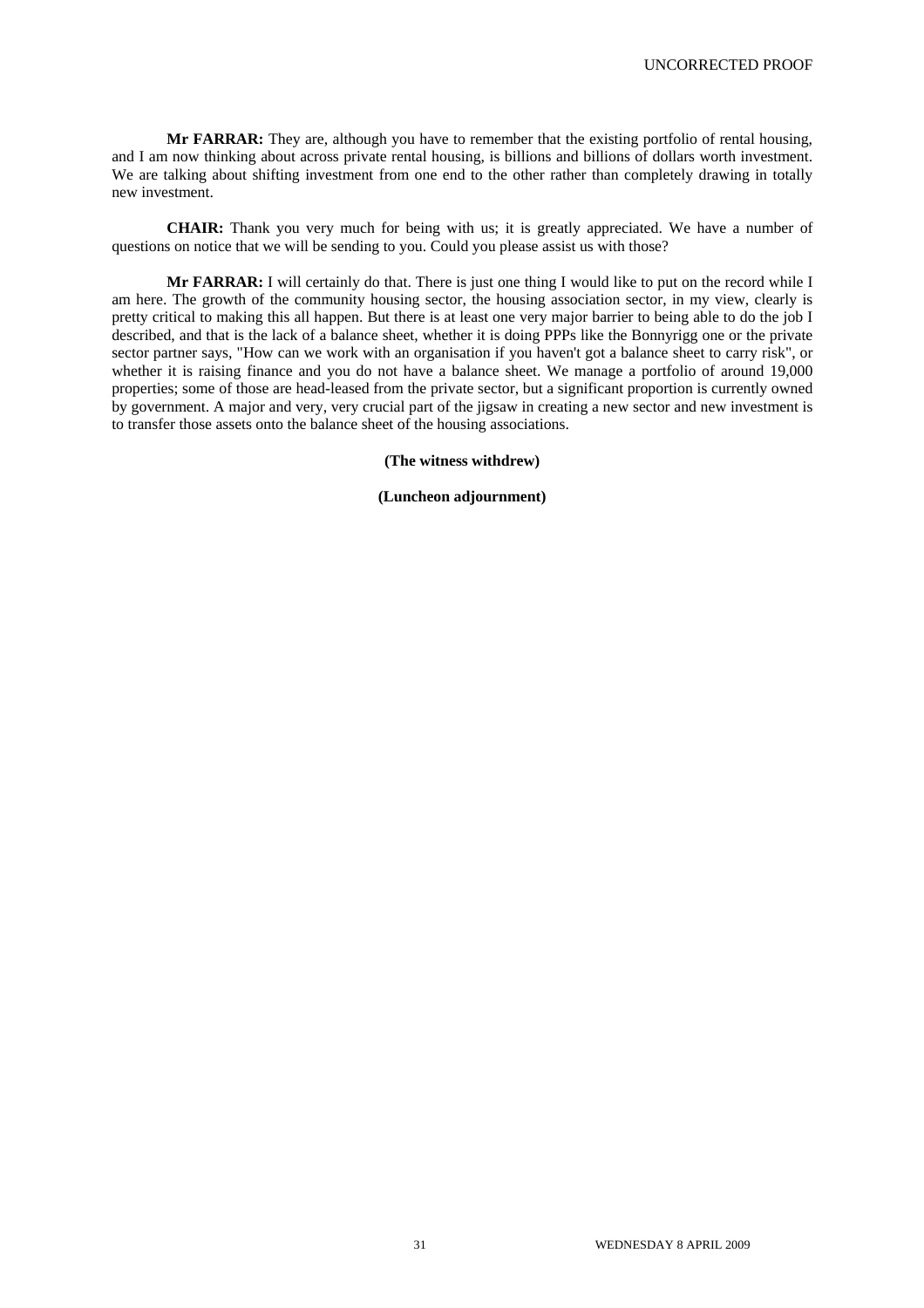**Mr FARRAR:** They are, although you have to remember that the existing portfolio of rental housing, and I am now thinking about across private rental housing, is billions and billions of dollars worth investment. We are talking about shifting investment from one end to the other rather than completely drawing in totally new investment.

**CHAIR:** Thank you very much for being with us; it is greatly appreciated. We have a number of questions on notice that we will be sending to you. Could you please assist us with those?

**Mr FARRAR:** I will certainly do that. There is just one thing I would like to put on the record while I am here. The growth of the community housing sector, the housing association sector, in my view, clearly is pretty critical to making this all happen. But there is at least one very major barrier to being able to do the job I described, and that is the lack of a balance sheet, whether it is doing PPPs like the Bonnyrigg one or the private sector partner says, "How can we work with an organisation if you haven't got a balance sheet to carry risk", or whether it is raising finance and you do not have a balance sheet. We manage a portfolio of around 19,000 properties; some of those are head-leased from the private sector, but a significant proportion is currently owned by government. A major and very, very crucial part of the jigsaw in creating a new sector and new investment is to transfer those assets onto the balance sheet of the housing associations.

**(The witness withdrew)**

**(Luncheon adjournment)**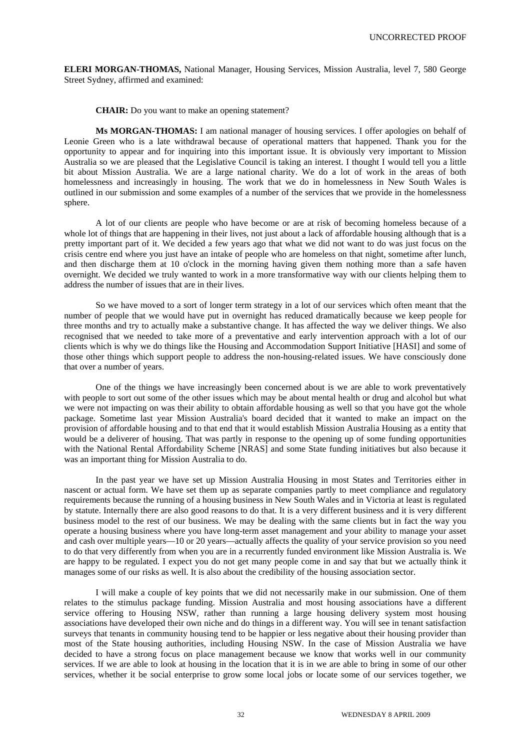**ELERI MORGAN-THOMAS,** National Manager, Housing Services, Mission Australia, level 7, 580 George Street Sydney, affirmed and examined:

**CHAIR:** Do you want to make an opening statement?

**Ms MORGAN-THOMAS:** I am national manager of housing services. I offer apologies on behalf of Leonie Green who is a late withdrawal because of operational matters that happened. Thank you for the opportunity to appear and for inquiring into this important issue. It is obviously very important to Mission Australia so we are pleased that the Legislative Council is taking an interest. I thought I would tell you a little bit about Mission Australia. We are a large national charity. We do a lot of work in the areas of both homelessness and increasingly in housing. The work that we do in homelessness in New South Wales is outlined in our submission and some examples of a number of the services that we provide in the homelessness sphere.

A lot of our clients are people who have become or are at risk of becoming homeless because of a whole lot of things that are happening in their lives, not just about a lack of affordable housing although that is a pretty important part of it. We decided a few years ago that what we did not want to do was just focus on the crisis centre end where you just have an intake of people who are homeless on that night, sometime after lunch, and then discharge them at 10 o'clock in the morning having given them nothing more than a safe haven overnight. We decided we truly wanted to work in a more transformative way with our clients helping them to address the number of issues that are in their lives.

So we have moved to a sort of longer term strategy in a lot of our services which often meant that the number of people that we would have put in overnight has reduced dramatically because we keep people for three months and try to actually make a substantive change. It has affected the way we deliver things. We also recognised that we needed to take more of a preventative and early intervention approach with a lot of our clients which is why we do things like the Housing and Accommodation Support Initiative [HASI] and some of those other things which support people to address the non-housing-related issues. We have consciously done that over a number of years.

One of the things we have increasingly been concerned about is we are able to work preventatively with people to sort out some of the other issues which may be about mental health or drug and alcohol but what we were not impacting on was their ability to obtain affordable housing as well so that you have got the whole package. Sometime last year Mission Australia's board decided that it wanted to make an impact on the provision of affordable housing and to that end that it would establish Mission Australia Housing as a entity that would be a deliverer of housing. That was partly in response to the opening up of some funding opportunities with the National Rental Affordability Scheme [NRAS] and some State funding initiatives but also because it was an important thing for Mission Australia to do.

In the past year we have set up Mission Australia Housing in most States and Territories either in nascent or actual form. We have set them up as separate companies partly to meet compliance and regulatory requirements because the running of a housing business in New South Wales and in Victoria at least is regulated by statute. Internally there are also good reasons to do that. It is a very different business and it is very different business model to the rest of our business. We may be dealing with the same clients but in fact the way you operate a housing business where you have long-term asset management and your ability to manage your asset and cash over multiple years—10 or 20 years—actually affects the quality of your service provision so you need to do that very differently from when you are in a recurrently funded environment like Mission Australia is. We are happy to be regulated. I expect you do not get many people come in and say that but we actually think it manages some of our risks as well. It is also about the credibility of the housing association sector.

I will make a couple of key points that we did not necessarily make in our submission. One of them relates to the stimulus package funding. Mission Australia and most housing associations have a different service offering to Housing NSW, rather than running a large housing delivery system most housing associations have developed their own niche and do things in a different way. You will see in tenant satisfaction surveys that tenants in community housing tend to be happier or less negative about their housing provider than most of the State housing authorities, including Housing NSW. In the case of Mission Australia we have decided to have a strong focus on place management because we know that works well in our community services. If we are able to look at housing in the location that it is in we are able to bring in some of our other services, whether it be social enterprise to grow some local jobs or locate some of our services together, we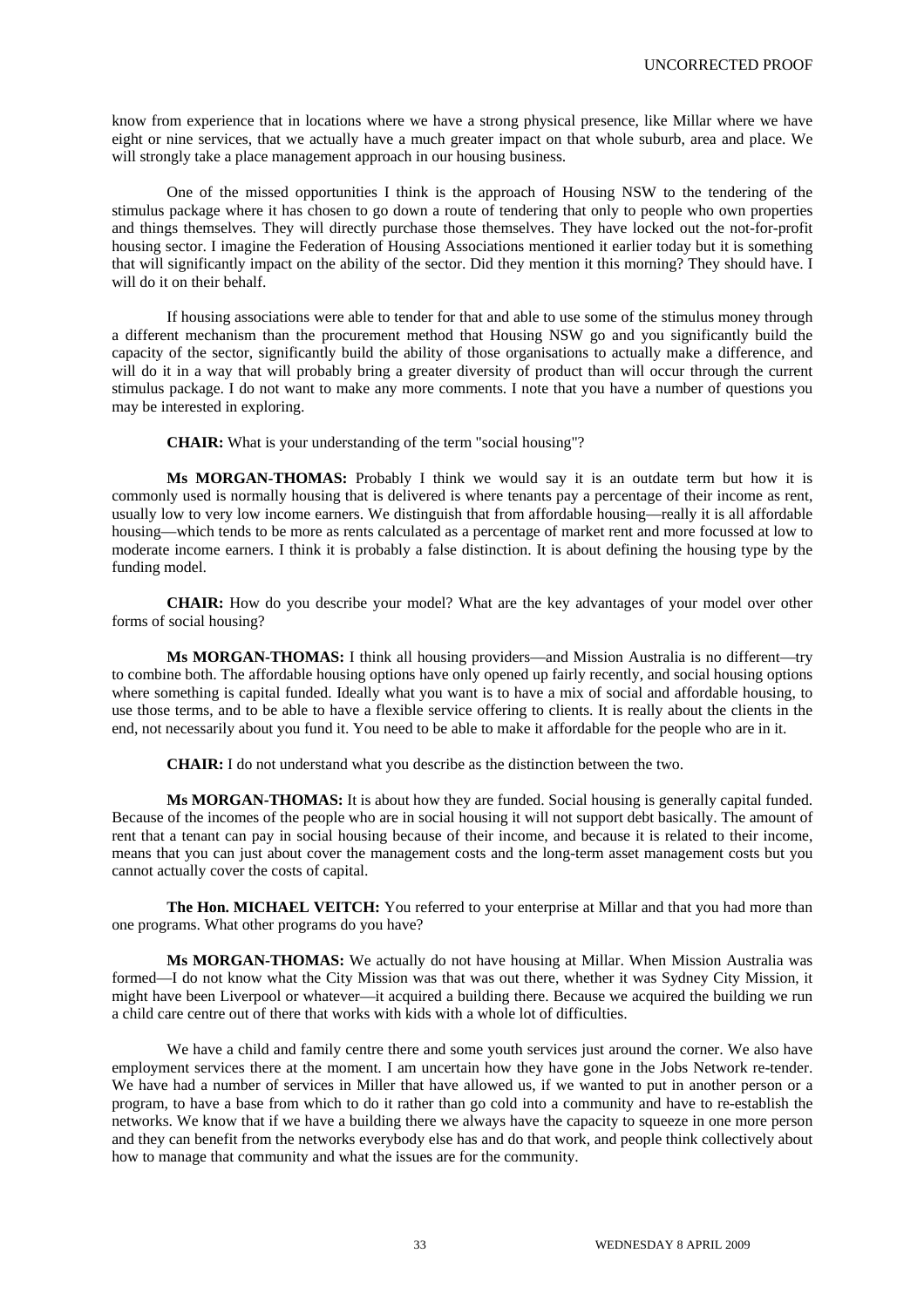know from experience that in locations where we have a strong physical presence, like Millar where we have eight or nine services, that we actually have a much greater impact on that whole suburb, area and place. We will strongly take a place management approach in our housing business.

One of the missed opportunities I think is the approach of Housing NSW to the tendering of the stimulus package where it has chosen to go down a route of tendering that only to people who own properties and things themselves. They will directly purchase those themselves. They have locked out the not-for-profit housing sector. I imagine the Federation of Housing Associations mentioned it earlier today but it is something that will significantly impact on the ability of the sector. Did they mention it this morning? They should have. I will do it on their behalf.

If housing associations were able to tender for that and able to use some of the stimulus money through a different mechanism than the procurement method that Housing NSW go and you significantly build the capacity of the sector, significantly build the ability of those organisations to actually make a difference, and will do it in a way that will probably bring a greater diversity of product than will occur through the current stimulus package. I do not want to make any more comments. I note that you have a number of questions you may be interested in exploring.

**CHAIR:** What is your understanding of the term "social housing"?

**Ms MORGAN-THOMAS:** Probably I think we would say it is an outdate term but how it is commonly used is normally housing that is delivered is where tenants pay a percentage of their income as rent, usually low to very low income earners. We distinguish that from affordable housing—really it is all affordable housing—which tends to be more as rents calculated as a percentage of market rent and more focussed at low to moderate income earners. I think it is probably a false distinction. It is about defining the housing type by the funding model.

**CHAIR:** How do you describe your model? What are the key advantages of your model over other forms of social housing?

**Ms MORGAN-THOMAS:** I think all housing providers—and Mission Australia is no different—try to combine both. The affordable housing options have only opened up fairly recently, and social housing options where something is capital funded. Ideally what you want is to have a mix of social and affordable housing, to use those terms, and to be able to have a flexible service offering to clients. It is really about the clients in the end, not necessarily about you fund it. You need to be able to make it affordable for the people who are in it.

**CHAIR:** I do not understand what you describe as the distinction between the two.

**Ms MORGAN-THOMAS:** It is about how they are funded. Social housing is generally capital funded. Because of the incomes of the people who are in social housing it will not support debt basically. The amount of rent that a tenant can pay in social housing because of their income, and because it is related to their income, means that you can just about cover the management costs and the long-term asset management costs but you cannot actually cover the costs of capital.

**The Hon. MICHAEL VEITCH:** You referred to your enterprise at Millar and that you had more than one programs. What other programs do you have?

**Ms MORGAN-THOMAS:** We actually do not have housing at Millar. When Mission Australia was formed—I do not know what the City Mission was that was out there, whether it was Sydney City Mission, it might have been Liverpool or whatever—it acquired a building there. Because we acquired the building we run a child care centre out of there that works with kids with a whole lot of difficulties.

We have a child and family centre there and some youth services just around the corner. We also have employment services there at the moment. I am uncertain how they have gone in the Jobs Network re-tender. We have had a number of services in Miller that have allowed us, if we wanted to put in another person or a program, to have a base from which to do it rather than go cold into a community and have to re-establish the networks. We know that if we have a building there we always have the capacity to squeeze in one more person and they can benefit from the networks everybody else has and do that work, and people think collectively about how to manage that community and what the issues are for the community.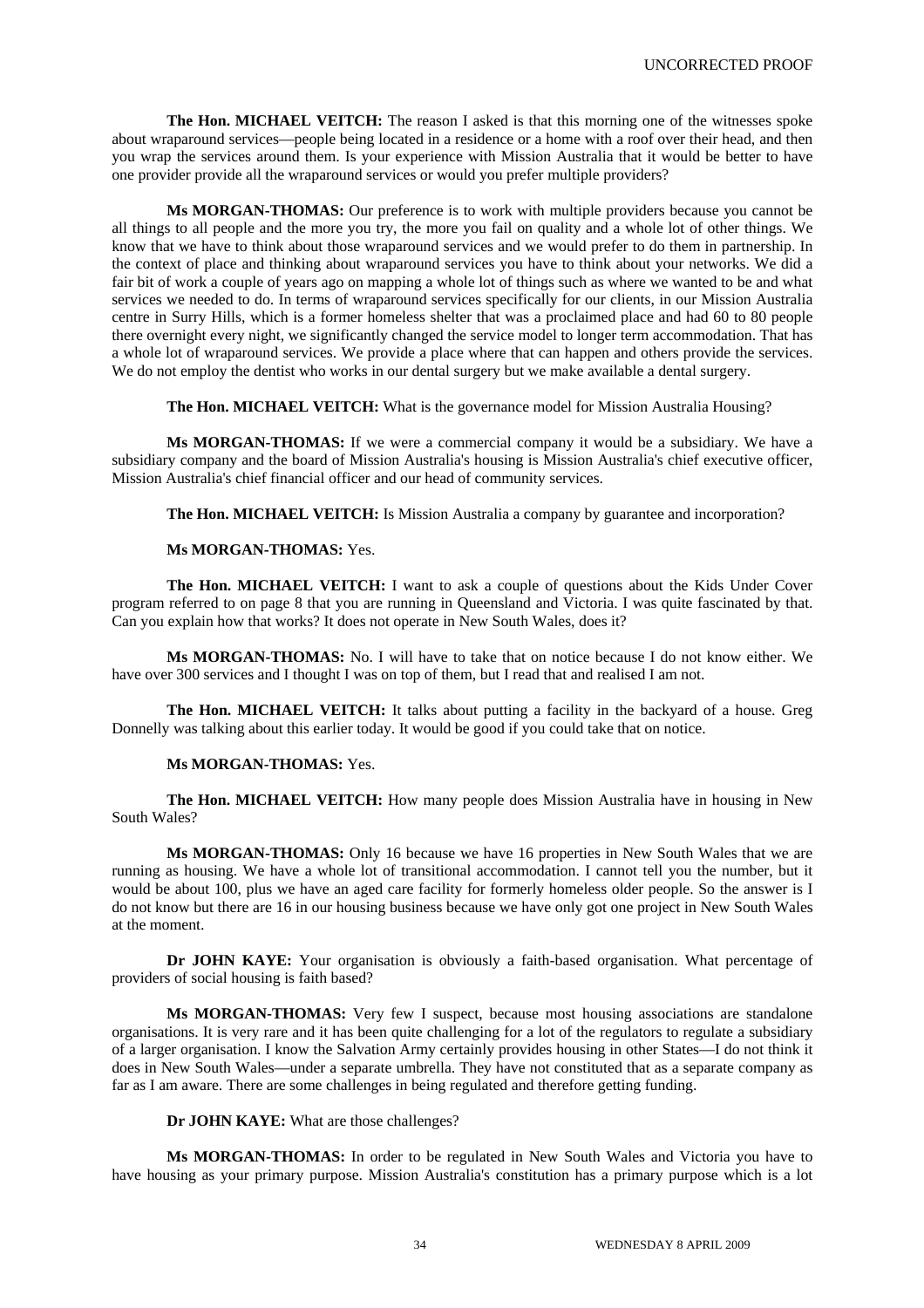**The Hon. MICHAEL VEITCH:** The reason I asked is that this morning one of the witnesses spoke about wraparound services—people being located in a residence or a home with a roof over their head, and then you wrap the services around them. Is your experience with Mission Australia that it would be better to have one provider provide all the wraparound services or would you prefer multiple providers?

**Ms MORGAN-THOMAS:** Our preference is to work with multiple providers because you cannot be all things to all people and the more you try, the more you fail on quality and a whole lot of other things. We know that we have to think about those wraparound services and we would prefer to do them in partnership. In the context of place and thinking about wraparound services you have to think about your networks. We did a fair bit of work a couple of years ago on mapping a whole lot of things such as where we wanted to be and what services we needed to do. In terms of wraparound services specifically for our clients, in our Mission Australia centre in Surry Hills, which is a former homeless shelter that was a proclaimed place and had 60 to 80 people there overnight every night, we significantly changed the service model to longer term accommodation. That has a whole lot of wraparound services. We provide a place where that can happen and others provide the services. We do not employ the dentist who works in our dental surgery but we make available a dental surgery.

**The Hon. MICHAEL VEITCH:** What is the governance model for Mission Australia Housing?

**Ms MORGAN-THOMAS:** If we were a commercial company it would be a subsidiary. We have a subsidiary company and the board of Mission Australia's housing is Mission Australia's chief executive officer, Mission Australia's chief financial officer and our head of community services.

**The Hon. MICHAEL VEITCH:** Is Mission Australia a company by guarantee and incorporation?

**Ms MORGAN-THOMAS:** Yes.

**The Hon. MICHAEL VEITCH:** I want to ask a couple of questions about the Kids Under Cover program referred to on page 8 that you are running in Queensland and Victoria. I was quite fascinated by that. Can you explain how that works? It does not operate in New South Wales, does it?

**Ms MORGAN-THOMAS:** No. I will have to take that on notice because I do not know either. We have over 300 services and I thought I was on top of them, but I read that and realised I am not.

**The Hon. MICHAEL VEITCH:** It talks about putting a facility in the backyard of a house. Greg Donnelly was talking about this earlier today. It would be good if you could take that on notice.

**Ms MORGAN-THOMAS:** Yes.

**The Hon. MICHAEL VEITCH:** How many people does Mission Australia have in housing in New South Wales?

**Ms MORGAN-THOMAS:** Only 16 because we have 16 properties in New South Wales that we are running as housing. We have a whole lot of transitional accommodation. I cannot tell you the number, but it would be about 100, plus we have an aged care facility for formerly homeless older people. So the answer is I do not know but there are 16 in our housing business because we have only got one project in New South Wales at the moment.

**Dr JOHN KAYE:** Your organisation is obviously a faith-based organisation. What percentage of providers of social housing is faith based?

**Ms MORGAN-THOMAS:** Very few I suspect, because most housing associations are standalone organisations. It is very rare and it has been quite challenging for a lot of the regulators to regulate a subsidiary of a larger organisation. I know the Salvation Army certainly provides housing in other States—I do not think it does in New South Wales—under a separate umbrella. They have not constituted that as a separate company as far as I am aware. There are some challenges in being regulated and therefore getting funding.

**Dr JOHN KAYE:** What are those challenges?

**Ms MORGAN-THOMAS:** In order to be regulated in New South Wales and Victoria you have to have housing as your primary purpose. Mission Australia's constitution has a primary purpose which is a lot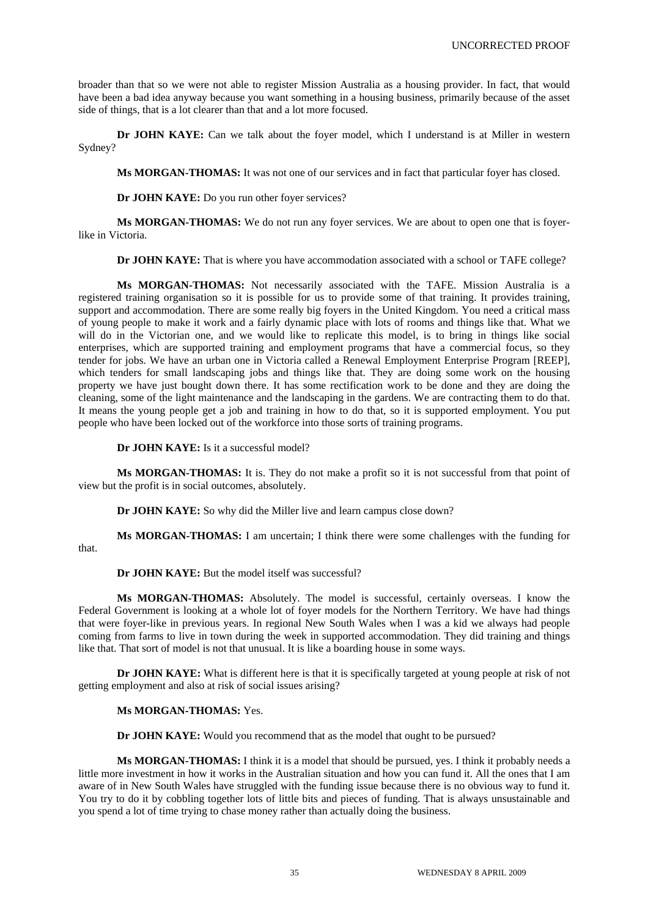broader than that so we were not able to register Mission Australia as a housing provider. In fact, that would have been a bad idea anyway because you want something in a housing business, primarily because of the asset side of things, that is a lot clearer than that and a lot more focused.

**Dr JOHN KAYE:** Can we talk about the foyer model, which I understand is at Miller in western Sydney?

**Ms MORGAN-THOMAS:** It was not one of our services and in fact that particular foyer has closed.

**Dr JOHN KAYE:** Do you run other foyer services?

**Ms MORGAN-THOMAS:** We do not run any foyer services. We are about to open one that is foyer-like in Victoria.

**Dr JOHN KAYE:** That is where you have accommodation associated with a school or TAFE college?

**Ms MORGAN-THOMAS:** Not necessarily associated with the TAFE. Mission Australia is a registered training organisation so it is possible for us to provide some of that training. It provides training, support and accommodation. There are some really big foyers in the United Kingdom. You need a critical mass of young people to make it work and a fairly dynamic place with lots of rooms and things like that. What we will do in the Victorian one, and we would like to replicate this model, is to bring in things like social enterprises, which are supported training and employment programs that have a commercial focus, so they tender for jobs. We have an urban one in Victoria called a Renewal Employment Enterprise Program [REEP], which tenders for small landscaping jobs and things like that. They are doing some work on the housing property we have just bought down there. It has some rectification work to be done and they are doing the cleaning, some of the light maintenance and the landscaping in the gardens. We are contracting them to do that. It means the young people get a job and training in how to do that, so it is supported employment. You put people who have been locked out of the workforce into those sorts of training programs.

**Dr JOHN KAYE:** Is it a successful model?

**Ms MORGAN-THOMAS:** It is. They do not make a profit so it is not successful from that point of view but the profit is in social outcomes, absolutely.

**Dr JOHN KAYE:** So why did the Miller live and learn campus close down?

**Ms MORGAN-THOMAS:** I am uncertain; I think there were some challenges with the funding for that.

**Dr JOHN KAYE:** But the model itself was successful?

**Ms MORGAN-THOMAS:** Absolutely. The model is successful, certainly overseas. I know the Federal Government is looking at a whole lot of foyer models for the Northern Territory. We have had things that were foyer-like in previous years. In regional New South Wales when I was a kid we always had people coming from farms to live in town during the week in supported accommodation. They did training and things like that. That sort of model is not that unusual. It is like a boarding house in some ways.

**Dr JOHN KAYE:** What is different here is that it is specifically targeted at young people at risk of not getting employment and also at risk of social issues arising?

**Ms MORGAN-THOMAS:** Yes.

**Dr JOHN KAYE:** Would you recommend that as the model that ought to be pursued?

**Ms MORGAN-THOMAS:** I think it is a model that should be pursued, yes. I think it probably needs a little more investment in how it works in the Australian situation and how you can fund it. All the ones that I am aware of in New South Wales have struggled with the funding issue because there is no obvious way to fund it. You try to do it by cobbling together lots of little bits and pieces of funding. That is always unsustainable and you spend a lot of time trying to chase money rather than actually doing the business.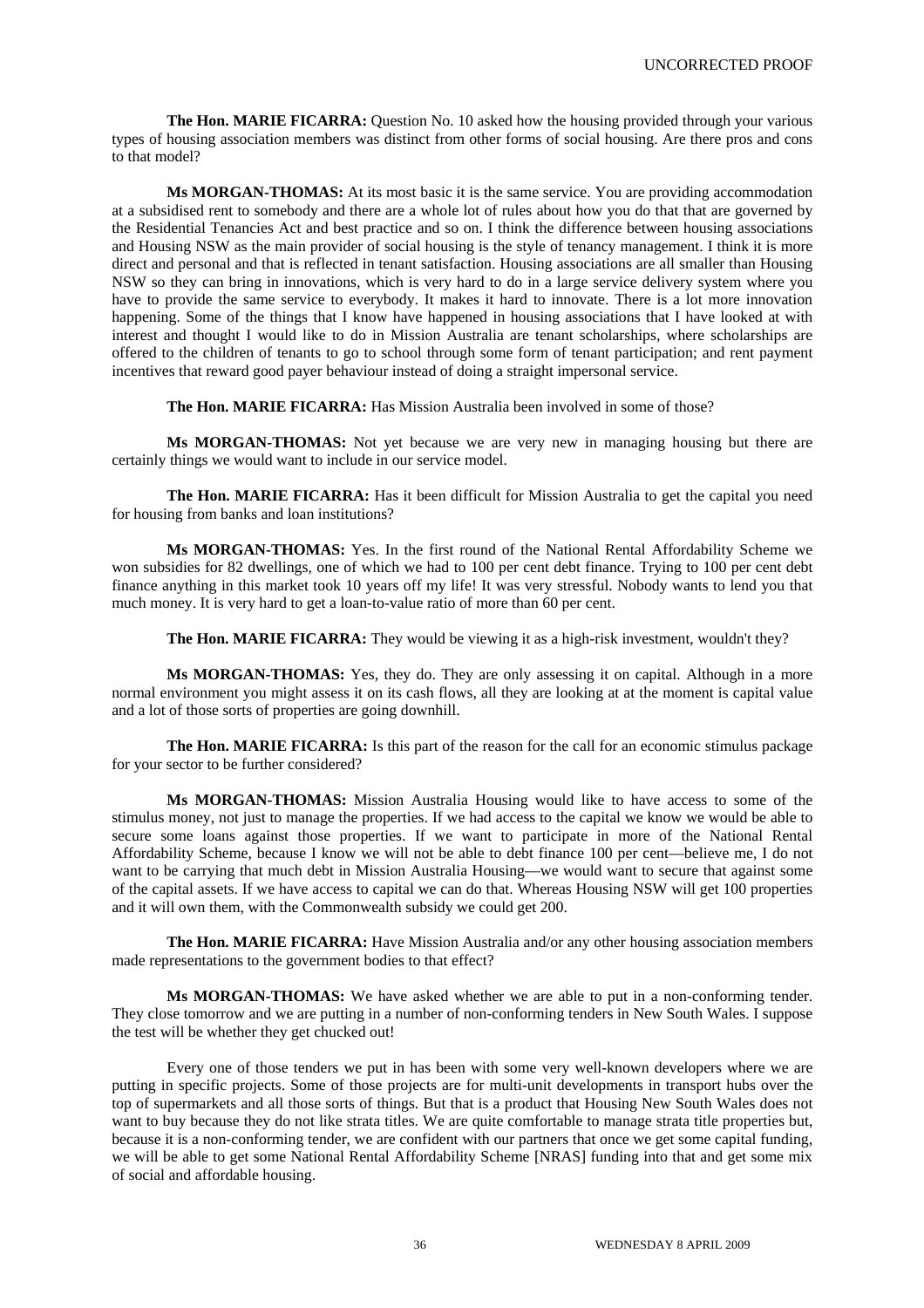**The Hon. MARIE FICARRA:** Question No. 10 asked how the housing provided through your various types of housing association members was distinct from other forms of social housing. Are there pros and cons to that model?

**Ms MORGAN-THOMAS:** At its most basic it is the same service. You are providing accommodation at a subsidised rent to somebody and there are a whole lot of rules about how you do that that are governed by the Residential Tenancies Act and best practice and so on. I think the difference between housing associations and Housing NSW as the main provider of social housing is the style of tenancy management. I think it is more direct and personal and that is reflected in tenant satisfaction. Housing associations are all smaller than Housing NSW so they can bring in innovations, which is very hard to do in a large service delivery system where you have to provide the same service to everybody. It makes it hard to innovate. There is a lot more innovation happening. Some of the things that I know have happened in housing associations that I have looked at with interest and thought I would like to do in Mission Australia are tenant scholarships, where scholarships are offered to the children of tenants to go to school through some form of tenant participation; and rent payment incentives that reward good payer behaviour instead of doing a straight impersonal service.

**The Hon. MARIE FICARRA:** Has Mission Australia been involved in some of those?

**Ms MORGAN-THOMAS:** Not yet because we are very new in managing housing but there are certainly things we would want to include in our service model.

**The Hon. MARIE FICARRA:** Has it been difficult for Mission Australia to get the capital you need for housing from banks and loan institutions?

**Ms MORGAN-THOMAS:** Yes. In the first round of the National Rental Affordability Scheme we won subsidies for 82 dwellings, one of which we had to 100 per cent debt finance. Trying to 100 per cent debt finance anything in this market took 10 years off my life! It was very stressful. Nobody wants to lend you that much money. It is very hard to get a loan-to-value ratio of more than 60 per cent.

**The Hon. MARIE FICARRA:** They would be viewing it as a high-risk investment, wouldn't they?

**Ms MORGAN-THOMAS:** Yes, they do. They are only assessing it on capital. Although in a more normal environment you might assess it on its cash flows, all they are looking at at the moment is capital value and a lot of those sorts of properties are going downhill.

**The Hon. MARIE FICARRA:** Is this part of the reason for the call for an economic stimulus package for your sector to be further considered?

**Ms MORGAN-THOMAS:** Mission Australia Housing would like to have access to some of the stimulus money, not just to manage the properties. If we had access to the capital we know we would be able to secure some loans against those properties. If we want to participate in more of the National Rental Affordability Scheme, because I know we will not be able to debt finance 100 per cent—believe me, I do not want to be carrying that much debt in Mission Australia Housing—we would want to secure that against some of the capital assets. If we have access to capital we can do that. Whereas Housing NSW will get 100 properties and it will own them, with the Commonwealth subsidy we could get 200.

**The Hon. MARIE FICARRA:** Have Mission Australia and/or any other housing association members made representations to the government bodies to that effect?

**Ms MORGAN-THOMAS:** We have asked whether we are able to put in a non-conforming tender. They close tomorrow and we are putting in a number of non-conforming tenders in New South Wales. I suppose the test will be whether they get chucked out!

Every one of those tenders we put in has been with some very well-known developers where we are putting in specific projects. Some of those projects are for multi-unit developments in transport hubs over the top of supermarkets and all those sorts of things. But that is a product that Housing New South Wales does not want to buy because they do not like strata titles. We are quite comfortable to manage strata title properties but, because it is a non-conforming tender, we are confident with our partners that once we get some capital funding, we will be able to get some National Rental Affordability Scheme [NRAS] funding into that and get some mix of social and affordable housing.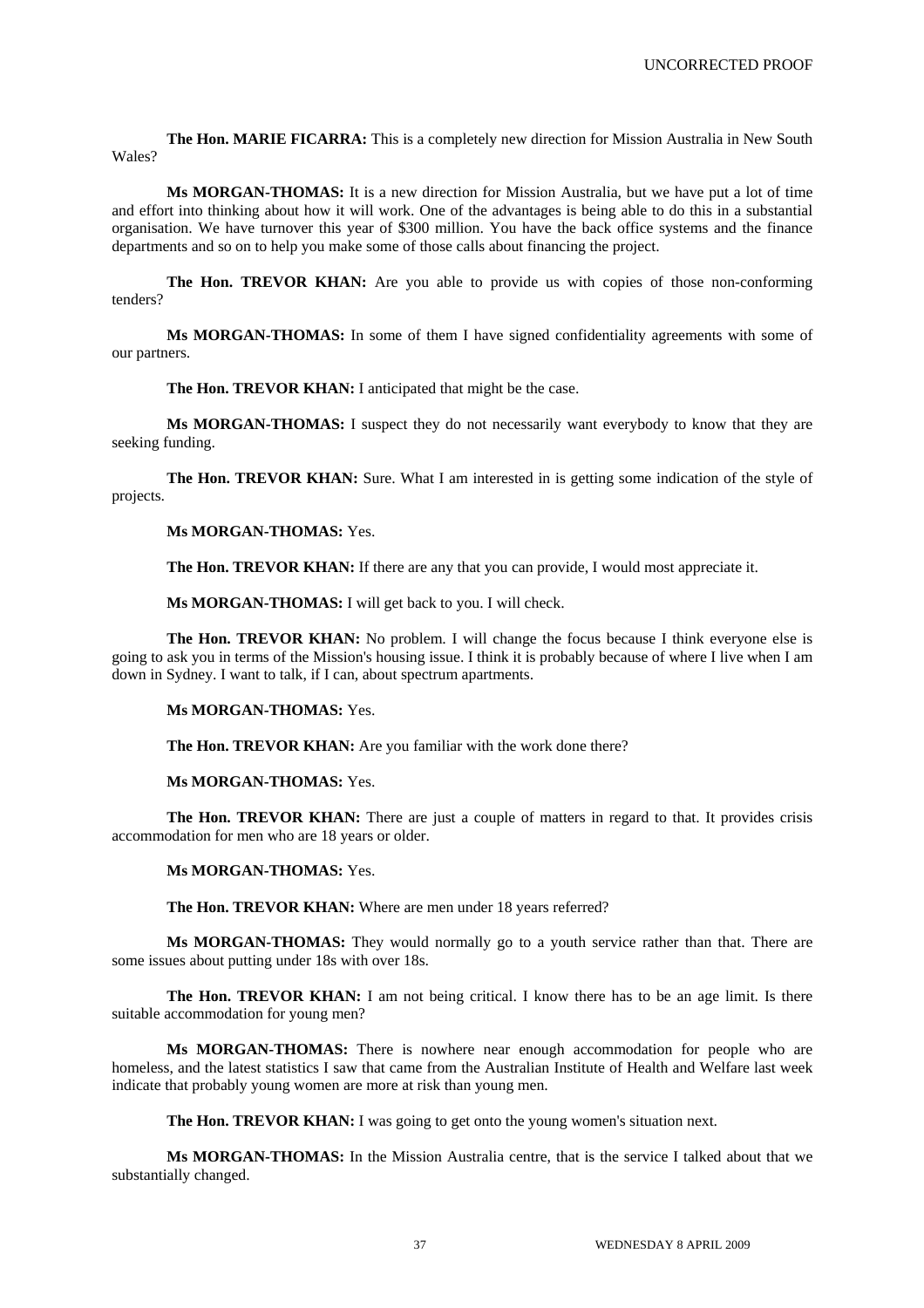**The Hon. MARIE FICARRA:** This is a completely new direction for Mission Australia in New South Wales?

**Ms MORGAN-THOMAS:** It is a new direction for Mission Australia, but we have put a lot of time and effort into thinking about how it will work. One of the advantages is being able to do this in a substantial organisation. We have turnover this year of $300 million. You have the back office systems and the finance departments and so on to help you make some of those calls about financing the project.

**The Hon. TREVOR KHAN:** Are you able to provide us with copies of those non-conforming tenders?

**Ms MORGAN-THOMAS:** In some of them I have signed confidentiality agreements with some of our partners.

**The Hon. TREVOR KHAN:** I anticipated that might be the case.

**Ms MORGAN-THOMAS:** I suspect they do not necessarily want everybody to know that they are seeking funding.

**The Hon. TREVOR KHAN:** Sure. What I am interested in is getting some indication of the style of projects.

**Ms MORGAN-THOMAS:** Yes.

**The Hon. TREVOR KHAN:** If there are any that you can provide, I would most appreciate it.

**Ms MORGAN-THOMAS:** I will get back to you. I will check.

**The Hon. TREVOR KHAN:** No problem. I will change the focus because I think everyone else is going to ask you in terms of the Mission's housing issue. I think it is probably because of where I live when I am down in Sydney. I want to talk, if I can, about spectrum apartments.

**Ms MORGAN-THOMAS:** Yes.

**The Hon. TREVOR KHAN:** Are you familiar with the work done there?

**Ms MORGAN-THOMAS:** Yes.

**The Hon. TREVOR KHAN:** There are just a couple of matters in regard to that. It provides crisis accommodation for men who are 18 years or older.

**Ms MORGAN-THOMAS:** Yes.

**The Hon. TREVOR KHAN:** Where are men under 18 years referred?

**Ms MORGAN-THOMAS:** They would normally go to a youth service rather than that. There are some issues about putting under 18s with over 18s.

**The Hon. TREVOR KHAN:** I am not being critical. I know there has to be an age limit. Is there suitable accommodation for young men?

**Ms MORGAN-THOMAS:** There is nowhere near enough accommodation for people who are homeless, and the latest statistics I saw that came from the Australian Institute of Health and Welfare last week indicate that probably young women are more at risk than young men.

**The Hon. TREVOR KHAN:** I was going to get onto the young women's situation next.

**Ms MORGAN-THOMAS:** In the Mission Australia centre, that is the service I talked about that we substantially changed.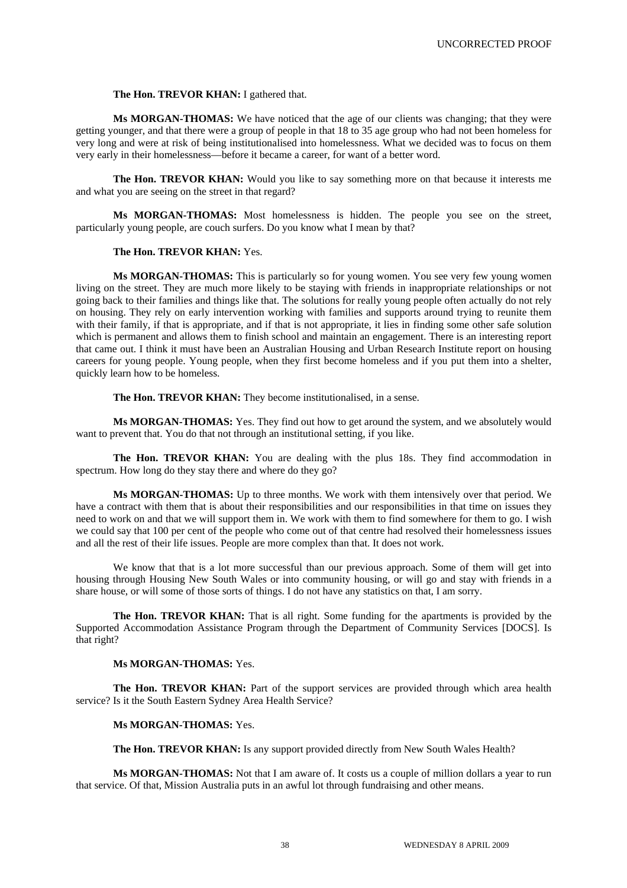**The Hon. TREVOR KHAN:** I gathered that.

**Ms MORGAN-THOMAS:** We have noticed that the age of our clients was changing; that they were getting younger, and that there were a group of people in that 18 to 35 age group who had not been homeless for very long and were at risk of being institutionalised into homelessness. What we decided was to focus on them very early in their homelessness—before it became a career, for want of a better word.

**The Hon. TREVOR KHAN:** Would you like to say something more on that because it interests me and what you are seeing on the street in that regard?

**Ms MORGAN-THOMAS:** Most homelessness is hidden. The people you see on the street, particularly young people, are couch surfers. Do you know what I mean by that?

**The Hon. TREVOR KHAN:** Yes.

**Ms MORGAN-THOMAS:** This is particularly so for young women. You see very few young women living on the street. They are much more likely to be staying with friends in inappropriate relationships or not going back to their families and things like that. The solutions for really young people often actually do not rely on housing. They rely on early intervention working with families and supports around trying to reunite them with their family, if that is appropriate, and if that is not appropriate, it lies in finding some other safe solution which is permanent and allows them to finish school and maintain an engagement. There is an interesting report that came out. I think it must have been an Australian Housing and Urban Research Institute report on housing careers for young people. Young people, when they first become homeless and if you put them into a shelter, quickly learn how to be homeless.

**The Hon. TREVOR KHAN:** They become institutionalised, in a sense.

**Ms MORGAN-THOMAS:** Yes. They find out how to get around the system, and we absolutely would want to prevent that. You do that not through an institutional setting, if you like.

**The Hon. TREVOR KHAN:** You are dealing with the plus 18s. They find accommodation in spectrum. How long do they stay there and where do they go?

**Ms MORGAN-THOMAS:** Up to three months. We work with them intensively over that period. We have a contract with them that is about their responsibilities and our responsibilities in that time on issues they need to work on and that we will support them in. We work with them to find somewhere for them to go. I wish we could say that 100 per cent of the people who come out of that centre had resolved their homelessness issues and all the rest of their life issues. People are more complex than that. It does not work.

We know that that is a lot more successful than our previous approach. Some of them will get into housing through Housing New South Wales or into community housing, or will go and stay with friends in a share house, or will some of those sorts of things. I do not have any statistics on that, I am sorry.

**The Hon. TREVOR KHAN:** That is all right. Some funding for the apartments is provided by the Supported Accommodation Assistance Program through the Department of Community Services [DOCS]. Is that right?

**Ms MORGAN-THOMAS:** Yes.

**The Hon. TREVOR KHAN:** Part of the support services are provided through which area health service? Is it the South Eastern Sydney Area Health Service?

**Ms MORGAN-THOMAS:** Yes.

**The Hon. TREVOR KHAN:** Is any support provided directly from New South Wales Health?

**Ms MORGAN-THOMAS:** Not that I am aware of. It costs us a couple of million dollars a year to run that service. Of that, Mission Australia puts in an awful lot through fundraising and other means.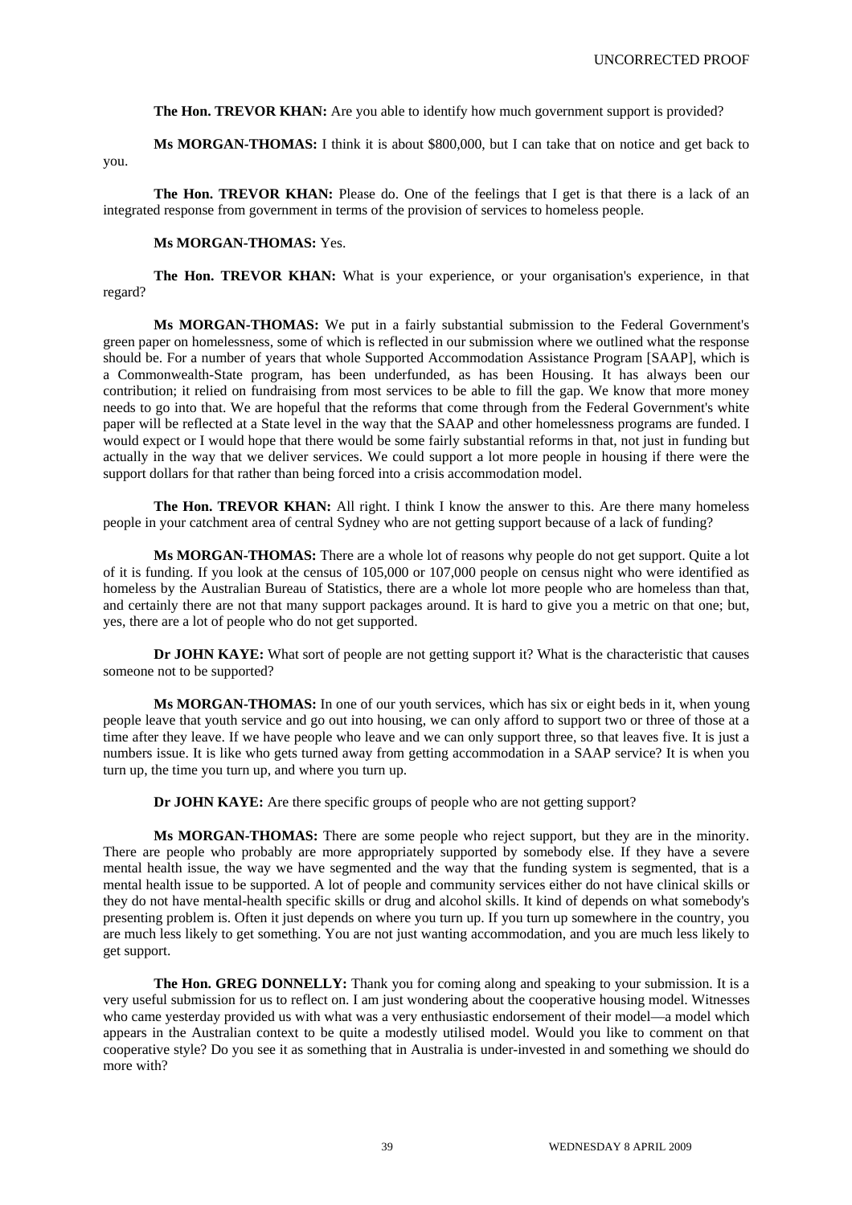**The Hon. TREVOR KHAN:** Are you able to identify how much government support is provided?

**Ms MORGAN-THOMAS:** I think it is about $800,000, but I can take that on notice and get back to you.

**The Hon. TREVOR KHAN:** Please do. One of the feelings that I get is that there is a lack of an integrated response from government in terms of the provision of services to homeless people.

**Ms MORGAN-THOMAS:** Yes.

**The Hon. TREVOR KHAN:** What is your experience, or your organisation's experience, in that regard?

**Ms MORGAN-THOMAS:** We put in a fairly substantial submission to the Federal Government's green paper on homelessness, some of which is reflected in our submission where we outlined what the response should be. For a number of years that whole Supported Accommodation Assistance Program [SAAP], which is a Commonwealth-State program, has been underfunded, as has been Housing. It has always been our contribution; it relied on fundraising from most services to be able to fill the gap. We know that more money needs to go into that. We are hopeful that the reforms that come through from the Federal Government's white paper will be reflected at a State level in the way that the SAAP and other homelessness programs are funded. I would expect or I would hope that there would be some fairly substantial reforms in that, not just in funding but actually in the way that we deliver services. We could support a lot more people in housing if there were the support dollars for that rather than being forced into a crisis accommodation model.

**The Hon. TREVOR KHAN:** All right. I think I know the answer to this. Are there many homeless people in your catchment area of central Sydney who are not getting support because of a lack of funding?

**Ms MORGAN-THOMAS:** There are a whole lot of reasons why people do not get support. Quite a lot of it is funding. If you look at the census of 105,000 or 107,000 people on census night who were identified as homeless by the Australian Bureau of Statistics, there are a whole lot more people who are homeless than that, and certainly there are not that many support packages around. It is hard to give you a metric on that one; but, yes, there are a lot of people who do not get supported.

**Dr JOHN KAYE:** What sort of people are not getting support it? What is the characteristic that causes someone not to be supported?

**Ms MORGAN-THOMAS:** In one of our youth services, which has six or eight beds in it, when young people leave that youth service and go out into housing, we can only afford to support two or three of those at a time after they leave. If we have people who leave and we can only support three, so that leaves five. It is just a numbers issue. It is like who gets turned away from getting accommodation in a SAAP service? It is when you turn up, the time you turn up, and where you turn up.

**Dr JOHN KAYE:** Are there specific groups of people who are not getting support?

**Ms MORGAN-THOMAS:** There are some people who reject support, but they are in the minority. There are people who probably are more appropriately supported by somebody else. If they have a severe mental health issue, the way we have segmented and the way that the funding system is segmented, that is a mental health issue to be supported. A lot of people and community services either do not have clinical skills or they do not have mental-health specific skills or drug and alcohol skills. It kind of depends on what somebody's presenting problem is. Often it just depends on where you turn up. If you turn up somewhere in the country, you are much less likely to get something. You are not just wanting accommodation, and you are much less likely to get support.

**The Hon. GREG DONNELLY:** Thank you for coming along and speaking to your submission. It is a very useful submission for us to reflect on. I am just wondering about the cooperative housing model. Witnesses who came yesterday provided us with what was a very enthusiastic endorsement of their model—a model which appears in the Australian context to be quite a modestly utilised model. Would you like to comment on that cooperative style? Do you see it as something that in Australia is under-invested in and something we should do more with?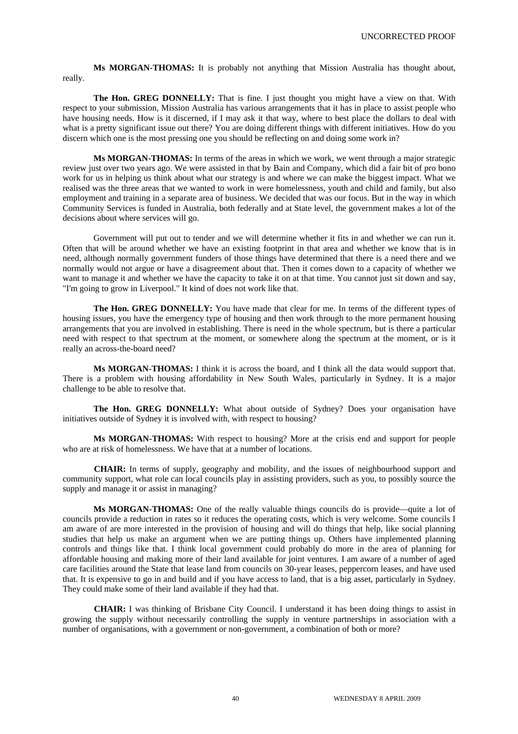**Ms MORGAN-THOMAS:** It is probably not anything that Mission Australia has thought about, really.

**The Hon. GREG DONNELLY:** That is fine. I just thought you might have a view on that. With respect to your submission, Mission Australia has various arrangements that it has in place to assist people who have housing needs. How is it discerned, if I may ask it that way, where to best place the dollars to deal with what is a pretty significant issue out there? You are doing different things with different initiatives. How do you discern which one is the most pressing one you should be reflecting on and doing some work in?

**Ms MORGAN-THOMAS:** In terms of the areas in which we work, we went through a major strategic review just over two years ago. We were assisted in that by Bain and Company, which did a fair bit of pro bono work for us in helping us think about what our strategy is and where we can make the biggest impact. What we realised was the three areas that we wanted to work in were homelessness, youth and child and family, but also employment and training in a separate area of business. We decided that was our focus. But in the way in which Community Services is funded in Australia, both federally and at State level, the government makes a lot of the decisions about where services will go.

Government will put out to tender and we will determine whether it fits in and whether we can run it. Often that will be around whether we have an existing footprint in that area and whether we know that is in need, although normally government funders of those things have determined that there is a need there and we normally would not argue or have a disagreement about that. Then it comes down to a capacity of whether we want to manage it and whether we have the capacity to take it on at that time. You cannot just sit down and say, "I'm going to grow in Liverpool." It kind of does not work like that.

**The Hon. GREG DONNELLY:** You have made that clear for me. In terms of the different types of housing issues, you have the emergency type of housing and then work through to the more permanent housing arrangements that you are involved in establishing. There is need in the whole spectrum, but is there a particular need with respect to that spectrum at the moment, or somewhere along the spectrum at the moment, or is it really an across-the-board need?

**Ms MORGAN-THOMAS:** I think it is across the board, and I think all the data would support that. There is a problem with housing affordability in New South Wales, particularly in Sydney. It is a major challenge to be able to resolve that.

**The Hon. GREG DONNELLY:** What about outside of Sydney? Does your organisation have initiatives outside of Sydney it is involved with, with respect to housing?

**Ms MORGAN-THOMAS:** With respect to housing? More at the crisis end and support for people who are at risk of homelessness. We have that at a number of locations.

**CHAIR:** In terms of supply, geography and mobility, and the issues of neighbourhood support and community support, what role can local councils play in assisting providers, such as you, to possibly source the supply and manage it or assist in managing?

**Ms MORGAN-THOMAS:** One of the really valuable things councils do is provide—quite a lot of councils provide a reduction in rates so it reduces the operating costs, which is very welcome. Some councils I am aware of are more interested in the provision of housing and will do things that help, like social planning studies that help us make an argument when we are putting things up. Others have implemented planning controls and things like that. I think local government could probably do more in the area of planning for affordable housing and making more of their land available for joint ventures. I am aware of a number of aged care facilities around the State that lease land from councils on 30-year leases, peppercorn leases, and have used that. It is expensive to go in and build and if you have access to land, that is a big asset, particularly in Sydney. They could make some of their land available if they had that.

**CHAIR:** I was thinking of Brisbane City Council. I understand it has been doing things to assist in growing the supply without necessarily controlling the supply in venture partnerships in association with a number of organisations, with a government or non-government, a combination of both or more?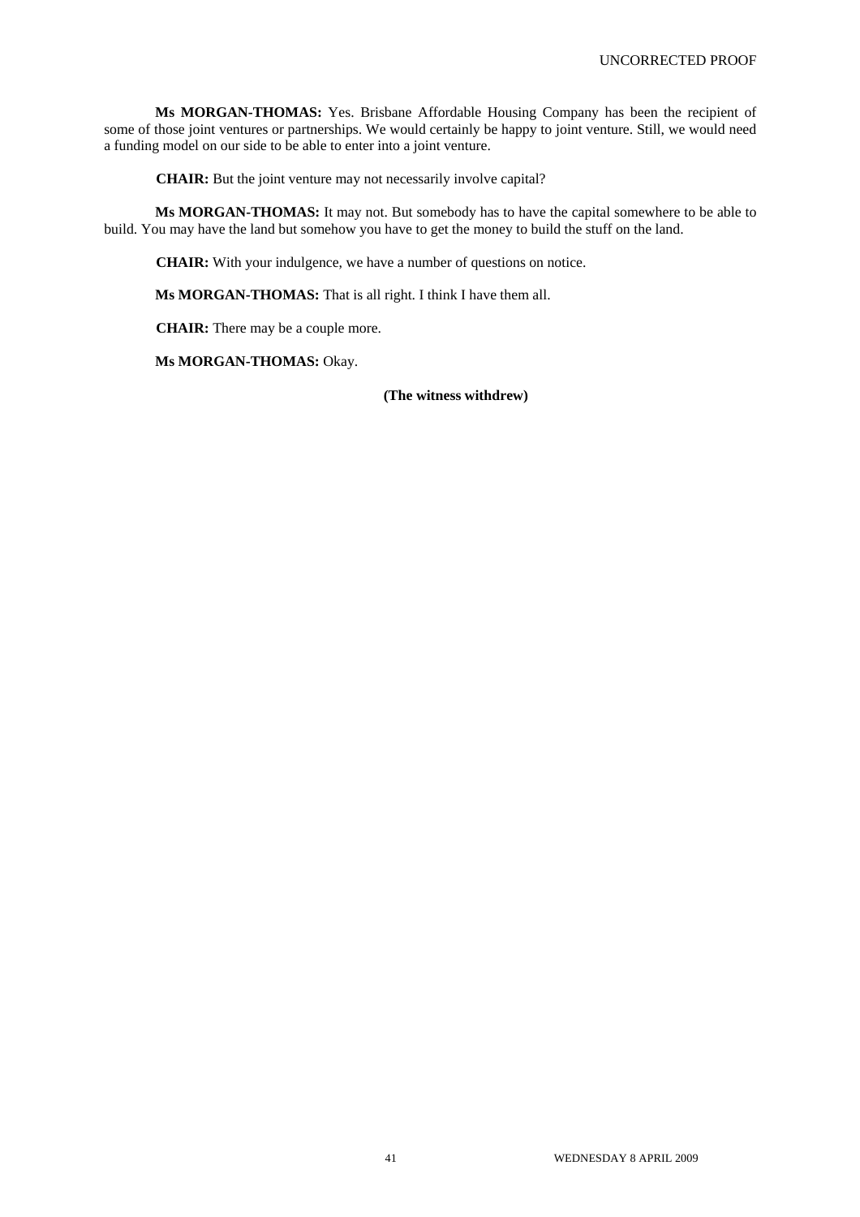**Ms MORGAN-THOMAS:** Yes. Brisbane Affordable Housing Company has been the recipient of some of those joint ventures or partnerships. We would certainly be happy to joint venture. Still, we would need a funding model on our side to be able to enter into a joint venture.

**CHAIR:** But the joint venture may not necessarily involve capital?

**Ms MORGAN-THOMAS:** It may not. But somebody has to have the capital somewhere to be able to build. You may have the land but somehow you have to get the money to build the stuff on the land.

**CHAIR:** With your indulgence, we have a number of questions on notice.

**Ms MORGAN-THOMAS:** That is all right. I think I have them all.

**CHAIR:** There may be a couple more.

**Ms MORGAN-THOMAS:** Okay.

**(The witness withdrew)**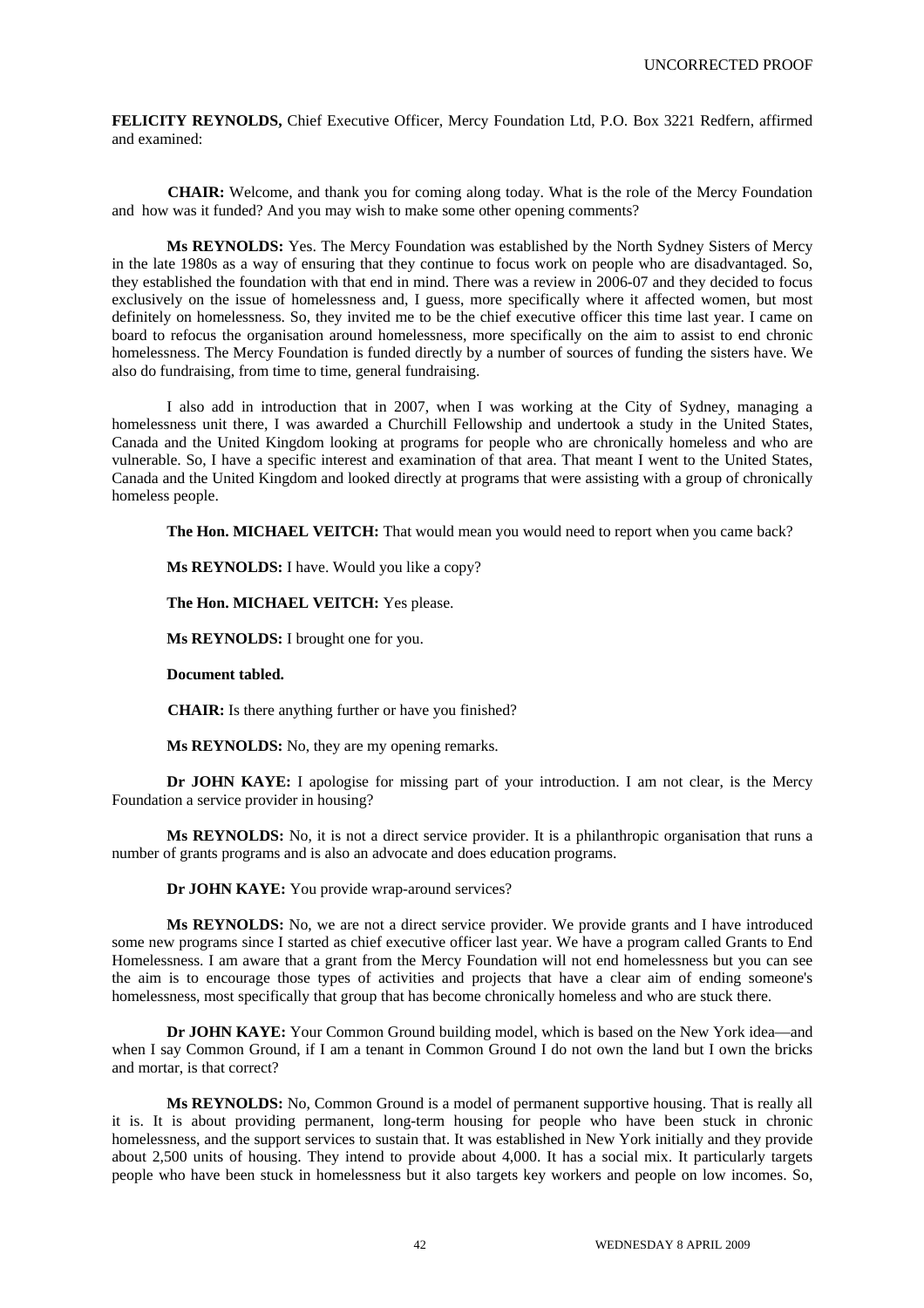**FELICITY REYNOLDS,** Chief Executive Officer, Mercy Foundation Ltd, P.O. Box 3221 Redfern, affirmed and examined:

**CHAIR:** Welcome, and thank you for coming along today. What is the role of the Mercy Foundation and how was it funded? And you may wish to make some other opening comments?

**Ms REYNOLDS:** Yes. The Mercy Foundation was established by the North Sydney Sisters of Mercy in the late 1980s as a way of ensuring that they continue to focus work on people who are disadvantaged. So, they established the foundation with that end in mind. There was a review in 2006-07 and they decided to focus exclusively on the issue of homelessness and, I guess, more specifically where it affected women, but most definitely on homelessness. So, they invited me to be the chief executive officer this time last year. I came on board to refocus the organisation around homelessness, more specifically on the aim to assist to end chronic homelessness. The Mercy Foundation is funded directly by a number of sources of funding the sisters have. We also do fundraising, from time to time, general fundraising.

I also add in introduction that in 2007, when I was working at the City of Sydney, managing a homelessness unit there, I was awarded a Churchill Fellowship and undertook a study in the United States, Canada and the United Kingdom looking at programs for people who are chronically homeless and who are vulnerable. So, I have a specific interest and examination of that area. That meant I went to the United States, Canada and the United Kingdom and looked directly at programs that were assisting with a group of chronically homeless people.

**The Hon. MICHAEL VEITCH:** That would mean you would need to report when you came back?

**Ms REYNOLDS:** I have. Would you like a copy?

**The Hon. MICHAEL VEITCH:** Yes please.

**Ms REYNOLDS:** I brought one for you.

**Document tabled.**

**CHAIR:** Is there anything further or have you finished?

**Ms REYNOLDS:** No, they are my opening remarks.

**Dr JOHN KAYE:** I apologise for missing part of your introduction. I am not clear, is the Mercy Foundation a service provider in housing?

**Ms REYNOLDS:** No, it is not a direct service provider. It is a philanthropic organisation that runs a number of grants programs and is also an advocate and does education programs.

**Dr JOHN KAYE:** You provide wrap-around services?

**Ms REYNOLDS:** No, we are not a direct service provider. We provide grants and I have introduced some new programs since I started as chief executive officer last year. We have a program called Grants to End Homelessness. I am aware that a grant from the Mercy Foundation will not end homelessness but you can see the aim is to encourage those types of activities and projects that have a clear aim of ending someone's homelessness, most specifically that group that has become chronically homeless and who are stuck there.

**Dr JOHN KAYE:** Your Common Ground building model, which is based on the New York idea—and when I say Common Ground, if I am a tenant in Common Ground I do not own the land but I own the bricks and mortar, is that correct?

**Ms REYNOLDS:** No, Common Ground is a model of permanent supportive housing. That is really all it is. It is about providing permanent, long-term housing for people who have been stuck in chronic homelessness, and the support services to sustain that. It was established in New York initially and they provide about 2,500 units of housing. They intend to provide about 4,000. It has a social mix. It particularly targets people who have been stuck in homelessness but it also targets key workers and people on low incomes. So,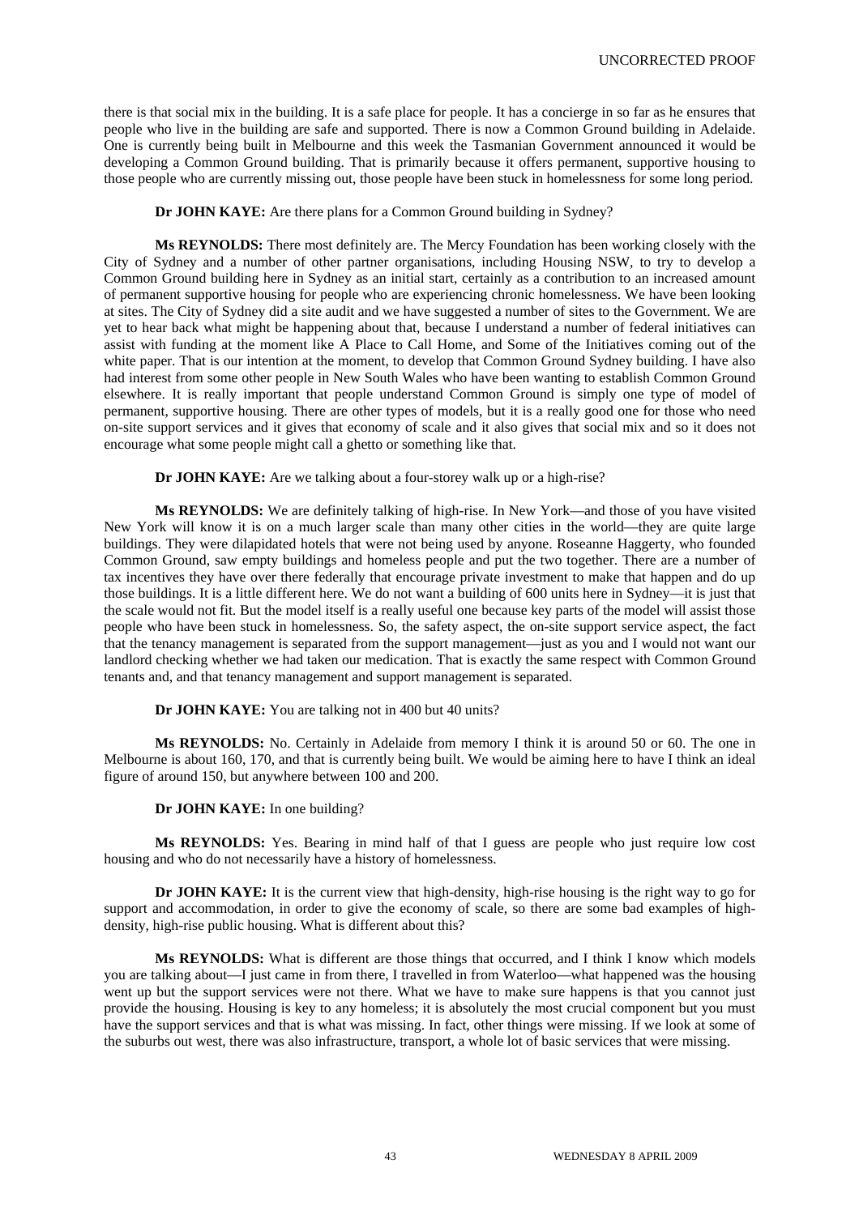there is that social mix in the building. It is a safe place for people. It has a concierge in so far as he ensures that people who live in the building are safe and supported. There is now a Common Ground building in Adelaide. One is currently being built in Melbourne and this week the Tasmanian Government announced it would be developing a Common Ground building. That is primarily because it offers permanent, supportive housing to those people who are currently missing out, those people have been stuck in homelessness for some long period.

**Dr JOHN KAYE:** Are there plans for a Common Ground building in Sydney?

**Ms REYNOLDS:** There most definitely are. The Mercy Foundation has been working closely with the City of Sydney and a number of other partner organisations, including Housing NSW, to try to develop a Common Ground building here in Sydney as an initial start, certainly as a contribution to an increased amount of permanent supportive housing for people who are experiencing chronic homelessness. We have been looking at sites. The City of Sydney did a site audit and we have suggested a number of sites to the Government. We are yet to hear back what might be happening about that, because I understand a number of federal initiatives can assist with funding at the moment like A Place to Call Home, and Some of the Initiatives coming out of the white paper. That is our intention at the moment, to develop that Common Ground Sydney building. I have also had interest from some other people in New South Wales who have been wanting to establish Common Ground elsewhere. It is really important that people understand Common Ground is simply one type of model of permanent, supportive housing. There are other types of models, but it is a really good one for those who need on-site support services and it gives that economy of scale and it also gives that social mix and so it does not encourage what some people might call a ghetto or something like that.

**Dr JOHN KAYE:** Are we talking about a four-storey walk up or a high-rise?

**Ms REYNOLDS:** We are definitely talking of high-rise. In New York—and those of you have visited New York will know it is on a much larger scale than many other cities in the world—they are quite large buildings. They were dilapidated hotels that were not being used by anyone. Roseanne Haggerty, who founded Common Ground, saw empty buildings and homeless people and put the two together. There are a number of tax incentives they have over there federally that encourage private investment to make that happen and do up those buildings. It is a little different here. We do not want a building of 600 units here in Sydney—it is just that the scale would not fit. But the model itself is a really useful one because key parts of the model will assist those people who have been stuck in homelessness. So, the safety aspect, the on-site support service aspect, the fact that the tenancy management is separated from the support management—just as you and I would not want our landlord checking whether we had taken our medication. That is exactly the same respect with Common Ground tenants and, and that tenancy management and support management is separated.

**Dr JOHN KAYE:** You are talking not in 400 but 40 units?

**Ms REYNOLDS:** No. Certainly in Adelaide from memory I think it is around 50 or 60. The one in Melbourne is about 160, 170, and that is currently being built. We would be aiming here to have I think an ideal figure of around 150, but anywhere between 100 and 200.

**Dr JOHN KAYE:** In one building?

**Ms REYNOLDS:** Yes. Bearing in mind half of that I guess are people who just require low cost housing and who do not necessarily have a history of homelessness.

**Dr JOHN KAYE:** It is the current view that high-density, high-rise housing is the right way to go for support and accommodation, in order to give the economy of scale, so there are some bad examples of high-density, high-rise public housing. What is different about this?

**Ms REYNOLDS:** What is different are those things that occurred, and I think I know which models you are talking about—I just came in from there, I travelled in from Waterloo—what happened was the housing went up but the support services were not there. What we have to make sure happens is that you cannot just provide the housing. Housing is key to any homeless; it is absolutely the most crucial component but you must have the support services and that is what was missing. In fact, other things were missing. If we look at some of the suburbs out west, there was also infrastructure, transport, a whole lot of basic services that were missing.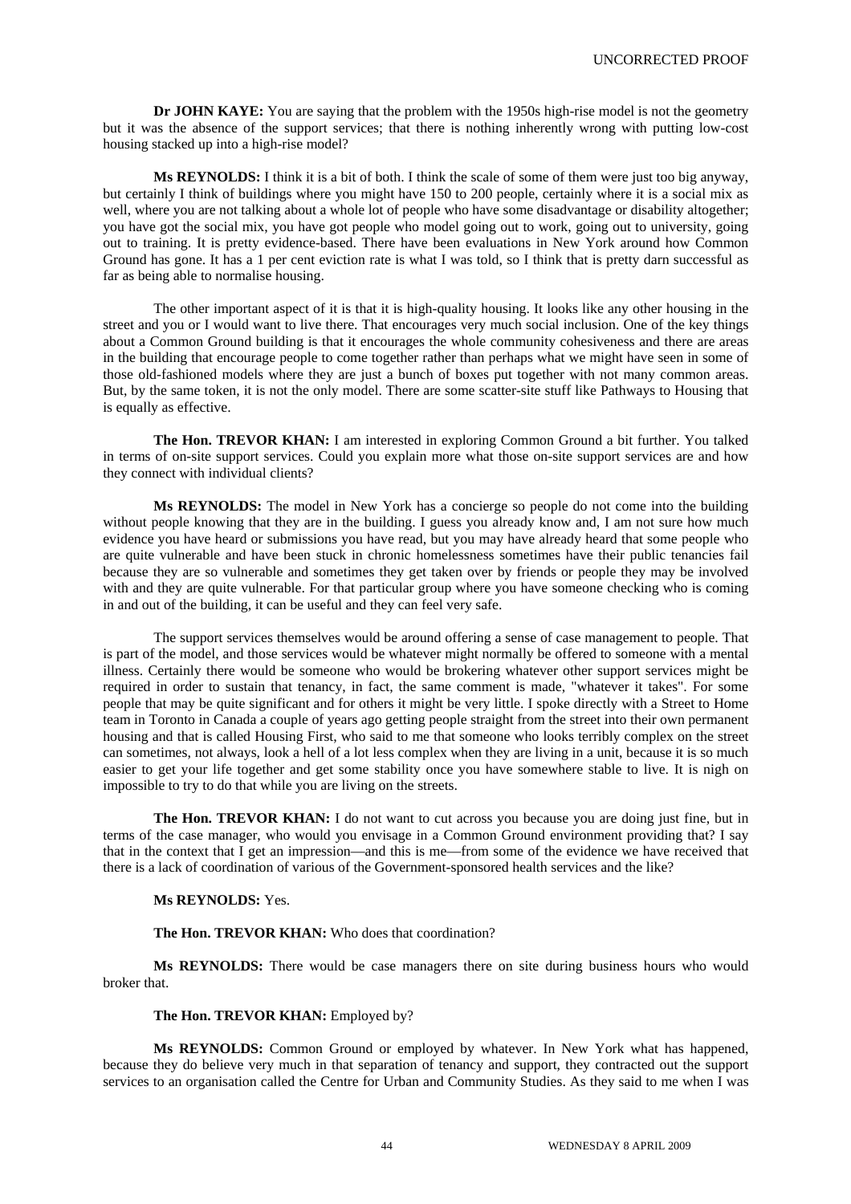**Dr JOHN KAYE:** You are saying that the problem with the 1950s high-rise model is not the geometry but it was the absence of the support services; that there is nothing inherently wrong with putting low-cost housing stacked up into a high-rise model?

**Ms REYNOLDS:** I think it is a bit of both. I think the scale of some of them were just too big anyway, but certainly I think of buildings where you might have 150 to 200 people, certainly where it is a social mix as well, where you are not talking about a whole lot of people who have some disadvantage or disability altogether; you have got the social mix, you have got people who model going out to work, going out to university, going out to training. It is pretty evidence-based. There have been evaluations in New York around how Common Ground has gone. It has a 1 per cent eviction rate is what I was told, so I think that is pretty darn successful as far as being able to normalise housing.

The other important aspect of it is that it is high-quality housing. It looks like any other housing in the street and you or I would want to live there. That encourages very much social inclusion. One of the key things about a Common Ground building is that it encourages the whole community cohesiveness and there are areas in the building that encourage people to come together rather than perhaps what we might have seen in some of those old-fashioned models where they are just a bunch of boxes put together with not many common areas. But, by the same token, it is not the only model. There are some scatter-site stuff like Pathways to Housing that is equally as effective.

**The Hon. TREVOR KHAN:** I am interested in exploring Common Ground a bit further. You talked in terms of on-site support services. Could you explain more what those on-site support services are and how they connect with individual clients?

**Ms REYNOLDS:** The model in New York has a concierge so people do not come into the building without people knowing that they are in the building. I guess you already know and, I am not sure how much evidence you have heard or submissions you have read, but you may have already heard that some people who are quite vulnerable and have been stuck in chronic homelessness sometimes have their public tenancies fail because they are so vulnerable and sometimes they get taken over by friends or people they may be involved with and they are quite vulnerable. For that particular group where you have someone checking who is coming in and out of the building, it can be useful and they can feel very safe.

The support services themselves would be around offering a sense of case management to people. That is part of the model, and those services would be whatever might normally be offered to someone with a mental illness. Certainly there would be someone who would be brokering whatever other support services might be required in order to sustain that tenancy, in fact, the same comment is made, "whatever it takes". For some people that may be quite significant and for others it might be very little. I spoke directly with a Street to Home team in Toronto in Canada a couple of years ago getting people straight from the street into their own permanent housing and that is called Housing First, who said to me that someone who looks terribly complex on the street can sometimes, not always, look a hell of a lot less complex when they are living in a unit, because it is so much easier to get your life together and get some stability once you have somewhere stable to live. It is nigh on impossible to try to do that while you are living on the streets.

**The Hon. TREVOR KHAN:** I do not want to cut across you because you are doing just fine, but in terms of the case manager, who would you envisage in a Common Ground environment providing that? I say that in the context that I get an impression—and this is me—from some of the evidence we have received that there is a lack of coordination of various of the Government-sponsored health services and the like?

**Ms REYNOLDS:** Yes.

**The Hon. TREVOR KHAN:** Who does that coordination?

**Ms REYNOLDS:** There would be case managers there on site during business hours who would broker that.

**The Hon. TREVOR KHAN:** Employed by?

**Ms REYNOLDS:** Common Ground or employed by whatever. In New York what has happened, because they do believe very much in that separation of tenancy and support, they contracted out the support services to an organisation called the Centre for Urban and Community Studies. As they said to me when I was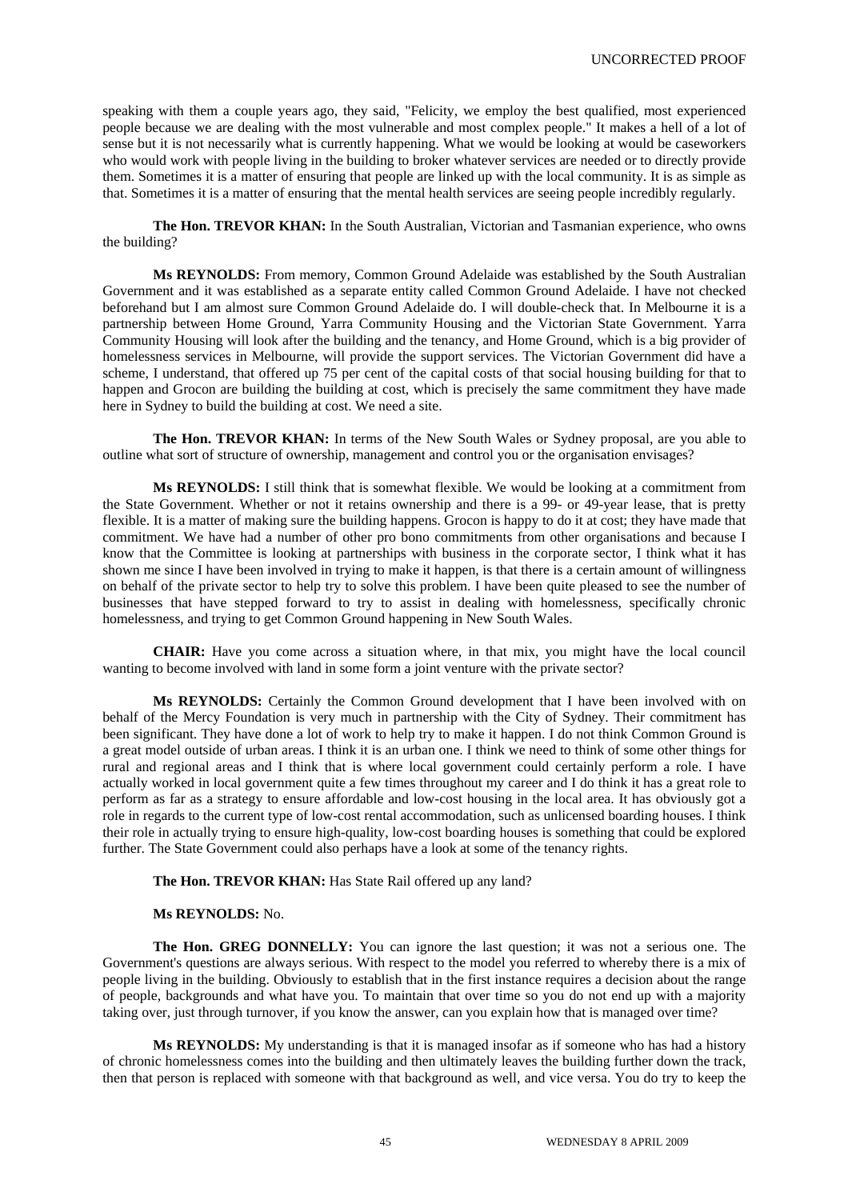speaking with them a couple years ago, they said, "Felicity, we employ the best qualified, most experienced people because we are dealing with the most vulnerable and most complex people." It makes a hell of a lot of sense but it is not necessarily what is currently happening. What we would be looking at would be caseworkers who would work with people living in the building to broker whatever services are needed or to directly provide them. Sometimes it is a matter of ensuring that people are linked up with the local community. It is as simple as that. Sometimes it is a matter of ensuring that the mental health services are seeing people incredibly regularly.

**The Hon. TREVOR KHAN:** In the South Australian, Victorian and Tasmanian experience, who owns the building?

**Ms REYNOLDS:** From memory, Common Ground Adelaide was established by the South Australian Government and it was established as a separate entity called Common Ground Adelaide. I have not checked beforehand but I am almost sure Common Ground Adelaide do. I will double-check that. In Melbourne it is a partnership between Home Ground, Yarra Community Housing and the Victorian State Government. Yarra Community Housing will look after the building and the tenancy, and Home Ground, which is a big provider of homelessness services in Melbourne, will provide the support services. The Victorian Government did have a scheme, I understand, that offered up 75 per cent of the capital costs of that social housing building for that to happen and Grocon are building the building at cost, which is precisely the same commitment they have made here in Sydney to build the building at cost. We need a site.

**The Hon. TREVOR KHAN:** In terms of the New South Wales or Sydney proposal, are you able to outline what sort of structure of ownership, management and control you or the organisation envisages?

**Ms REYNOLDS:** I still think that is somewhat flexible. We would be looking at a commitment from the State Government. Whether or not it retains ownership and there is a 99- or 49-year lease, that is pretty flexible. It is a matter of making sure the building happens. Grocon is happy to do it at cost; they have made that commitment. We have had a number of other pro bono commitments from other organisations and because I know that the Committee is looking at partnerships with business in the corporate sector, I think what it has shown me since I have been involved in trying to make it happen, is that there is a certain amount of willingness on behalf of the private sector to help try to solve this problem. I have been quite pleased to see the number of businesses that have stepped forward to try to assist in dealing with homelessness, specifically chronic homelessness, and trying to get Common Ground happening in New South Wales.

**CHAIR:** Have you come across a situation where, in that mix, you might have the local council wanting to become involved with land in some form a joint venture with the private sector?

**Ms REYNOLDS:** Certainly the Common Ground development that I have been involved with on behalf of the Mercy Foundation is very much in partnership with the City of Sydney. Their commitment has been significant. They have done a lot of work to help try to make it happen. I do not think Common Ground is a great model outside of urban areas. I think it is an urban one. I think we need to think of some other things for rural and regional areas and I think that is where local government could certainly perform a role. I have actually worked in local government quite a few times throughout my career and I do think it has a great role to perform as far as a strategy to ensure affordable and low-cost housing in the local area. It has obviously got a role in regards to the current type of low-cost rental accommodation, such as unlicensed boarding houses. I think their role in actually trying to ensure high-quality, low-cost boarding houses is something that could be explored further. The State Government could also perhaps have a look at some of the tenancy rights.

**The Hon. TREVOR KHAN:** Has State Rail offered up any land?

**Ms REYNOLDS:** No.

**The Hon. GREG DONNELLY:** You can ignore the last question; it was not a serious one. The Government's questions are always serious. With respect to the model you referred to whereby there is a mix of people living in the building. Obviously to establish that in the first instance requires a decision about the range of people, backgrounds and what have you. To maintain that over time so you do not end up with a majority taking over, just through turnover, if you know the answer, can you explain how that is managed over time?

**Ms REYNOLDS:** My understanding is that it is managed insofar as if someone who has had a history of chronic homelessness comes into the building and then ultimately leaves the building further down the track, then that person is replaced with someone with that background as well, and vice versa. You do try to keep the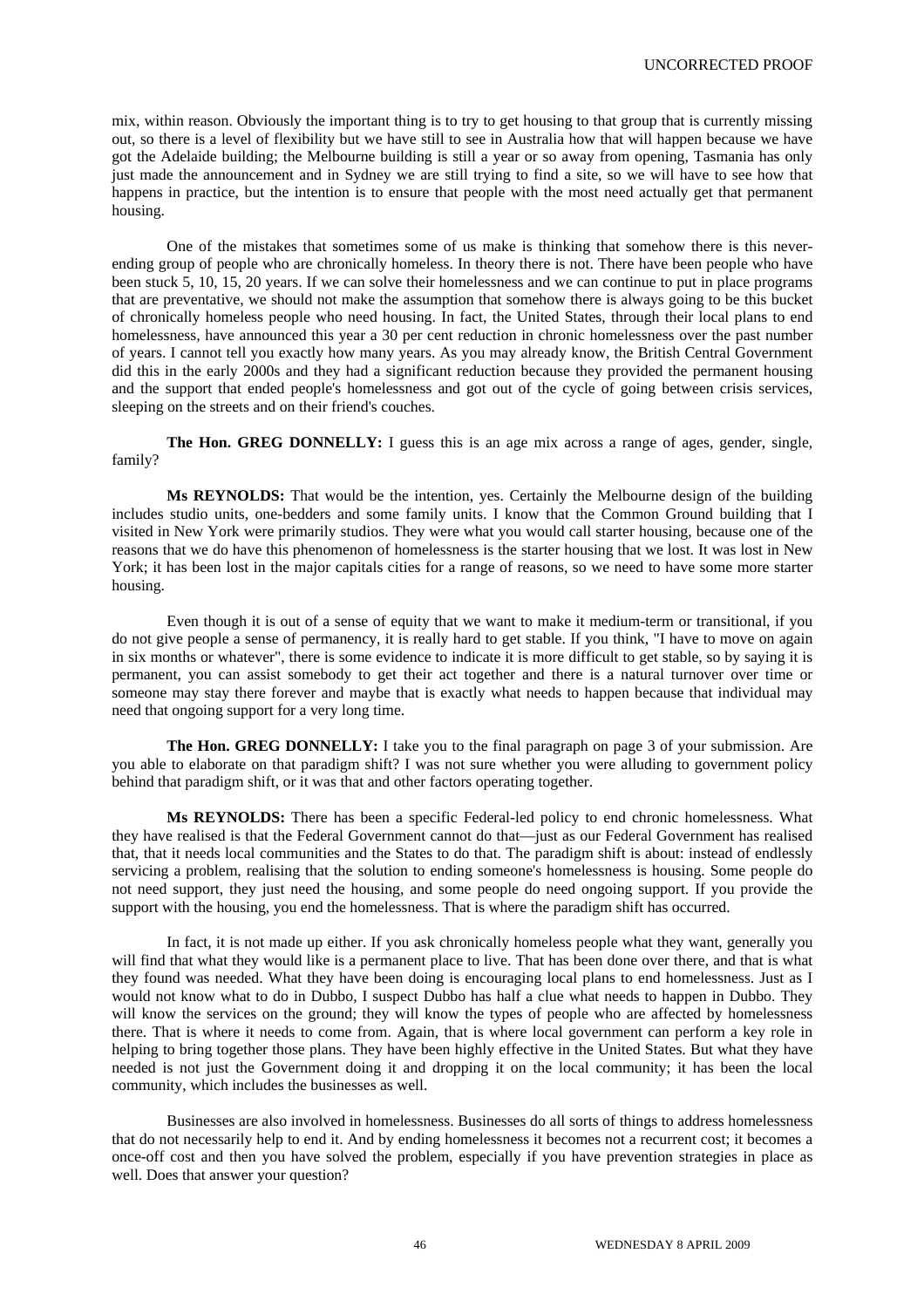mix, within reason. Obviously the important thing is to try to get housing to that group that is currently missing out, so there is a level of flexibility but we have still to see in Australia how that will happen because we have got the Adelaide building; the Melbourne building is still a year or so away from opening, Tasmania has only just made the announcement and in Sydney we are still trying to find a site, so we will have to see how that happens in practice, but the intention is to ensure that people with the most need actually get that permanent housing.

One of the mistakes that sometimes some of us make is thinking that somehow there is this never-ending group of people who are chronically homeless. In theory there is not. There have been people who have been stuck 5, 10, 15, 20 years. If we can solve their homelessness and we can continue to put in place programs that are preventative, we should not make the assumption that somehow there is always going to be this bucket of chronically homeless people who need housing. In fact, the United States, through their local plans to end homelessness, have announced this year a 30 per cent reduction in chronic homelessness over the past number of years. I cannot tell you exactly how many years. As you may already know, the British Central Government did this in the early 2000s and they had a significant reduction because they provided the permanent housing and the support that ended people's homelessness and got out of the cycle of going between crisis services, sleeping on the streets and on their friend's couches.

**The Hon. GREG DONNELLY:** I guess this is an age mix across a range of ages, gender, single, family?

**Ms REYNOLDS:** That would be the intention, yes. Certainly the Melbourne design of the building includes studio units, one-bedders and some family units. I know that the Common Ground building that I visited in New York were primarily studios. They were what you would call starter housing, because one of the reasons that we do have this phenomenon of homelessness is the starter housing that we lost. It was lost in New York; it has been lost in the major capitals cities for a range of reasons, so we need to have some more starter housing.

Even though it is out of a sense of equity that we want to make it medium-term or transitional, if you do not give people a sense of permanency, it is really hard to get stable. If you think, "I have to move on again in six months or whatever", there is some evidence to indicate it is more difficult to get stable, so by saying it is permanent, you can assist somebody to get their act together and there is a natural turnover over time or someone may stay there forever and maybe that is exactly what needs to happen because that individual may need that ongoing support for a very long time.

**The Hon. GREG DONNELLY:** I take you to the final paragraph on page 3 of your submission. Are you able to elaborate on that paradigm shift? I was not sure whether you were alluding to government policy behind that paradigm shift, or it was that and other factors operating together.

**Ms REYNOLDS:** There has been a specific Federal-led policy to end chronic homelessness. What they have realised is that the Federal Government cannot do that—just as our Federal Government has realised that, that it needs local communities and the States to do that. The paradigm shift is about: instead of endlessly servicing a problem, realising that the solution to ending someone's homelessness is housing. Some people do not need support, they just need the housing, and some people do need ongoing support. If you provide the support with the housing, you end the homelessness. That is where the paradigm shift has occurred.

In fact, it is not made up either. If you ask chronically homeless people what they want, generally you will find that what they would like is a permanent place to live. That has been done over there, and that is what they found was needed. What they have been doing is encouraging local plans to end homelessness. Just as I would not know what to do in Dubbo, I suspect Dubbo has half a clue what needs to happen in Dubbo. They will know the services on the ground; they will know the types of people who are affected by homelessness there. That is where it needs to come from. Again, that is where local government can perform a key role in helping to bring together those plans. They have been highly effective in the United States. But what they have needed is not just the Government doing it and dropping it on the local community; it has been the local community, which includes the businesses as well.

Businesses are also involved in homelessness. Businesses do all sorts of things to address homelessness that do not necessarily help to end it. And by ending homelessness it becomes not a recurrent cost; it becomes a once-off cost and then you have solved the problem, especially if you have prevention strategies in place as well. Does that answer your question?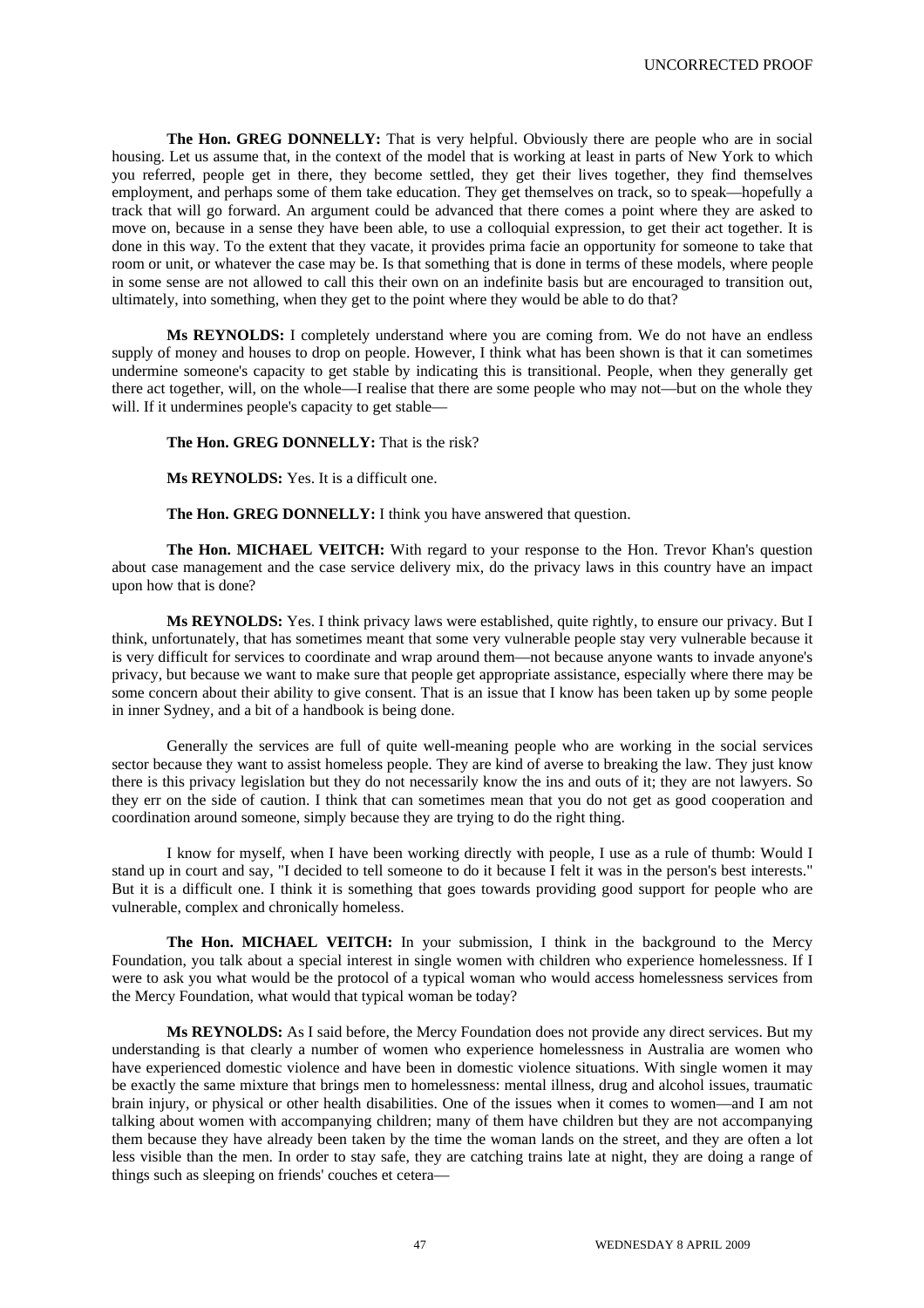**The Hon. GREG DONNELLY:** That is very helpful. Obviously there are people who are in social housing. Let us assume that, in the context of the model that is working at least in parts of New York to which you referred, people get in there, they become settled, they get their lives together, they find themselves employment, and perhaps some of them take education. They get themselves on track, so to speak—hopefully a track that will go forward. An argument could be advanced that there comes a point where they are asked to move on, because in a sense they have been able, to use a colloquial expression, to get their act together. It is done in this way. To the extent that they vacate, it provides prima facie an opportunity for someone to take that room or unit, or whatever the case may be. Is that something that is done in terms of these models, where people in some sense are not allowed to call this their own on an indefinite basis but are encouraged to transition out, ultimately, into something, when they get to the point where they would be able to do that?

**Ms REYNOLDS:** I completely understand where you are coming from. We do not have an endless supply of money and houses to drop on people. However, I think what has been shown is that it can sometimes undermine someone's capacity to get stable by indicating this is transitional. People, when they generally get there act together, will, on the whole—I realise that there are some people who may not—but on the whole they will. If it undermines people's capacity to get stable—

**The Hon. GREG DONNELLY:** That is the risk?

**Ms REYNOLDS:** Yes. It is a difficult one.

**The Hon. GREG DONNELLY:** I think you have answered that question.

**The Hon. MICHAEL VEITCH:** With regard to your response to the Hon. Trevor Khan's question about case management and the case service delivery mix, do the privacy laws in this country have an impact upon how that is done?

**Ms REYNOLDS:** Yes. I think privacy laws were established, quite rightly, to ensure our privacy. But I think, unfortunately, that has sometimes meant that some very vulnerable people stay very vulnerable because it is very difficult for services to coordinate and wrap around them—not because anyone wants to invade anyone's privacy, but because we want to make sure that people get appropriate assistance, especially where there may be some concern about their ability to give consent. That is an issue that I know has been taken up by some people in inner Sydney, and a bit of a handbook is being done.

Generally the services are full of quite well-meaning people who are working in the social services sector because they want to assist homeless people. They are kind of averse to breaking the law. They just know there is this privacy legislation but they do not necessarily know the ins and outs of it; they are not lawyers. So they err on the side of caution. I think that can sometimes mean that you do not get as good cooperation and coordination around someone, simply because they are trying to do the right thing.

I know for myself, when I have been working directly with people, I use as a rule of thumb: Would I stand up in court and say, "I decided to tell someone to do it because I felt it was in the person's best interests." But it is a difficult one. I think it is something that goes towards providing good support for people who are vulnerable, complex and chronically homeless.

**The Hon. MICHAEL VEITCH:** In your submission, I think in the background to the Mercy Foundation, you talk about a special interest in single women with children who experience homelessness. If I were to ask you what would be the protocol of a typical woman who would access homelessness services from the Mercy Foundation, what would that typical woman be today?

**Ms REYNOLDS:** As I said before, the Mercy Foundation does not provide any direct services. But my understanding is that clearly a number of women who experience homelessness in Australia are women who have experienced domestic violence and have been in domestic violence situations. With single women it may be exactly the same mixture that brings men to homelessness: mental illness, drug and alcohol issues, traumatic brain injury, or physical or other health disabilities. One of the issues when it comes to women—and I am not talking about women with accompanying children; many of them have children but they are not accompanying them because they have already been taken by the time the woman lands on the street, and they are often a lot less visible than the men. In order to stay safe, they are catching trains late at night, they are doing a range of things such as sleeping on friends' couches et cetera—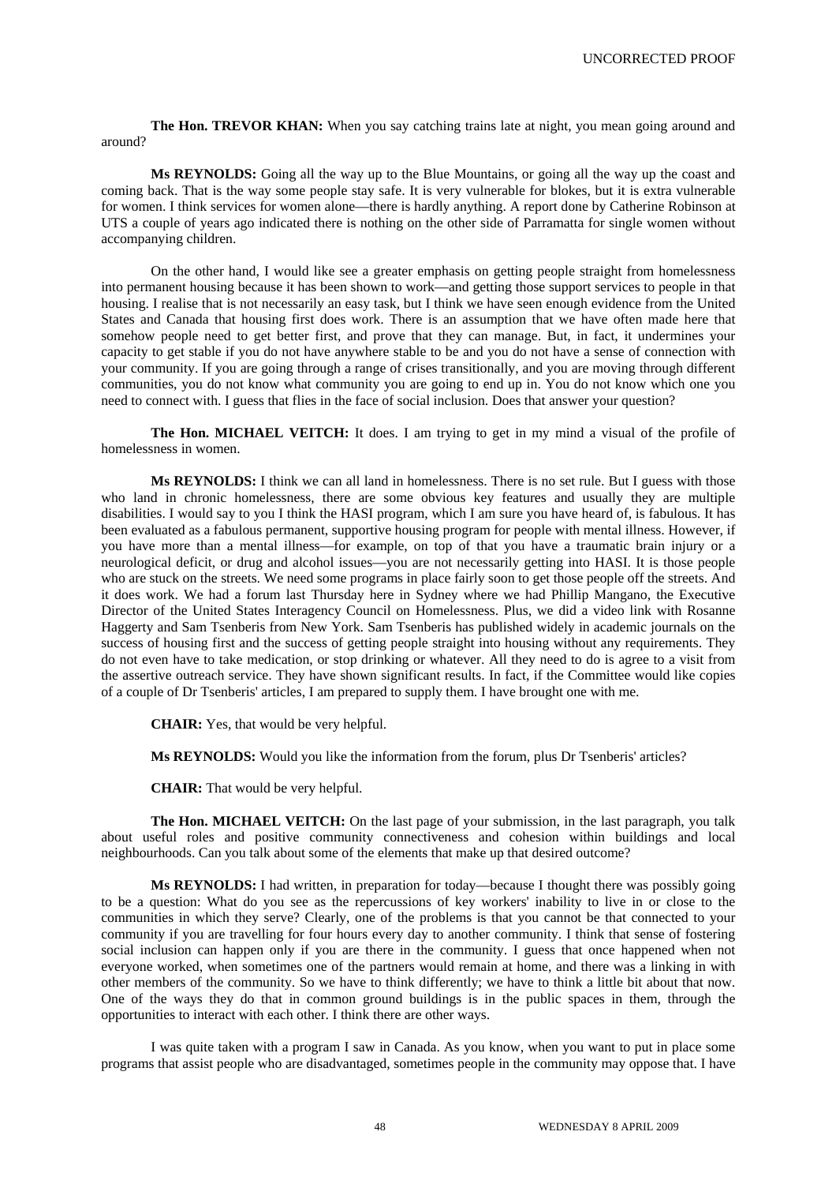**The Hon. TREVOR KHAN:** When you say catching trains late at night, you mean going around and around?

**Ms REYNOLDS:** Going all the way up to the Blue Mountains, or going all the way up the coast and coming back. That is the way some people stay safe. It is very vulnerable for blokes, but it is extra vulnerable for women. I think services for women alone—there is hardly anything. A report done by Catherine Robinson at UTS a couple of years ago indicated there is nothing on the other side of Parramatta for single women without accompanying children.

On the other hand, I would like see a greater emphasis on getting people straight from homelessness into permanent housing because it has been shown to work—and getting those support services to people in that housing. I realise that is not necessarily an easy task, but I think we have seen enough evidence from the United States and Canada that housing first does work. There is an assumption that we have often made here that somehow people need to get better first, and prove that they can manage. But, in fact, it undermines your capacity to get stable if you do not have anywhere stable to be and you do not have a sense of connection with your community. If you are going through a range of crises transitionally, and you are moving through different communities, you do not know what community you are going to end up in. You do not know which one you need to connect with. I guess that flies in the face of social inclusion. Does that answer your question?

**The Hon. MICHAEL VEITCH:** It does. I am trying to get in my mind a visual of the profile of homelessness in women.

**Ms REYNOLDS:** I think we can all land in homelessness. There is no set rule. But I guess with those who land in chronic homelessness, there are some obvious key features and usually they are multiple disabilities. I would say to you I think the HASI program, which I am sure you have heard of, is fabulous. It has been evaluated as a fabulous permanent, supportive housing program for people with mental illness. However, if you have more than a mental illness—for example, on top of that you have a traumatic brain injury or a neurological deficit, or drug and alcohol issues—you are not necessarily getting into HASI. It is those people who are stuck on the streets. We need some programs in place fairly soon to get those people off the streets. And it does work. We had a forum last Thursday here in Sydney where we had Phillip Mangano, the Executive Director of the United States Interagency Council on Homelessness. Plus, we did a video link with Rosanne Haggerty and Sam Tsenberis from New York. Sam Tsenberis has published widely in academic journals on the success of housing first and the success of getting people straight into housing without any requirements. They do not even have to take medication, or stop drinking or whatever. All they need to do is agree to a visit from the assertive outreach service. They have shown significant results. In fact, if the Committee would like copies of a couple of Dr Tsenberis' articles, I am prepared to supply them. I have brought one with me.

**CHAIR:** Yes, that would be very helpful.

**Ms REYNOLDS:** Would you like the information from the forum, plus Dr Tsenberis' articles?

**CHAIR:** That would be very helpful.

**The Hon. MICHAEL VEITCH:** On the last page of your submission, in the last paragraph, you talk about useful roles and positive community connectiveness and cohesion within buildings and local neighbourhoods. Can you talk about some of the elements that make up that desired outcome?

**Ms REYNOLDS:** I had written, in preparation for today—because I thought there was possibly going to be a question: What do you see as the repercussions of key workers' inability to live in or close to the communities in which they serve? Clearly, one of the problems is that you cannot be that connected to your community if you are travelling for four hours every day to another community. I think that sense of fostering social inclusion can happen only if you are there in the community. I guess that once happened when not everyone worked, when sometimes one of the partners would remain at home, and there was a linking in with other members of the community. So we have to think differently; we have to think a little bit about that now. One of the ways they do that in common ground buildings is in the public spaces in them, through the opportunities to interact with each other. I think there are other ways.

I was quite taken with a program I saw in Canada. As you know, when you want to put in place some programs that assist people who are disadvantaged, sometimes people in the community may oppose that. I have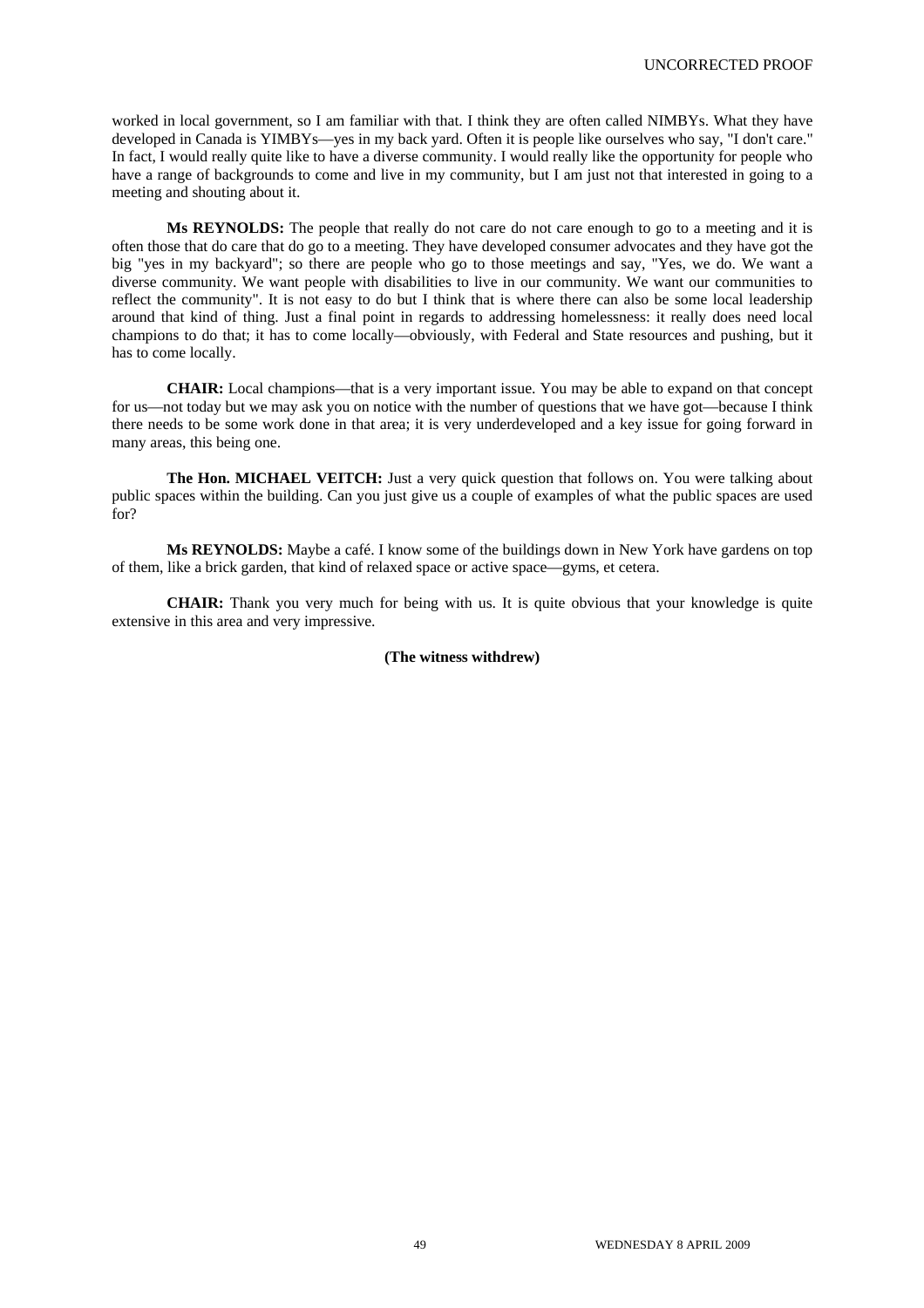worked in local government, so I am familiar with that. I think they are often called NIMBYs. What they have developed in Canada is YIMBYs—yes in my back yard. Often it is people like ourselves who say, "I don't care." In fact, I would really quite like to have a diverse community. I would really like the opportunity for people who have a range of backgrounds to come and live in my community, but I am just not that interested in going to a meeting and shouting about it.

**Ms REYNOLDS:** The people that really do not care do not care enough to go to a meeting and it is often those that do care that do go to a meeting. They have developed consumer advocates and they have got the big "yes in my backyard"; so there are people who go to those meetings and say, "Yes, we do. We want a diverse community. We want people with disabilities to live in our community. We want our communities to reflect the community". It is not easy to do but I think that is where there can also be some local leadership around that kind of thing. Just a final point in regards to addressing homelessness: it really does need local champions to do that; it has to come locally—obviously, with Federal and State resources and pushing, but it has to come locally.

**CHAIR:** Local champions—that is a very important issue. You may be able to expand on that concept for us—not today but we may ask you on notice with the number of questions that we have got—because I think there needs to be some work done in that area; it is very underdeveloped and a key issue for going forward in many areas, this being one.

**The Hon. MICHAEL VEITCH:** Just a very quick question that follows on. You were talking about public spaces within the building. Can you just give us a couple of examples of what the public spaces are used for?

**Ms REYNOLDS:** Maybe a café. I know some of the buildings down in New York have gardens on top of them, like a brick garden, that kind of relaxed space or active space—gyms, et cetera.

**CHAIR:** Thank you very much for being with us. It is quite obvious that your knowledge is quite extensive in this area and very impressive.

**(The witness withdrew)**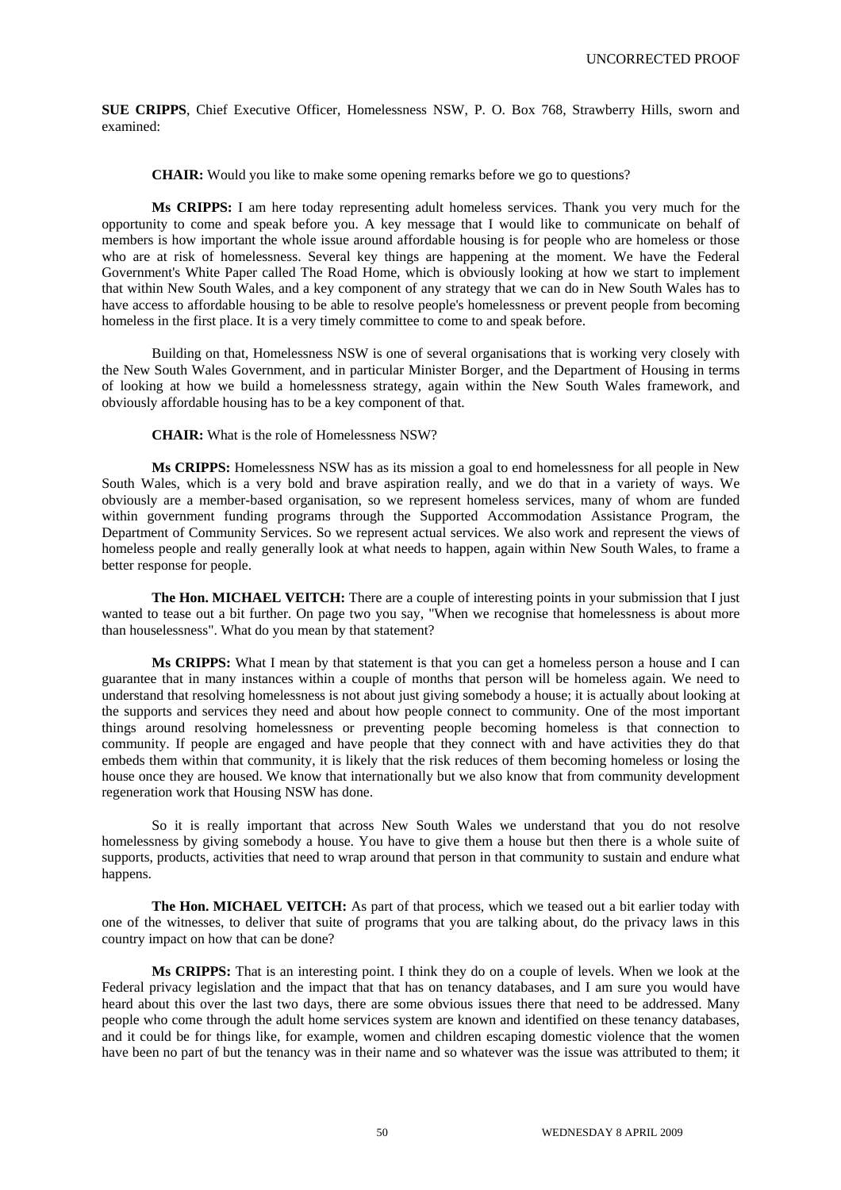**SUE CRIPPS**, Chief Executive Officer, Homelessness NSW, P. O. Box 768, Strawberry Hills, sworn and examined:

**CHAIR:** Would you like to make some opening remarks before we go to questions?

**Ms CRIPPS:** I am here today representing adult homeless services. Thank you very much for the opportunity to come and speak before you. A key message that I would like to communicate on behalf of members is how important the whole issue around affordable housing is for people who are homeless or those who are at risk of homelessness. Several key things are happening at the moment. We have the Federal Government's White Paper called The Road Home, which is obviously looking at how we start to implement that within New South Wales, and a key component of any strategy that we can do in New South Wales has to have access to affordable housing to be able to resolve people's homelessness or prevent people from becoming homeless in the first place. It is a very timely committee to come to and speak before.

Building on that, Homelessness NSW is one of several organisations that is working very closely with the New South Wales Government, and in particular Minister Borger, and the Department of Housing in terms of looking at how we build a homelessness strategy, again within the New South Wales framework, and obviously affordable housing has to be a key component of that.

**CHAIR:** What is the role of Homelessness NSW?

**Ms CRIPPS:** Homelessness NSW has as its mission a goal to end homelessness for all people in New South Wales, which is a very bold and brave aspiration really, and we do that in a variety of ways. We obviously are a member-based organisation, so we represent homeless services, many of whom are funded within government funding programs through the Supported Accommodation Assistance Program, the Department of Community Services. So we represent actual services. We also work and represent the views of homeless people and really generally look at what needs to happen, again within New South Wales, to frame a better response for people.

**The Hon. MICHAEL VEITCH:** There are a couple of interesting points in your submission that I just wanted to tease out a bit further. On page two you say, "When we recognise that homelessness is about more than houselessness". What do you mean by that statement?

**Ms CRIPPS:** What I mean by that statement is that you can get a homeless person a house and I can guarantee that in many instances within a couple of months that person will be homeless again. We need to understand that resolving homelessness is not about just giving somebody a house; it is actually about looking at the supports and services they need and about how people connect to community. One of the most important things around resolving homelessness or preventing people becoming homeless is that connection to community. If people are engaged and have people that they connect with and have activities they do that embeds them within that community, it is likely that the risk reduces of them becoming homeless or losing the house once they are housed. We know that internationally but we also know that from community development regeneration work that Housing NSW has done.

So it is really important that across New South Wales we understand that you do not resolve homelessness by giving somebody a house. You have to give them a house but then there is a whole suite of supports, products, activities that need to wrap around that person in that community to sustain and endure what happens.

**The Hon. MICHAEL VEITCH:** As part of that process, which we teased out a bit earlier today with one of the witnesses, to deliver that suite of programs that you are talking about, do the privacy laws in this country impact on how that can be done?

**Ms CRIPPS:** That is an interesting point. I think they do on a couple of levels. When we look at the Federal privacy legislation and the impact that that has on tenancy databases, and I am sure you would have heard about this over the last two days, there are some obvious issues there that need to be addressed. Many people who come through the adult home services system are known and identified on these tenancy databases, and it could be for things like, for example, women and children escaping domestic violence that the women have been no part of but the tenancy was in their name and so whatever was the issue was attributed to them; it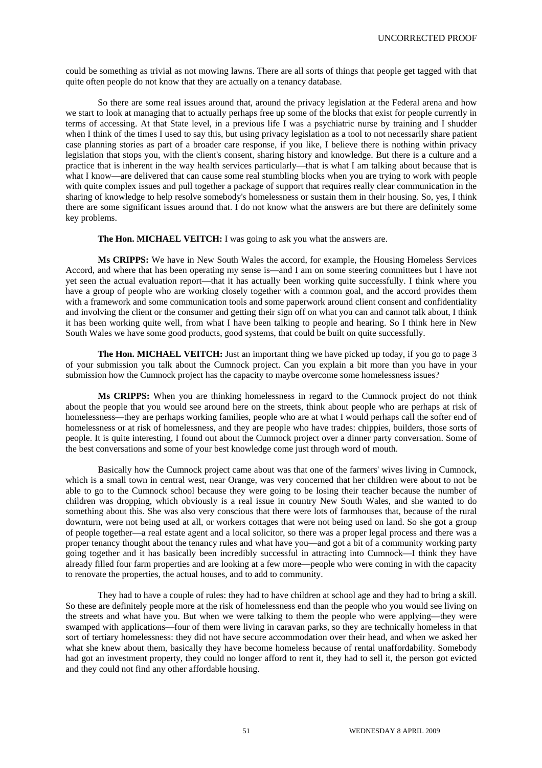could be something as trivial as not mowing lawns. There are all sorts of things that people get tagged with that quite often people do not know that they are actually on a tenancy database.

So there are some real issues around that, around the privacy legislation at the Federal arena and how we start to look at managing that to actually perhaps free up some of the blocks that exist for people currently in terms of accessing. At that State level, in a previous life I was a psychiatric nurse by training and I shudder when I think of the times I used to say this, but using privacy legislation as a tool to not necessarily share patient case planning stories as part of a broader care response, if you like, I believe there is nothing within privacy legislation that stops you, with the client's consent, sharing history and knowledge. But there is a culture and a practice that is inherent in the way health services particularly—that is what I am talking about because that is what I know—are delivered that can cause some real stumbling blocks when you are trying to work with people with quite complex issues and pull together a package of support that requires really clear communication in the sharing of knowledge to help resolve somebody's homelessness or sustain them in their housing. So, yes, I think there are some significant issues around that. I do not know what the answers are but there are definitely some key problems.

**The Hon. MICHAEL VEITCH:** I was going to ask you what the answers are.

**Ms CRIPPS:** We have in New South Wales the accord, for example, the Housing Homeless Services Accord, and where that has been operating my sense is—and I am on some steering committees but I have not yet seen the actual evaluation report—that it has actually been working quite successfully. I think where you have a group of people who are working closely together with a common goal, and the accord provides them with a framework and some communication tools and some paperwork around client consent and confidentiality and involving the client or the consumer and getting their sign off on what you can and cannot talk about, I think it has been working quite well, from what I have been talking to people and hearing. So I think here in New South Wales we have some good products, good systems, that could be built on quite successfully.

**The Hon. MICHAEL VEITCH:** Just an important thing we have picked up today, if you go to page 3 of your submission you talk about the Cumnock project. Can you explain a bit more than you have in your submission how the Cumnock project has the capacity to maybe overcome some homelessness issues?

**Ms CRIPPS:** When you are thinking homelessness in regard to the Cumnock project do not think about the people that you would see around here on the streets, think about people who are perhaps at risk of homelessness—they are perhaps working families, people who are at what I would perhaps call the softer end of homelessness or at risk of homelessness, and they are people who have trades: chippies, builders, those sorts of people. It is quite interesting, I found out about the Cumnock project over a dinner party conversation. Some of the best conversations and some of your best knowledge come just through word of mouth.

Basically how the Cumnock project came about was that one of the farmers' wives living in Cumnock, which is a small town in central west, near Orange, was very concerned that her children were about to not be able to go to the Cumnock school because they were going to be losing their teacher because the number of children was dropping, which obviously is a real issue in country New South Wales, and she wanted to do something about this. She was also very conscious that there were lots of farmhouses that, because of the rural downturn, were not being used at all, or workers cottages that were not being used on land. So she got a group of people together—a real estate agent and a local solicitor, so there was a proper legal process and there was a proper tenancy thought about the tenancy rules and what have you—and got a bit of a community working party going together and it has basically been incredibly successful in attracting into Cumnock—I think they have already filled four farm properties and are looking at a few more—people who were coming in with the capacity to renovate the properties, the actual houses, and to add to community.

They had to have a couple of rules: they had to have children at school age and they had to bring a skill. So these are definitely people more at the risk of homelessness end than the people who you would see living on the streets and what have you. But when we were talking to them the people who were applying—they were swamped with applications—four of them were living in caravan parks, so they are technically homeless in that sort of tertiary homelessness: they did not have secure accommodation over their head, and when we asked her what she knew about them, basically they have become homeless because of rental unaffordability. Somebody had got an investment property, they could no longer afford to rent it, they had to sell it, the person got evicted and they could not find any other affordable housing.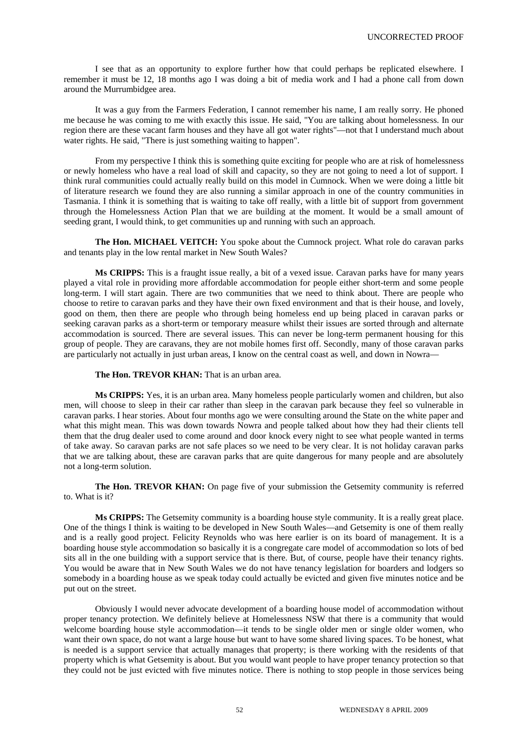I see that as an opportunity to explore further how that could perhaps be replicated elsewhere. I remember it must be 12, 18 months ago I was doing a bit of media work and I had a phone call from down around the Murrumbidgee area.

It was a guy from the Farmers Federation, I cannot remember his name, I am really sorry. He phoned me because he was coming to me with exactly this issue. He said, "You are talking about homelessness. In our region there are these vacant farm houses and they have all got water rights"—not that I understand much about water rights. He said, "There is just something waiting to happen".

From my perspective I think this is something quite exciting for people who are at risk of homelessness or newly homeless who have a real load of skill and capacity, so they are not going to need a lot of support. I think rural communities could actually really build on this model in Cumnock. When we were doing a little bit of literature research we found they are also running a similar approach in one of the country communities in Tasmania. I think it is something that is waiting to take off really, with a little bit of support from government through the Homelessness Action Plan that we are building at the moment. It would be a small amount of seeding grant, I would think, to get communities up and running with such an approach.

**The Hon. MICHAEL VEITCH:** You spoke about the Cumnock project. What role do caravan parks and tenants play in the low rental market in New South Wales?

**Ms CRIPPS:** This is a fraught issue really, a bit of a vexed issue. Caravan parks have for many years played a vital role in providing more affordable accommodation for people either short-term and some people long-term. I will start again. There are two communities that we need to think about. There are people who choose to retire to caravan parks and they have their own fixed environment and that is their house, and lovely, good on them, then there are people who through being homeless end up being placed in caravan parks or seeking caravan parks as a short-term or temporary measure whilst their issues are sorted through and alternate accommodation is sourced. There are several issues. This can never be long-term permanent housing for this group of people. They are caravans, they are not mobile homes first off. Secondly, many of those caravan parks are particularly not actually in just urban areas, I know on the central coast as well, and down in Nowra—

**The Hon. TREVOR KHAN:** That is an urban area.

**Ms CRIPPS:** Yes, it is an urban area. Many homeless people particularly women and children, but also men, will choose to sleep in their car rather than sleep in the caravan park because they feel so vulnerable in caravan parks. I hear stories. About four months ago we were consulting around the State on the white paper and what this might mean. This was down towards Nowra and people talked about how they had their clients tell them that the drug dealer used to come around and door knock every night to see what people wanted in terms of take away. So caravan parks are not safe places so we need to be very clear. It is not holiday caravan parks that we are talking about, these are caravan parks that are quite dangerous for many people and are absolutely not a long-term solution.

**The Hon. TREVOR KHAN:** On page five of your submission the Getsemity community is referred to. What is it?

**Ms CRIPPS:** The Getsemity community is a boarding house style community. It is a really great place. One of the things I think is waiting to be developed in New South Wales—and Getsemity is one of them really and is a really good project. Felicity Reynolds who was here earlier is on its board of management. It is a boarding house style accommodation so basically it is a congregate care model of accommodation so lots of bed sits all in the one building with a support service that is there. But, of course, people have their tenancy rights. You would be aware that in New South Wales we do not have tenancy legislation for boarders and lodgers so somebody in a boarding house as we speak today could actually be evicted and given five minutes notice and be put out on the street.

Obviously I would never advocate development of a boarding house model of accommodation without proper tenancy protection. We definitely believe at Homelessness NSW that there is a community that would welcome boarding house style accommodation—it tends to be single older men or single older women, who want their own space, do not want a large house but want to have some shared living spaces. To be honest, what is needed is a support service that actually manages that property; is there working with the residents of that property which is what Getsemity is about. But you would want people to have proper tenancy protection so that they could not be just evicted with five minutes notice. There is nothing to stop people in those services being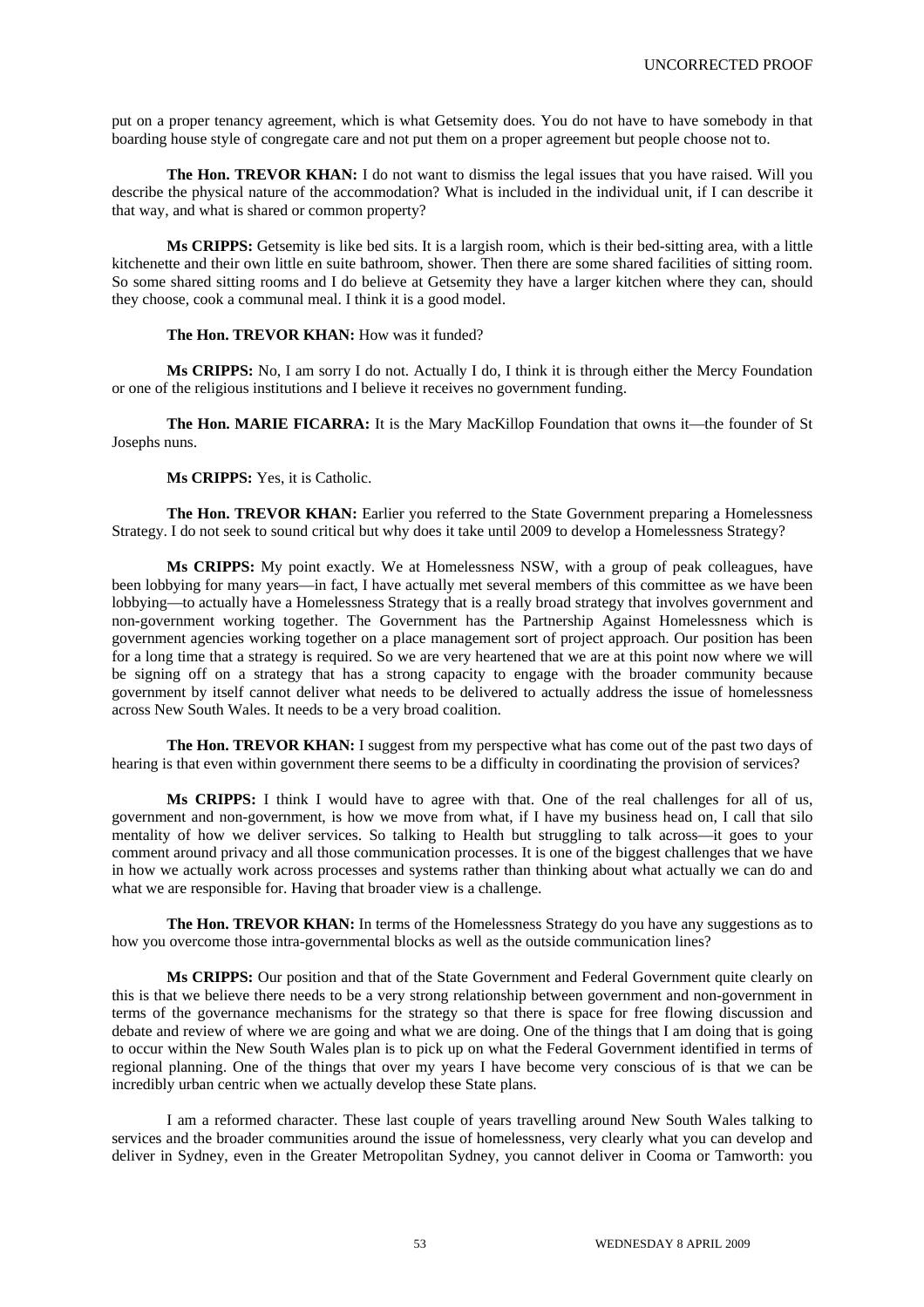put on a proper tenancy agreement, which is what Getsemity does. You do not have to have somebody in that boarding house style of congregate care and not put them on a proper agreement but people choose not to.

**The Hon. TREVOR KHAN:** I do not want to dismiss the legal issues that you have raised. Will you describe the physical nature of the accommodation? What is included in the individual unit, if I can describe it that way, and what is shared or common property?

**Ms CRIPPS:** Getsemity is like bed sits. It is a largish room, which is their bed-sitting area, with a little kitchenette and their own little en suite bathroom, shower. Then there are some shared facilities of sitting room. So some shared sitting rooms and I do believe at Getsemity they have a larger kitchen where they can, should they choose, cook a communal meal. I think it is a good model.

**The Hon. TREVOR KHAN:** How was it funded?

**Ms CRIPPS:** No, I am sorry I do not. Actually I do, I think it is through either the Mercy Foundation or one of the religious institutions and I believe it receives no government funding.

**The Hon. MARIE FICARRA:** It is the Mary MacKillop Foundation that owns it—the founder of St Josephs nuns.

**Ms CRIPPS:** Yes, it is Catholic.

**The Hon. TREVOR KHAN:** Earlier you referred to the State Government preparing a Homelessness Strategy. I do not seek to sound critical but why does it take until 2009 to develop a Homelessness Strategy?

**Ms CRIPPS:** My point exactly. We at Homelessness NSW, with a group of peak colleagues, have been lobbying for many years—in fact, I have actually met several members of this committee as we have been lobbying—to actually have a Homelessness Strategy that is a really broad strategy that involves government and non-government working together. The Government has the Partnership Against Homelessness which is government agencies working together on a place management sort of project approach. Our position has been for a long time that a strategy is required. So we are very heartened that we are at this point now where we will be signing off on a strategy that has a strong capacity to engage with the broader community because government by itself cannot deliver what needs to be delivered to actually address the issue of homelessness across New South Wales. It needs to be a very broad coalition.

**The Hon. TREVOR KHAN:** I suggest from my perspective what has come out of the past two days of hearing is that even within government there seems to be a difficulty in coordinating the provision of services?

**Ms CRIPPS:** I think I would have to agree with that. One of the real challenges for all of us, government and non-government, is how we move from what, if I have my business head on, I call that silo mentality of how we deliver services. So talking to Health but struggling to talk across—it goes to your comment around privacy and all those communication processes. It is one of the biggest challenges that we have in how we actually work across processes and systems rather than thinking about what actually we can do and what we are responsible for. Having that broader view is a challenge.

**The Hon. TREVOR KHAN:** In terms of the Homelessness Strategy do you have any suggestions as to how you overcome those intra-governmental blocks as well as the outside communication lines?

**Ms CRIPPS:** Our position and that of the State Government and Federal Government quite clearly on this is that we believe there needs to be a very strong relationship between government and non-government in terms of the governance mechanisms for the strategy so that there is space for free flowing discussion and debate and review of where we are going and what we are doing. One of the things that I am doing that is going to occur within the New South Wales plan is to pick up on what the Federal Government identified in terms of regional planning. One of the things that over my years I have become very conscious of is that we can be incredibly urban centric when we actually develop these State plans.

I am a reformed character. These last couple of years travelling around New South Wales talking to services and the broader communities around the issue of homelessness, very clearly what you can develop and deliver in Sydney, even in the Greater Metropolitan Sydney, you cannot deliver in Cooma or Tamworth: you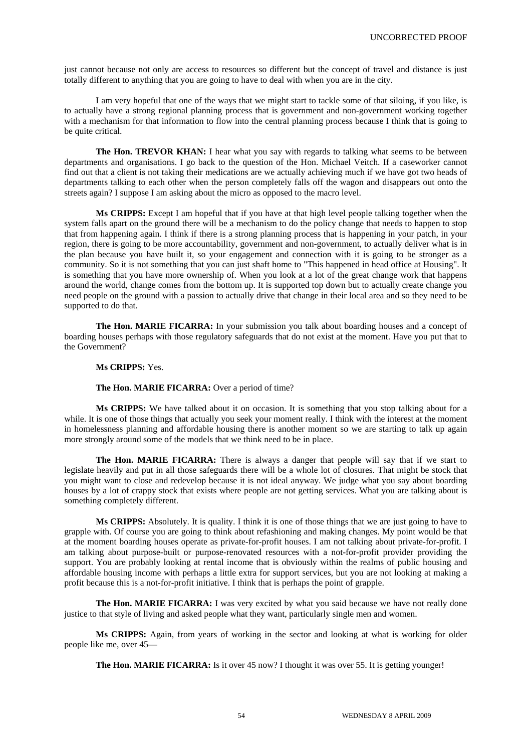just cannot because not only are access to resources so different but the concept of travel and distance is just totally different to anything that you are going to have to deal with when you are in the city.

I am very hopeful that one of the ways that we might start to tackle some of that siloing, if you like, is to actually have a strong regional planning process that is government and non-government working together with a mechanism for that information to flow into the central planning process because I think that is going to be quite critical.

**The Hon. TREVOR KHAN:** I hear what you say with regards to talking what seems to be between departments and organisations. I go back to the question of the Hon. Michael Veitch. If a caseworker cannot find out that a client is not taking their medications are we actually achieving much if we have got two heads of departments talking to each other when the person completely falls off the wagon and disappears out onto the streets again? I suppose I am asking about the micro as opposed to the macro level.

**Ms CRIPPS:** Except I am hopeful that if you have at that high level people talking together when the system falls apart on the ground there will be a mechanism to do the policy change that needs to happen to stop that from happening again. I think if there is a strong planning process that is happening in your patch, in your region, there is going to be more accountability, government and non-government, to actually deliver what is in the plan because you have built it, so your engagement and connection with it is going to be stronger as a community. So it is not something that you can just shaft home to "This happened in head office at Housing". It is something that you have more ownership of. When you look at a lot of the great change work that happens around the world, change comes from the bottom up. It is supported top down but to actually create change you need people on the ground with a passion to actually drive that change in their local area and so they need to be supported to do that.

**The Hon. MARIE FICARRA:** In your submission you talk about boarding houses and a concept of boarding houses perhaps with those regulatory safeguards that do not exist at the moment. Have you put that to the Government?

**Ms CRIPPS:** Yes.

**The Hon. MARIE FICARRA:** Over a period of time?

**Ms CRIPPS:** We have talked about it on occasion. It is something that you stop talking about for a while. It is one of those things that actually you seek your moment really. I think with the interest at the moment in homelessness planning and affordable housing there is another moment so we are starting to talk up again more strongly around some of the models that we think need to be in place.

**The Hon. MARIE FICARRA:** There is always a danger that people will say that if we start to legislate heavily and put in all those safeguards there will be a whole lot of closures. That might be stock that you might want to close and redevelop because it is not ideal anyway. We judge what you say about boarding houses by a lot of crappy stock that exists where people are not getting services. What you are talking about is something completely different.

**Ms CRIPPS:** Absolutely. It is quality. I think it is one of those things that we are just going to have to grapple with. Of course you are going to think about refashioning and making changes. My point would be that at the moment boarding houses operate as private-for-profit houses. I am not talking about private-for-profit. I am talking about purpose-built or purpose-renovated resources with a not-for-profit provider providing the support. You are probably looking at rental income that is obviously within the realms of public housing and affordable housing income with perhaps a little extra for support services, but you are not looking at making a profit because this is a not-for-profit initiative. I think that is perhaps the point of grapple.

**The Hon. MARIE FICARRA:** I was very excited by what you said because we have not really done justice to that style of living and asked people what they want, particularly single men and women.

**Ms CRIPPS:** Again, from years of working in the sector and looking at what is working for older people like me, over 45—

**The Hon. MARIE FICARRA:** Is it over 45 now? I thought it was over 55. It is getting younger!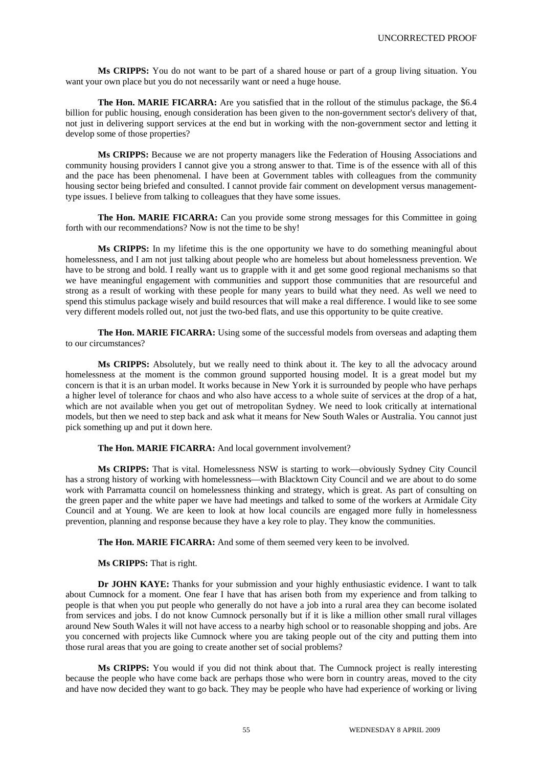**Ms CRIPPS:** You do not want to be part of a shared house or part of a group living situation. You want your own place but you do not necessarily want or need a huge house.

**The Hon. MARIE FICARRA:** Are you satisfied that in the rollout of the stimulus package, the $6.4 billion for public housing, enough consideration has been given to the non-government sector's delivery of that, not just in delivering support services at the end but in working with the non-government sector and letting it develop some of those properties?

**Ms CRIPPS:** Because we are not property managers like the Federation of Housing Associations and community housing providers I cannot give you a strong answer to that. Time is of the essence with all of this and the pace has been phenomenal. I have been at Government tables with colleagues from the community housing sector being briefed and consulted. I cannot provide fair comment on development versus management-type issues. I believe from talking to colleagues that they have some issues.

**The Hon. MARIE FICARRA:** Can you provide some strong messages for this Committee in going forth with our recommendations? Now is not the time to be shy!

**Ms CRIPPS:** In my lifetime this is the one opportunity we have to do something meaningful about homelessness, and I am not just talking about people who are homeless but about homelessness prevention. We have to be strong and bold. I really want us to grapple with it and get some good regional mechanisms so that we have meaningful engagement with communities and support those communities that are resourceful and strong as a result of working with these people for many years to build what they need. As well we need to spend this stimulus package wisely and build resources that will make a real difference. I would like to see some very different models rolled out, not just the two-bed flats, and use this opportunity to be quite creative.

**The Hon. MARIE FICARRA:** Using some of the successful models from overseas and adapting them to our circumstances?

**Ms CRIPPS:** Absolutely, but we really need to think about it. The key to all the advocacy around homelessness at the moment is the common ground supported housing model. It is a great model but my concern is that it is an urban model. It works because in New York it is surrounded by people who have perhaps a higher level of tolerance for chaos and who also have access to a whole suite of services at the drop of a hat, which are not available when you get out of metropolitan Sydney. We need to look critically at international models, but then we need to step back and ask what it means for New South Wales or Australia. You cannot just pick something up and put it down here.

**The Hon. MARIE FICARRA:** And local government involvement?

**Ms CRIPPS:** That is vital. Homelessness NSW is starting to work—obviously Sydney City Council has a strong history of working with homelessness—with Blacktown City Council and we are about to do some work with Parramatta council on homelessness thinking and strategy, which is great. As part of consulting on the green paper and the white paper we have had meetings and talked to some of the workers at Armidale City Council and at Young. We are keen to look at how local councils are engaged more fully in homelessness prevention, planning and response because they have a key role to play. They know the communities.

**The Hon. MARIE FICARRA:** And some of them seemed very keen to be involved.

**Ms CRIPPS:** That is right.

**Dr JOHN KAYE:** Thanks for your submission and your highly enthusiastic evidence. I want to talk about Cumnock for a moment. One fear I have that has arisen both from my experience and from talking to people is that when you put people who generally do not have a job into a rural area they can become isolated from services and jobs. I do not know Cumnock personally but if it is like a million other small rural villages around New South Wales it will not have access to a nearby high school or to reasonable shopping and jobs. Are you concerned with projects like Cumnock where you are taking people out of the city and putting them into those rural areas that you are going to create another set of social problems?

**Ms CRIPPS:** You would if you did not think about that. The Cumnock project is really interesting because the people who have come back are perhaps those who were born in country areas, moved to the city and have now decided they want to go back. They may be people who have had experience of working or living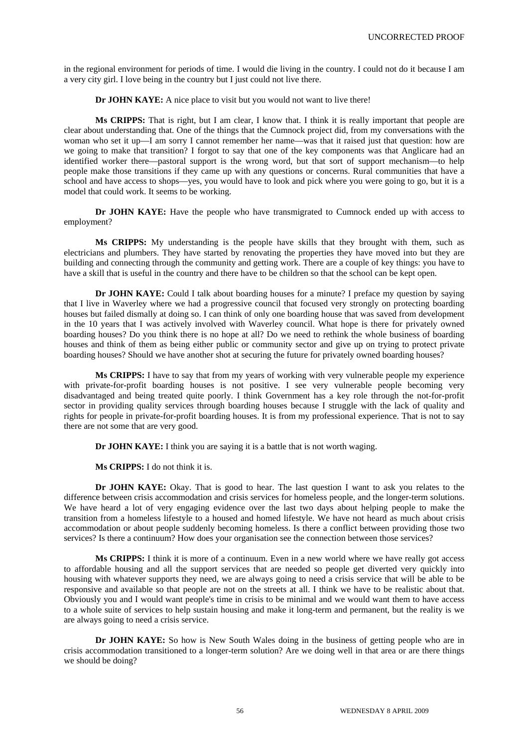in the regional environment for periods of time. I would die living in the country. I could not do it because I am a very city girl. I love being in the country but I just could not live there.

**Dr JOHN KAYE:** A nice place to visit but you would not want to live there!

**Ms CRIPPS:** That is right, but I am clear, I know that. I think it is really important that people are clear about understanding that. One of the things that the Cumnock project did, from my conversations with the woman who set it up—I am sorry I cannot remember her name—was that it raised just that question: how are we going to make that transition? I forgot to say that one of the key components was that Anglicare had an identified worker there—pastoral support is the wrong word, but that sort of support mechanism—to help people make those transitions if they came up with any questions or concerns. Rural communities that have a school and have access to shops—yes, you would have to look and pick where you were going to go, but it is a model that could work. It seems to be working.

**Dr JOHN KAYE:** Have the people who have transmigrated to Cumnock ended up with access to employment?

**Ms CRIPPS:** My understanding is the people have skills that they brought with them, such as electricians and plumbers. They have started by renovating the properties they have moved into but they are building and connecting through the community and getting work. There are a couple of key things: you have to have a skill that is useful in the country and there have to be children so that the school can be kept open.

**Dr JOHN KAYE:** Could I talk about boarding houses for a minute? I preface my question by saying that I live in Waverley where we had a progressive council that focused very strongly on protecting boarding houses but failed dismally at doing so. I can think of only one boarding house that was saved from development in the 10 years that I was actively involved with Waverley council. What hope is there for privately owned boarding houses? Do you think there is no hope at all? Do we need to rethink the whole business of boarding houses and think of them as being either public or community sector and give up on trying to protect private boarding houses? Should we have another shot at securing the future for privately owned boarding houses?

**Ms CRIPPS:** I have to say that from my years of working with very vulnerable people my experience with private-for-profit boarding houses is not positive. I see very vulnerable people becoming very disadvantaged and being treated quite poorly. I think Government has a key role through the not-for-profit sector in providing quality services through boarding houses because I struggle with the lack of quality and rights for people in private-for-profit boarding houses. It is from my professional experience. That is not to say there are not some that are very good.

**Dr JOHN KAYE:** I think you are saying it is a battle that is not worth waging.

**Ms CRIPPS:** I do not think it is.

**Dr JOHN KAYE:** Okay. That is good to hear. The last question I want to ask you relates to the difference between crisis accommodation and crisis services for homeless people, and the longer-term solutions. We have heard a lot of very engaging evidence over the last two days about helping people to make the transition from a homeless lifestyle to a housed and homed lifestyle. We have not heard as much about crisis accommodation or about people suddenly becoming homeless. Is there a conflict between providing those two services? Is there a continuum? How does your organisation see the connection between those services?

**Ms CRIPPS:** I think it is more of a continuum. Even in a new world where we have really got access to affordable housing and all the support services that are needed so people get diverted very quickly into housing with whatever supports they need, we are always going to need a crisis service that will be able to be responsive and available so that people are not on the streets at all. I think we have to be realistic about that. Obviously you and I would want people's time in crisis to be minimal and we would want them to have access to a whole suite of services to help sustain housing and make it long-term and permanent, but the reality is we are always going to need a crisis service.

**Dr JOHN KAYE:** So how is New South Wales doing in the business of getting people who are in crisis accommodation transitioned to a longer-term solution? Are we doing well in that area or are there things we should be doing?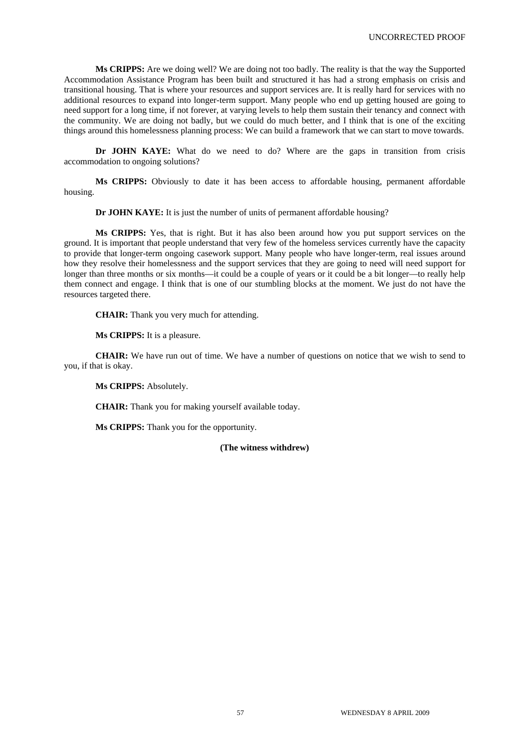**Ms CRIPPS:** Are we doing well? We are doing not too badly. The reality is that the way the Supported Accommodation Assistance Program has been built and structured it has had a strong emphasis on crisis and transitional housing. That is where your resources and support services are. It is really hard for services with no additional resources to expand into longer-term support. Many people who end up getting housed are going to need support for a long time, if not forever, at varying levels to help them sustain their tenancy and connect with the community. We are doing not badly, but we could do much better, and I think that is one of the exciting things around this homelessness planning process: We can build a framework that we can start to move towards.

**Dr JOHN KAYE:** What do we need to do? Where are the gaps in transition from crisis accommodation to ongoing solutions?

**Ms CRIPPS:** Obviously to date it has been access to affordable housing, permanent affordable housing.

**Dr JOHN KAYE:** It is just the number of units of permanent affordable housing?

**Ms CRIPPS:** Yes, that is right. But it has also been around how you put support services on the ground. It is important that people understand that very few of the homeless services currently have the capacity to provide that longer-term ongoing casework support. Many people who have longer-term, real issues around how they resolve their homelessness and the support services that they are going to need will need support for longer than three months or six months—it could be a couple of years or it could be a bit longer—to really help them connect and engage. I think that is one of our stumbling blocks at the moment. We just do not have the resources targeted there.

**CHAIR:** Thank you very much for attending.

**Ms CRIPPS:** It is a pleasure.

**CHAIR:** We have run out of time. We have a number of questions on notice that we wish to send to you, if that is okay.

**Ms CRIPPS:** Absolutely.

**CHAIR:** Thank you for making yourself available today.

**Ms CRIPPS:** Thank you for the opportunity.

**(The witness withdrew)**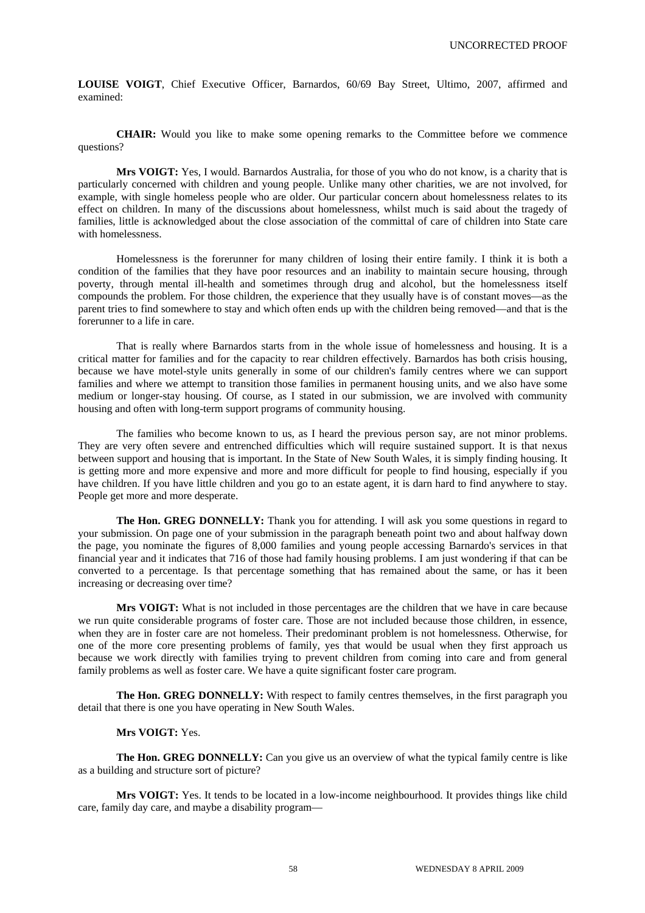**LOUISE VOIGT**, Chief Executive Officer, Barnardos, 60/69 Bay Street, Ultimo, 2007, affirmed and examined:

**CHAIR:** Would you like to make some opening remarks to the Committee before we commence questions?

**Mrs VOIGT:** Yes, I would. Barnardos Australia, for those of you who do not know, is a charity that is particularly concerned with children and young people. Unlike many other charities, we are not involved, for example, with single homeless people who are older. Our particular concern about homelessness relates to its effect on children. In many of the discussions about homelessness, whilst much is said about the tragedy of families, little is acknowledged about the close association of the committal of care of children into State care with homelessness.

Homelessness is the forerunner for many children of losing their entire family. I think it is both a condition of the families that they have poor resources and an inability to maintain secure housing, through poverty, through mental ill-health and sometimes through drug and alcohol, but the homelessness itself compounds the problem. For those children, the experience that they usually have is of constant moves—as the parent tries to find somewhere to stay and which often ends up with the children being removed—and that is the forerunner to a life in care.

That is really where Barnardos starts from in the whole issue of homelessness and housing. It is a critical matter for families and for the capacity to rear children effectively. Barnardos has both crisis housing, because we have motel-style units generally in some of our children's family centres where we can support families and where we attempt to transition those families in permanent housing units, and we also have some medium or longer-stay housing. Of course, as I stated in our submission, we are involved with community housing and often with long-term support programs of community housing.

The families who become known to us, as I heard the previous person say, are not minor problems. They are very often severe and entrenched difficulties which will require sustained support. It is that nexus between support and housing that is important. In the State of New South Wales, it is simply finding housing. It is getting more and more expensive and more and more difficult for people to find housing, especially if you have children. If you have little children and you go to an estate agent, it is darn hard to find anywhere to stay. People get more and more desperate.

**The Hon. GREG DONNELLY:** Thank you for attending. I will ask you some questions in regard to your submission. On page one of your submission in the paragraph beneath point two and about halfway down the page, you nominate the figures of 8,000 families and young people accessing Barnardo's services in that financial year and it indicates that 716 of those had family housing problems. I am just wondering if that can be converted to a percentage. Is that percentage something that has remained about the same, or has it been increasing or decreasing over time?

**Mrs VOIGT:** What is not included in those percentages are the children that we have in care because we run quite considerable programs of foster care. Those are not included because those children, in essence, when they are in foster care are not homeless. Their predominant problem is not homelessness. Otherwise, for one of the more core presenting problems of family, yes that would be usual when they first approach us because we work directly with families trying to prevent children from coming into care and from general family problems as well as foster care. We have a quite significant foster care program.

**The Hon. GREG DONNELLY:** With respect to family centres themselves, in the first paragraph you detail that there is one you have operating in New South Wales.

**Mrs VOIGT:** Yes.

**The Hon. GREG DONNELLY:** Can you give us an overview of what the typical family centre is like as a building and structure sort of picture?

**Mrs VOIGT:** Yes. It tends to be located in a low-income neighbourhood. It provides things like child care, family day care, and maybe a disability program—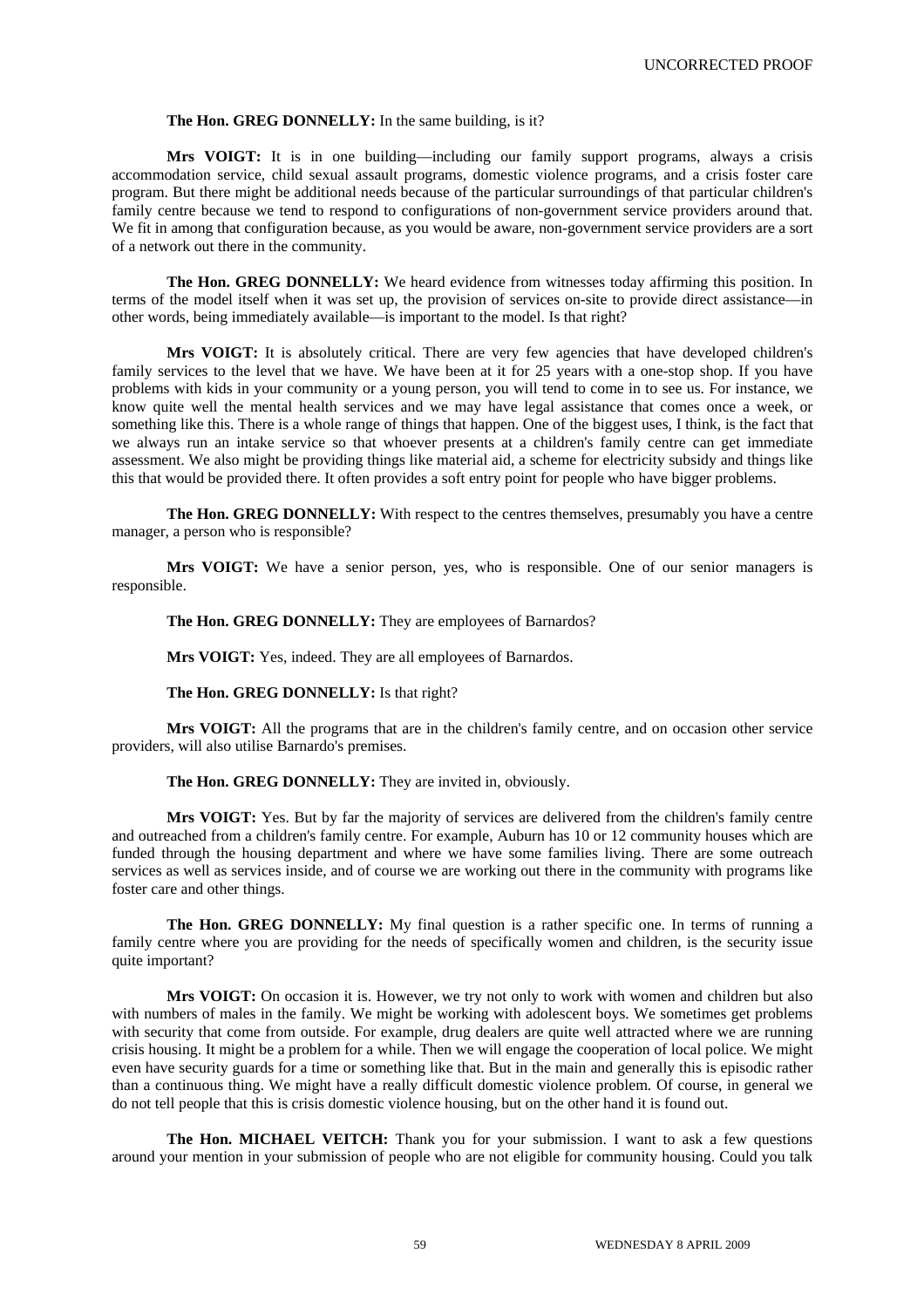**The Hon. GREG DONNELLY:** In the same building, is it?

**Mrs VOIGT:** It is in one building—including our family support programs, always a crisis accommodation service, child sexual assault programs, domestic violence programs, and a crisis foster care program. But there might be additional needs because of the particular surroundings of that particular children's family centre because we tend to respond to configurations of non-government service providers around that. We fit in among that configuration because, as you would be aware, non-government service providers are a sort of a network out there in the community.

**The Hon. GREG DONNELLY:** We heard evidence from witnesses today affirming this position. In terms of the model itself when it was set up, the provision of services on-site to provide direct assistance—in other words, being immediately available—is important to the model. Is that right?

**Mrs VOIGT:** It is absolutely critical. There are very few agencies that have developed children's family services to the level that we have. We have been at it for 25 years with a one-stop shop. If you have problems with kids in your community or a young person, you will tend to come in to see us. For instance, we know quite well the mental health services and we may have legal assistance that comes once a week, or something like this. There is a whole range of things that happen. One of the biggest uses, I think, is the fact that we always run an intake service so that whoever presents at a children's family centre can get immediate assessment. We also might be providing things like material aid, a scheme for electricity subsidy and things like this that would be provided there. It often provides a soft entry point for people who have bigger problems.

**The Hon. GREG DONNELLY:** With respect to the centres themselves, presumably you have a centre manager, a person who is responsible?

**Mrs VOIGT:** We have a senior person, yes, who is responsible. One of our senior managers is responsible.

**The Hon. GREG DONNELLY:** They are employees of Barnardos?

**Mrs VOIGT:** Yes, indeed. They are all employees of Barnardos.

**The Hon. GREG DONNELLY:** Is that right?

**Mrs VOIGT:** All the programs that are in the children's family centre, and on occasion other service providers, will also utilise Barnardo's premises.

**The Hon. GREG DONNELLY:** They are invited in, obviously.

**Mrs VOIGT:** Yes. But by far the majority of services are delivered from the children's family centre and outreached from a children's family centre. For example, Auburn has 10 or 12 community houses which are funded through the housing department and where we have some families living. There are some outreach services as well as services inside, and of course we are working out there in the community with programs like foster care and other things.

**The Hon. GREG DONNELLY:** My final question is a rather specific one. In terms of running a family centre where you are providing for the needs of specifically women and children, is the security issue quite important?

**Mrs VOIGT:** On occasion it is. However, we try not only to work with women and children but also with numbers of males in the family. We might be working with adolescent boys. We sometimes get problems with security that come from outside. For example, drug dealers are quite well attracted where we are running crisis housing. It might be a problem for a while. Then we will engage the cooperation of local police. We might even have security guards for a time or something like that. But in the main and generally this is episodic rather than a continuous thing. We might have a really difficult domestic violence problem. Of course, in general we do not tell people that this is crisis domestic violence housing, but on the other hand it is found out.

**The Hon. MICHAEL VEITCH:** Thank you for your submission. I want to ask a few questions around your mention in your submission of people who are not eligible for community housing. Could you talk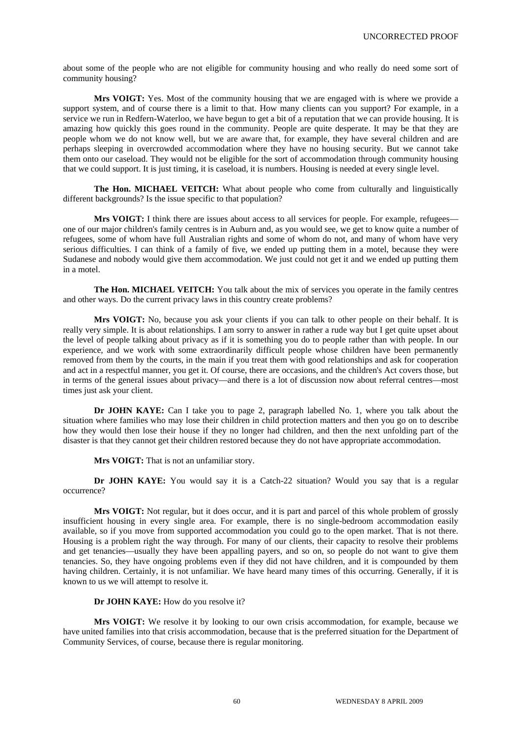about some of the people who are not eligible for community housing and who really do need some sort of community housing?

**Mrs VOIGT:** Yes. Most of the community housing that we are engaged with is where we provide a support system, and of course there is a limit to that. How many clients can you support? For example, in a service we run in Redfern-Waterloo, we have begun to get a bit of a reputation that we can provide housing. It is amazing how quickly this goes round in the community. People are quite desperate. It may be that they are people whom we do not know well, but we are aware that, for example, they have several children and are perhaps sleeping in overcrowded accommodation where they have no housing security. But we cannot take them onto our caseload. They would not be eligible for the sort of accommodation through community housing that we could support. It is just timing, it is caseload, it is numbers. Housing is needed at every single level.

**The Hon. MICHAEL VEITCH:** What about people who come from culturally and linguistically different backgrounds? Is the issue specific to that population?

**Mrs VOIGT:** I think there are issues about access to all services for people. For example, refugees—one of our major children's family centres is in Auburn and, as you would see, we get to know quite a number of refugees, some of whom have full Australian rights and some of whom do not, and many of whom have very serious difficulties. I can think of a family of five, we ended up putting them in a motel, because they were Sudanese and nobody would give them accommodation. We just could not get it and we ended up putting them in a motel.

**The Hon. MICHAEL VEITCH:** You talk about the mix of services you operate in the family centres and other ways. Do the current privacy laws in this country create problems?

**Mrs VOIGT:** No, because you ask your clients if you can talk to other people on their behalf. It is really very simple. It is about relationships. I am sorry to answer in rather a rude way but I get quite upset about the level of people talking about privacy as if it is something you do to people rather than with people. In our experience, and we work with some extraordinarily difficult people whose children have been permanently removed from them by the courts, in the main if you treat them with good relationships and ask for cooperation and act in a respectful manner, you get it. Of course, there are occasions, and the children's Act covers those, but in terms of the general issues about privacy—and there is a lot of discussion now about referral centres—most times just ask your client.

**Dr JOHN KAYE:** Can I take you to page 2, paragraph labelled No. 1, where you talk about the situation where families who may lose their children in child protection matters and then you go on to describe how they would then lose their house if they no longer had children, and then the next unfolding part of the disaster is that they cannot get their children restored because they do not have appropriate accommodation.

**Mrs VOIGT:** That is not an unfamiliar story.

**Dr JOHN KAYE:** You would say it is a Catch-22 situation? Would you say that is a regular occurrence?

**Mrs VOIGT:** Not regular, but it does occur, and it is part and parcel of this whole problem of grossly insufficient housing in every single area. For example, there is no single-bedroom accommodation easily available, so if you move from supported accommodation you could go to the open market. That is not there. Housing is a problem right the way through. For many of our clients, their capacity to resolve their problems and get tenancies—usually they have been appalling payers, and so on, so people do not want to give them tenancies. So, they have ongoing problems even if they did not have children, and it is compounded by them having children. Certainly, it is not unfamiliar. We have heard many times of this occurring. Generally, if it is known to us we will attempt to resolve it.

**Dr JOHN KAYE:** How do you resolve it?

**Mrs VOIGT:** We resolve it by looking to our own crisis accommodation, for example, because we have united families into that crisis accommodation, because that is the preferred situation for the Department of Community Services, of course, because there is regular monitoring.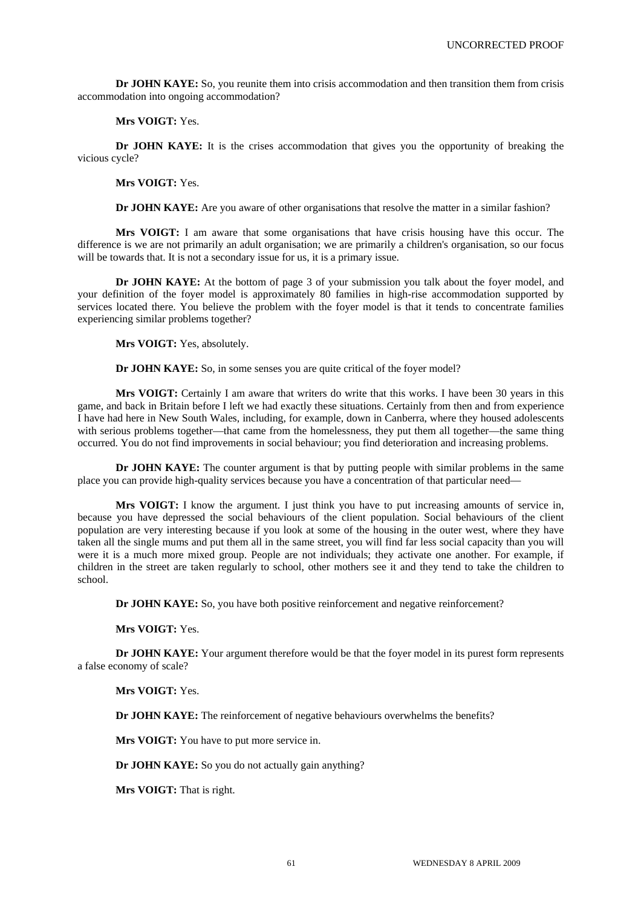**Dr JOHN KAYE:** So, you reunite them into crisis accommodation and then transition them from crisis accommodation into ongoing accommodation?

**Mrs VOIGT:** Yes.

**Dr JOHN KAYE:** It is the crises accommodation that gives you the opportunity of breaking the vicious cycle?

**Mrs VOIGT:** Yes.

**Dr JOHN KAYE:** Are you aware of other organisations that resolve the matter in a similar fashion?

**Mrs VOIGT:** I am aware that some organisations that have crisis housing have this occur. The difference is we are not primarily an adult organisation; we are primarily a children's organisation, so our focus will be towards that. It is not a secondary issue for us, it is a primary issue.

**Dr JOHN KAYE:** At the bottom of page 3 of your submission you talk about the foyer model, and your definition of the foyer model is approximately 80 families in high-rise accommodation supported by services located there. You believe the problem with the foyer model is that it tends to concentrate families experiencing similar problems together?

**Mrs VOIGT:** Yes, absolutely.

**Dr JOHN KAYE:** So, in some senses you are quite critical of the foyer model?

**Mrs VOIGT:** Certainly I am aware that writers do write that this works. I have been 30 years in this game, and back in Britain before I left we had exactly these situations. Certainly from then and from experience I have had here in New South Wales, including, for example, down in Canberra, where they housed adolescents with serious problems together—that came from the homelessness, they put them all together—the same thing occurred. You do not find improvements in social behaviour; you find deterioration and increasing problems.

**Dr JOHN KAYE:** The counter argument is that by putting people with similar problems in the same place you can provide high-quality services because you have a concentration of that particular need—

**Mrs VOIGT:** I know the argument. I just think you have to put increasing amounts of service in, because you have depressed the social behaviours of the client population. Social behaviours of the client population are very interesting because if you look at some of the housing in the outer west, where they have taken all the single mums and put them all in the same street, you will find far less social capacity than you will were it is a much more mixed group. People are not individuals; they activate one another. For example, if children in the street are taken regularly to school, other mothers see it and they tend to take the children to school.

**Dr JOHN KAYE:** So, you have both positive reinforcement and negative reinforcement?

**Mrs VOIGT:** Yes.

**Dr JOHN KAYE:** Your argument therefore would be that the foyer model in its purest form represents a false economy of scale?

**Mrs VOIGT:** Yes.

**Dr JOHN KAYE:** The reinforcement of negative behaviours overwhelms the benefits?

**Mrs VOIGT:** You have to put more service in.

**Dr JOHN KAYE:** So you do not actually gain anything?

**Mrs VOIGT:** That is right.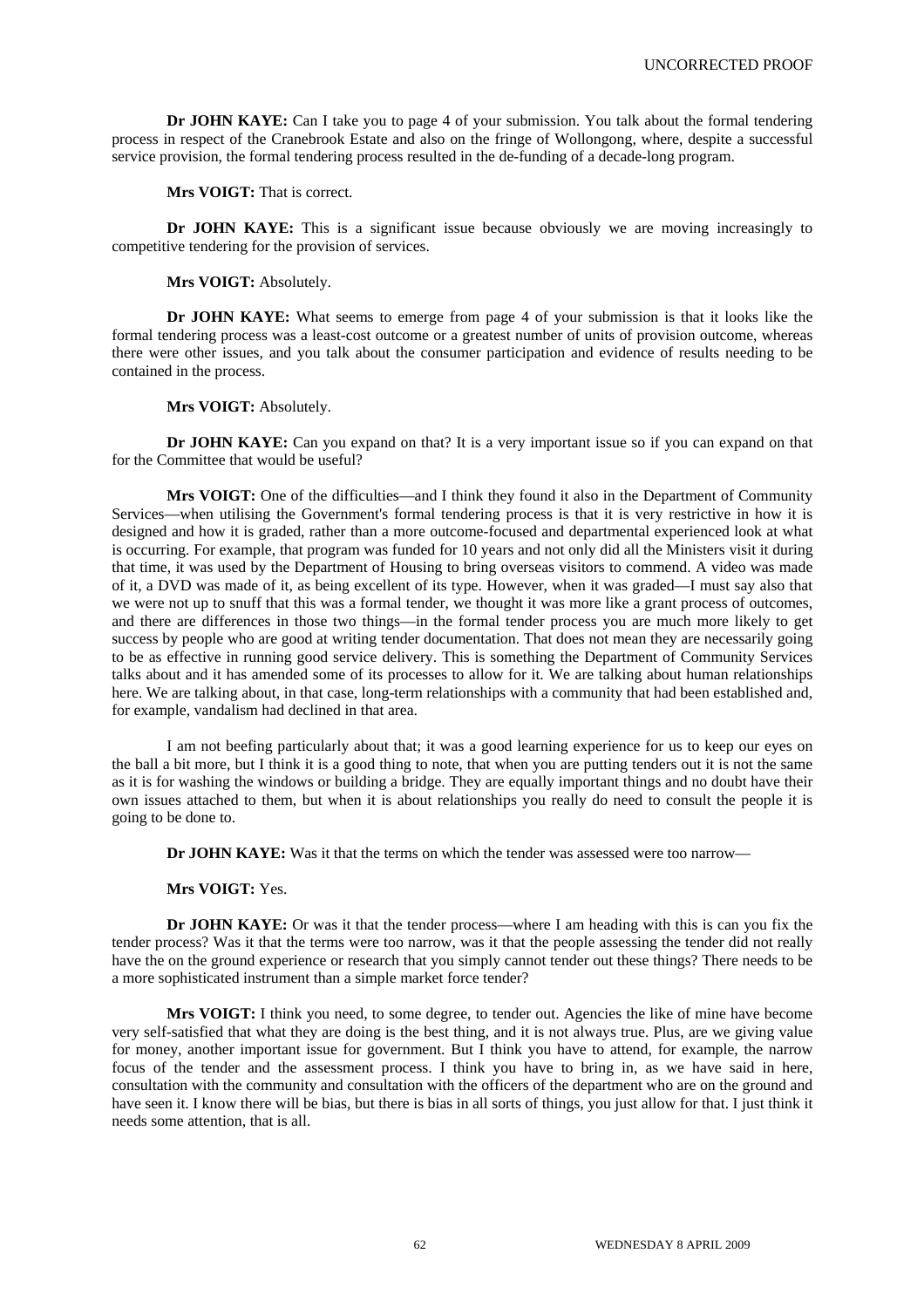**Dr JOHN KAYE:** Can I take you to page 4 of your submission. You talk about the formal tendering process in respect of the Cranebrook Estate and also on the fringe of Wollongong, where, despite a successful service provision, the formal tendering process resulted in the de-funding of a decade-long program.

**Mrs VOIGT:** That is correct.

**Dr JOHN KAYE:** This is a significant issue because obviously we are moving increasingly to competitive tendering for the provision of services.

**Mrs VOIGT:** Absolutely.

**Dr JOHN KAYE:** What seems to emerge from page 4 of your submission is that it looks like the formal tendering process was a least-cost outcome or a greatest number of units of provision outcome, whereas there were other issues, and you talk about the consumer participation and evidence of results needing to be contained in the process.

**Mrs VOIGT:** Absolutely.

**Dr JOHN KAYE:** Can you expand on that? It is a very important issue so if you can expand on that for the Committee that would be useful?

**Mrs VOIGT:** One of the difficulties—and I think they found it also in the Department of Community Services—when utilising the Government's formal tendering process is that it is very restrictive in how it is designed and how it is graded, rather than a more outcome-focused and departmental experienced look at what is occurring. For example, that program was funded for 10 years and not only did all the Ministers visit it during that time, it was used by the Department of Housing to bring overseas visitors to commend. A video was made of it, a DVD was made of it, as being excellent of its type. However, when it was graded—I must say also that we were not up to snuff that this was a formal tender, we thought it was more like a grant process of outcomes, and there are differences in those two things—in the formal tender process you are much more likely to get success by people who are good at writing tender documentation. That does not mean they are necessarily going to be as effective in running good service delivery. This is something the Department of Community Services talks about and it has amended some of its processes to allow for it. We are talking about human relationships here. We are talking about, in that case, long-term relationships with a community that had been established and, for example, vandalism had declined in that area.

I am not beefing particularly about that; it was a good learning experience for us to keep our eyes on the ball a bit more, but I think it is a good thing to note, that when you are putting tenders out it is not the same as it is for washing the windows or building a bridge. They are equally important things and no doubt have their own issues attached to them, but when it is about relationships you really do need to consult the people it is going to be done to.

**Dr JOHN KAYE:** Was it that the terms on which the tender was assessed were too narrow—

**Mrs VOIGT:** Yes.

**Dr JOHN KAYE:** Or was it that the tender process—where I am heading with this is can you fix the tender process? Was it that the terms were too narrow, was it that the people assessing the tender did not really have the on the ground experience or research that you simply cannot tender out these things? There needs to be a more sophisticated instrument than a simple market force tender?

**Mrs VOIGT:** I think you need, to some degree, to tender out. Agencies the like of mine have become very self-satisfied that what they are doing is the best thing, and it is not always true. Plus, are we giving value for money, another important issue for government. But I think you have to attend, for example, the narrow focus of the tender and the assessment process. I think you have to bring in, as we have said in here, consultation with the community and consultation with the officers of the department who are on the ground and have seen it. I know there will be bias, but there is bias in all sorts of things, you just allow for that. I just think it needs some attention, that is all.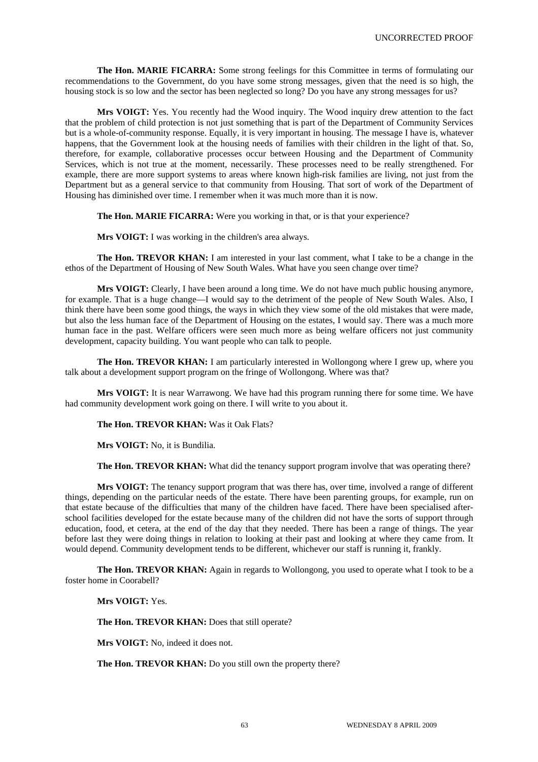**The Hon. MARIE FICARRA:** Some strong feelings for this Committee in terms of formulating our recommendations to the Government, do you have some strong messages, given that the need is so high, the housing stock is so low and the sector has been neglected so long? Do you have any strong messages for us?

**Mrs VOIGT:** Yes. You recently had the Wood inquiry. The Wood inquiry drew attention to the fact that the problem of child protection is not just something that is part of the Department of Community Services but is a whole-of-community response. Equally, it is very important in housing. The message I have is, whatever happens, that the Government look at the housing needs of families with their children in the light of that. So, therefore, for example, collaborative processes occur between Housing and the Department of Community Services, which is not true at the moment, necessarily. These processes need to be really strengthened. For example, there are more support systems to areas where known high-risk families are living, not just from the Department but as a general service to that community from Housing. That sort of work of the Department of Housing has diminished over time. I remember when it was much more than it is now.

**The Hon. MARIE FICARRA:** Were you working in that, or is that your experience?

**Mrs VOIGT:** I was working in the children's area always.

**The Hon. TREVOR KHAN:** I am interested in your last comment, what I take to be a change in the ethos of the Department of Housing of New South Wales. What have you seen change over time?

**Mrs VOIGT:** Clearly, I have been around a long time. We do not have much public housing anymore, for example. That is a huge change—I would say to the detriment of the people of New South Wales. Also, I think there have been some good things, the ways in which they view some of the old mistakes that were made, but also the less human face of the Department of Housing on the estates, I would say. There was a much more human face in the past. Welfare officers were seen much more as being welfare officers not just community development, capacity building. You want people who can talk to people.

**The Hon. TREVOR KHAN:** I am particularly interested in Wollongong where I grew up, where you talk about a development support program on the fringe of Wollongong. Where was that?

**Mrs VOIGT:** It is near Warrawong. We have had this program running there for some time. We have had community development work going on there. I will write to you about it.

**The Hon. TREVOR KHAN:** Was it Oak Flats?

**Mrs VOIGT:** No, it is Bundilia.

**The Hon. TREVOR KHAN:** What did the tenancy support program involve that was operating there?

**Mrs VOIGT:** The tenancy support program that was there has, over time, involved a range of different things, depending on the particular needs of the estate. There have been parenting groups, for example, run on that estate because of the difficulties that many of the children have faced. There have been specialised after-school facilities developed for the estate because many of the children did not have the sorts of support through education, food, et cetera, at the end of the day that they needed. There has been a range of things. The year before last they were doing things in relation to looking at their past and looking at where they came from. It would depend. Community development tends to be different, whichever our staff is running it, frankly.

**The Hon. TREVOR KHAN:** Again in regards to Wollongong, you used to operate what I took to be a foster home in Coorabell?

**Mrs VOIGT:** Yes.

**The Hon. TREVOR KHAN:** Does that still operate?

**Mrs VOIGT:** No, indeed it does not.

**The Hon. TREVOR KHAN:** Do you still own the property there?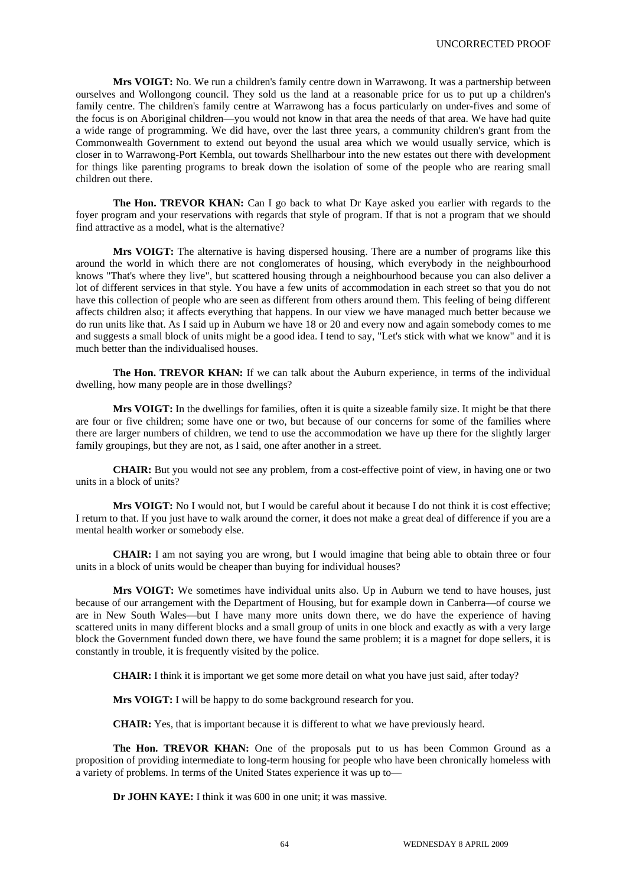**Mrs VOIGT:** No. We run a children's family centre down in Warrawong. It was a partnership between ourselves and Wollongong council. They sold us the land at a reasonable price for us to put up a children's family centre. The children's family centre at Warrawong has a focus particularly on under-fives and some of the focus is on Aboriginal children—you would not know in that area the needs of that area. We have had quite a wide range of programming. We did have, over the last three years, a community children's grant from the Commonwealth Government to extend out beyond the usual area which we would usually service, which is closer in to Warrawong-Port Kembla, out towards Shellharbour into the new estates out there with development for things like parenting programs to break down the isolation of some of the people who are rearing small children out there.

**The Hon. TREVOR KHAN:** Can I go back to what Dr Kaye asked you earlier with regards to the foyer program and your reservations with regards that style of program. If that is not a program that we should find attractive as a model, what is the alternative?

**Mrs VOIGT:** The alternative is having dispersed housing. There are a number of programs like this around the world in which there are not conglomerates of housing, which everybody in the neighbourhood knows "That's where they live", but scattered housing through a neighbourhood because you can also deliver a lot of different services in that style. You have a few units of accommodation in each street so that you do not have this collection of people who are seen as different from others around them. This feeling of being different affects children also; it affects everything that happens. In our view we have managed much better because we do run units like that. As I said up in Auburn we have 18 or 20 and every now and again somebody comes to me and suggests a small block of units might be a good idea. I tend to say, "Let's stick with what we know" and it is much better than the individualised houses.

**The Hon. TREVOR KHAN:** If we can talk about the Auburn experience, in terms of the individual dwelling, how many people are in those dwellings?

**Mrs VOIGT:** In the dwellings for families, often it is quite a sizeable family size. It might be that there are four or five children; some have one or two, but because of our concerns for some of the families where there are larger numbers of children, we tend to use the accommodation we have up there for the slightly larger family groupings, but they are not, as I said, one after another in a street.

**CHAIR:** But you would not see any problem, from a cost-effective point of view, in having one or two units in a block of units?

**Mrs VOIGT:** No I would not, but I would be careful about it because I do not think it is cost effective; I return to that. If you just have to walk around the corner, it does not make a great deal of difference if you are a mental health worker or somebody else.

**CHAIR:** I am not saying you are wrong, but I would imagine that being able to obtain three or four units in a block of units would be cheaper than buying for individual houses?

**Mrs VOIGT:** We sometimes have individual units also. Up in Auburn we tend to have houses, just because of our arrangement with the Department of Housing, but for example down in Canberra—of course we are in New South Wales—but I have many more units down there, we do have the experience of having scattered units in many different blocks and a small group of units in one block and exactly as with a very large block the Government funded down there, we have found the same problem; it is a magnet for dope sellers, it is constantly in trouble, it is frequently visited by the police.

**CHAIR:** I think it is important we get some more detail on what you have just said, after today?

**Mrs VOIGT:** I will be happy to do some background research for you.

**CHAIR:** Yes, that is important because it is different to what we have previously heard.

**The Hon. TREVOR KHAN:** One of the proposals put to us has been Common Ground as a proposition of providing intermediate to long-term housing for people who have been chronically homeless with a variety of problems. In terms of the United States experience it was up to—

**Dr JOHN KAYE:** I think it was 600 in one unit; it was massive.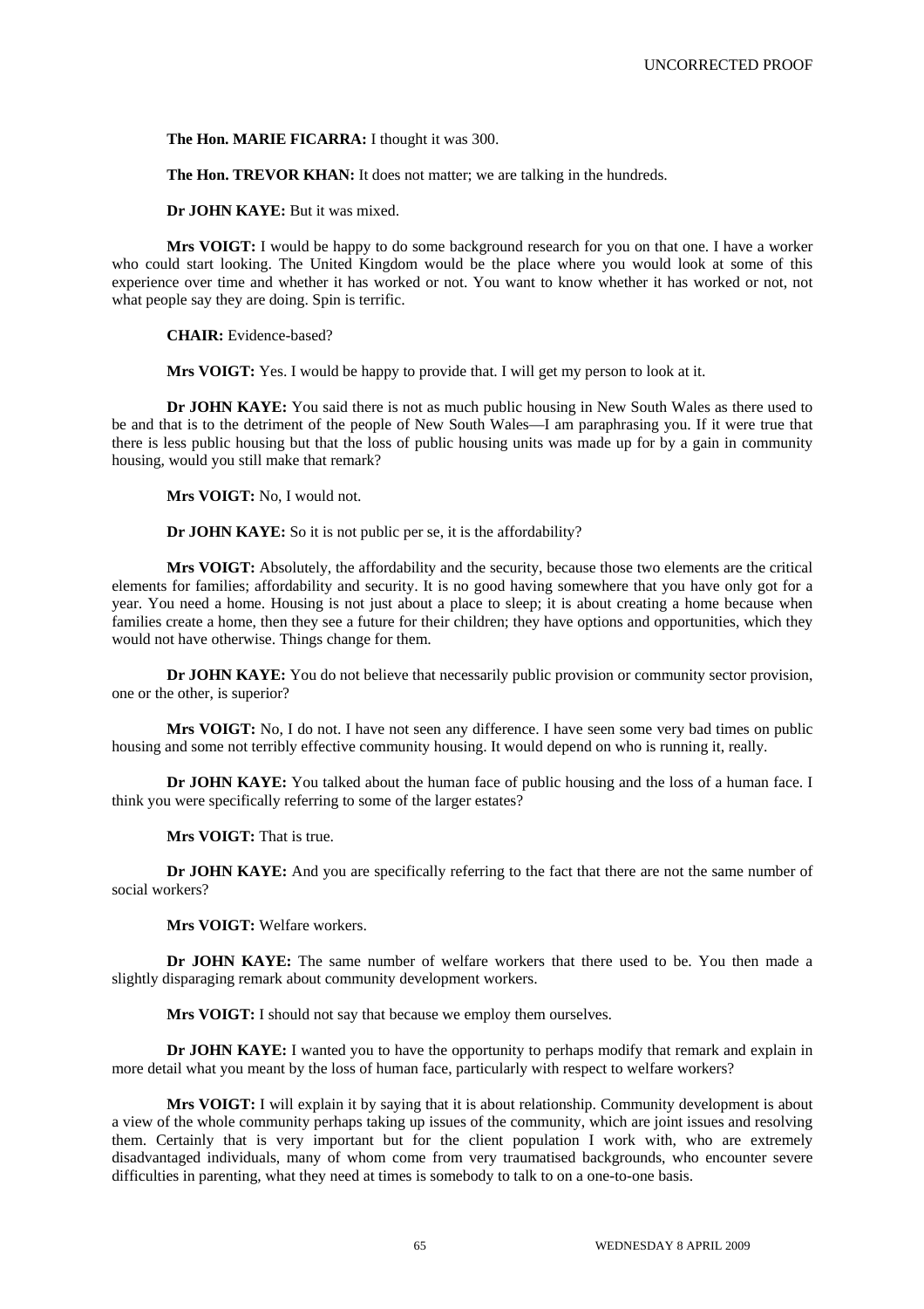**The Hon. MARIE FICARRA:** I thought it was 300.

**The Hon. TREVOR KHAN:** It does not matter; we are talking in the hundreds.

**Dr JOHN KAYE:** But it was mixed.

**Mrs VOIGT:** I would be happy to do some background research for you on that one. I have a worker who could start looking. The United Kingdom would be the place where you would look at some of this experience over time and whether it has worked or not. You want to know whether it has worked or not, not what people say they are doing. Spin is terrific.

**CHAIR:** Evidence-based?

**Mrs VOIGT:** Yes. I would be happy to provide that. I will get my person to look at it.

**Dr JOHN KAYE:** You said there is not as much public housing in New South Wales as there used to be and that is to the detriment of the people of New South Wales—I am paraphrasing you. If it were true that there is less public housing but that the loss of public housing units was made up for by a gain in community housing, would you still make that remark?

**Mrs VOIGT:** No, I would not.

**Dr JOHN KAYE:** So it is not public per se, it is the affordability?

**Mrs VOIGT:** Absolutely, the affordability and the security, because those two elements are the critical elements for families; affordability and security. It is no good having somewhere that you have only got for a year. You need a home. Housing is not just about a place to sleep; it is about creating a home because when families create a home, then they see a future for their children; they have options and opportunities, which they would not have otherwise. Things change for them.

**Dr JOHN KAYE:** You do not believe that necessarily public provision or community sector provision, one or the other, is superior?

**Mrs VOIGT:** No, I do not. I have not seen any difference. I have seen some very bad times on public housing and some not terribly effective community housing. It would depend on who is running it, really.

**Dr JOHN KAYE:** You talked about the human face of public housing and the loss of a human face. I think you were specifically referring to some of the larger estates?

**Mrs VOIGT:** That is true.

**Dr JOHN KAYE:** And you are specifically referring to the fact that there are not the same number of social workers?

**Mrs VOIGT:** Welfare workers.

**Dr JOHN KAYE:** The same number of welfare workers that there used to be. You then made a slightly disparaging remark about community development workers.

**Mrs VOIGT:** I should not say that because we employ them ourselves.

**Dr JOHN KAYE:** I wanted you to have the opportunity to perhaps modify that remark and explain in more detail what you meant by the loss of human face, particularly with respect to welfare workers?

**Mrs VOIGT:** I will explain it by saying that it is about relationship. Community development is about a view of the whole community perhaps taking up issues of the community, which are joint issues and resolving them. Certainly that is very important but for the client population I work with, who are extremely disadvantaged individuals, many of whom come from very traumatised backgrounds, who encounter severe difficulties in parenting, what they need at times is somebody to talk to on a one-to-one basis.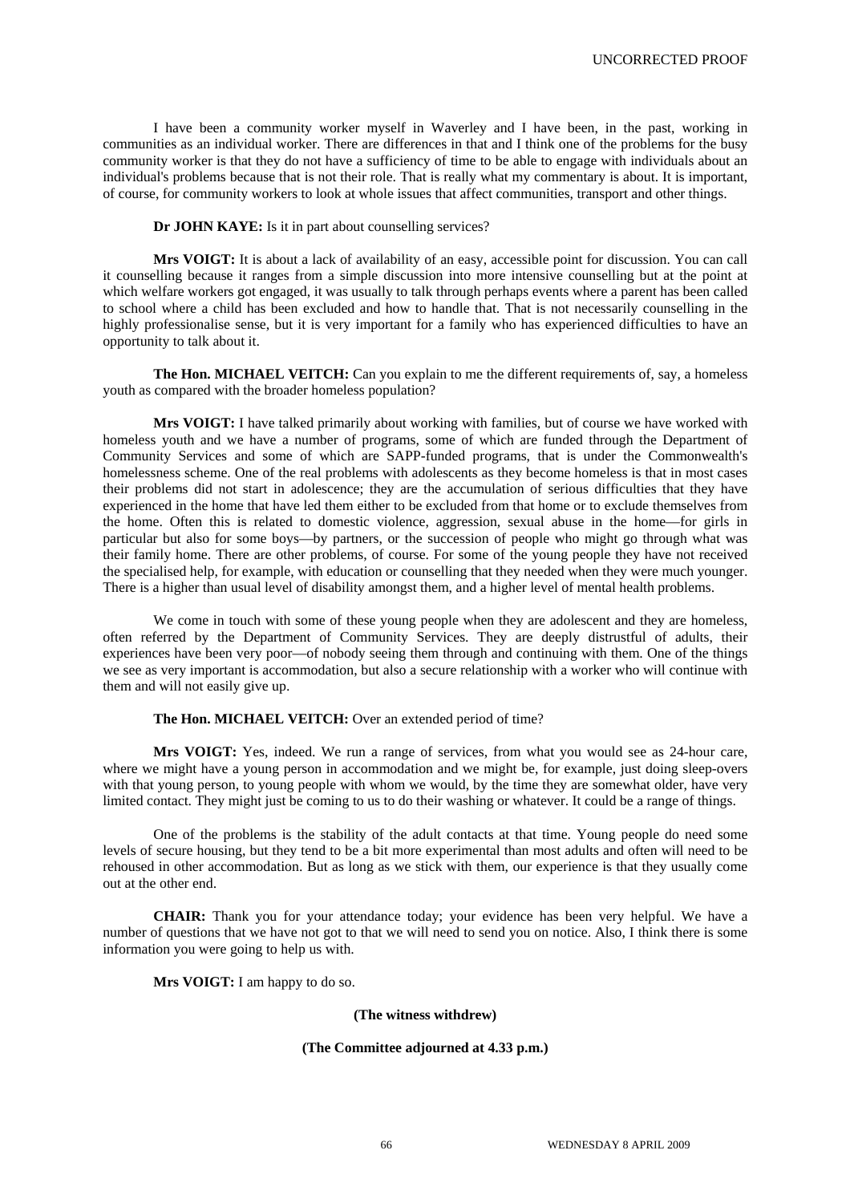I have been a community worker myself in Waverley and I have been, in the past, working in communities as an individual worker. There are differences in that and I think one of the problems for the busy community worker is that they do not have a sufficiency of time to be able to engage with individuals about an individual's problems because that is not their role. That is really what my commentary is about. It is important, of course, for community workers to look at whole issues that affect communities, transport and other things.

**Dr JOHN KAYE:** Is it in part about counselling services?

**Mrs VOIGT:** It is about a lack of availability of an easy, accessible point for discussion. You can call it counselling because it ranges from a simple discussion into more intensive counselling but at the point at which welfare workers got engaged, it was usually to talk through perhaps events where a parent has been called to school where a child has been excluded and how to handle that. That is not necessarily counselling in the highly professionalise sense, but it is very important for a family who has experienced difficulties to have an opportunity to talk about it.

**The Hon. MICHAEL VEITCH:** Can you explain to me the different requirements of, say, a homeless youth as compared with the broader homeless population?

**Mrs VOIGT:** I have talked primarily about working with families, but of course we have worked with homeless youth and we have a number of programs, some of which are funded through the Department of Community Services and some of which are SAPP-funded programs, that is under the Commonwealth's homelessness scheme. One of the real problems with adolescents as they become homeless is that in most cases their problems did not start in adolescence; they are the accumulation of serious difficulties that they have experienced in the home that have led them either to be excluded from that home or to exclude themselves from the home. Often this is related to domestic violence, aggression, sexual abuse in the home—for girls in particular but also for some boys—by partners, or the succession of people who might go through what was their family home. There are other problems, of course. For some of the young people they have not received the specialised help, for example, with education or counselling that they needed when they were much younger. There is a higher than usual level of disability amongst them, and a higher level of mental health problems.

We come in touch with some of these young people when they are adolescent and they are homeless, often referred by the Department of Community Services. They are deeply distrustful of adults, their experiences have been very poor—of nobody seeing them through and continuing with them. One of the things we see as very important is accommodation, but also a secure relationship with a worker who will continue with them and will not easily give up.

**The Hon. MICHAEL VEITCH:** Over an extended period of time?

**Mrs VOIGT:** Yes, indeed. We run a range of services, from what you would see as 24-hour care, where we might have a young person in accommodation and we might be, for example, just doing sleep-overs with that young person, to young people with whom we would, by the time they are somewhat older, have very limited contact. They might just be coming to us to do their washing or whatever. It could be a range of things.

One of the problems is the stability of the adult contacts at that time. Young people do need some levels of secure housing, but they tend to be a bit more experimental than most adults and often will need to be rehoused in other accommodation. But as long as we stick with them, our experience is that they usually come out at the other end.

**CHAIR:** Thank you for your attendance today; your evidence has been very helpful. We have a number of questions that we have not got to that we will need to send you on notice. Also, I think there is some information you were going to help us with.

**Mrs VOIGT:** I am happy to do so.

**(The witness withdrew)**

**(The Committee adjourned at 4.33 p.m.)**